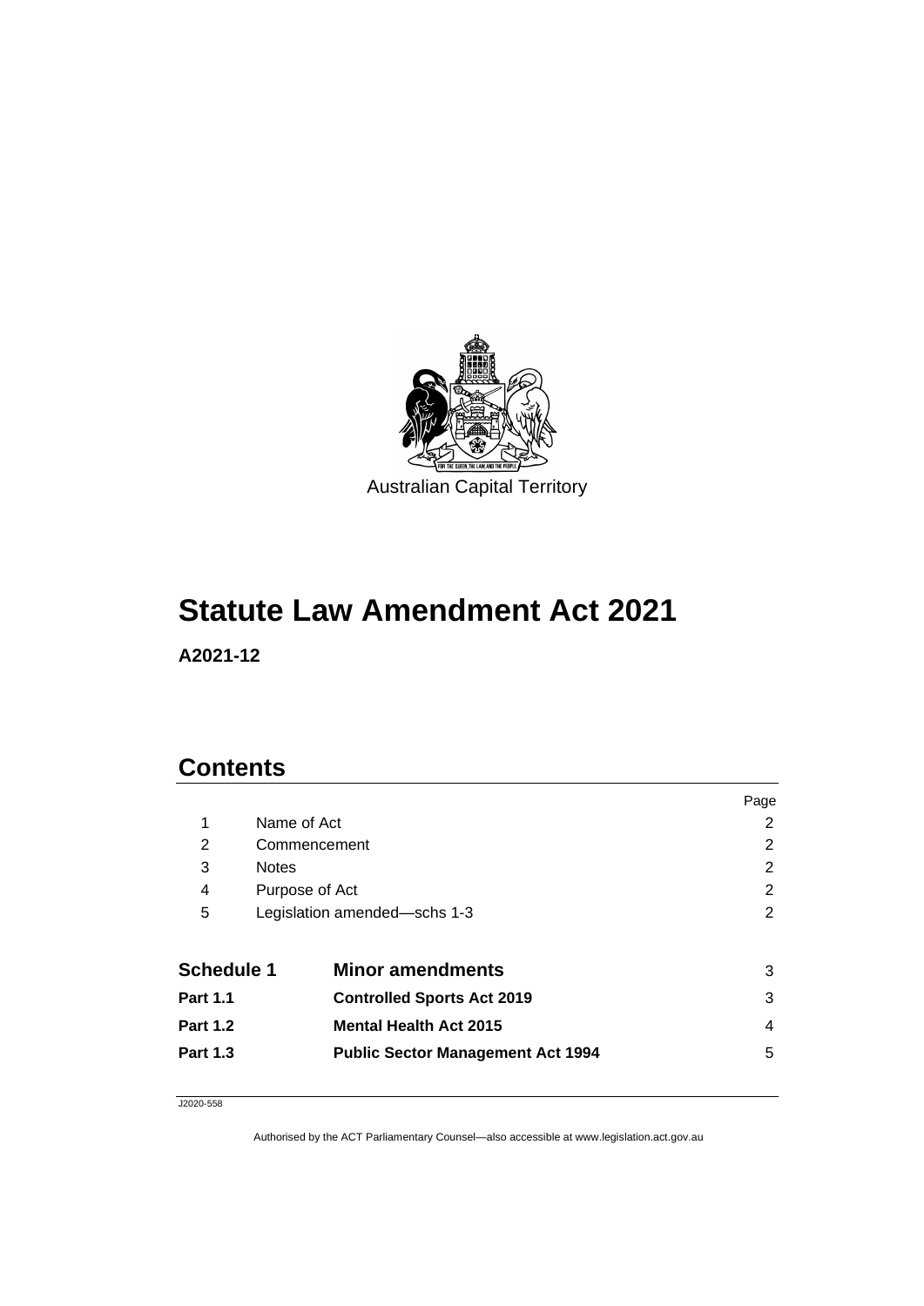Australian Capital Territory

# Statute Law Amendment Act 2021

**A2021-12**

## Contents

| | | Page |
|---|---|---|
| 1 | Name of Act | 2 |
| 2 | Commencement | 2 |
| 3 | Notes | 2 |
| 4 | Purpose of Act | 2 |
| 5 | Legislation amended—schs 1-3 | 2 |
| **Schedule 1** | **Minor amendments** | 3 |
| **Part 1.1** | **Controlled Sports Act 2019** | 3 |
| **Part 1.2** | **Mental Health Act 2015** | 4 |
| **Part 1.3** | **Public Sector Management Act 1994** | 5 |

J2020-558

Authorised by the ACT Parliamentary Counsel—also accessible at www.legislation.act.gov.au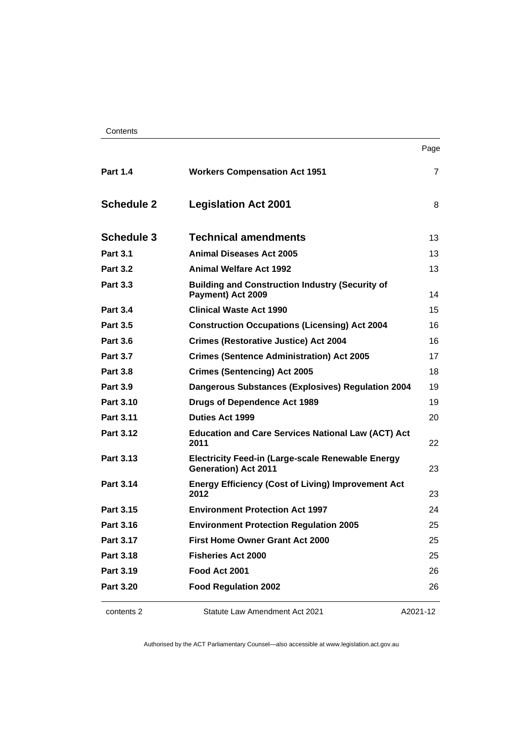| | | Page |
|---|---|---|
| **Part 1.4** | **Workers Compensation Act 1951** | 7 |
| **Schedule 2** | **Legislation Act 2001** | 8 |
| **Schedule 3** | **Technical amendments** | 13 |
| **Part 3.1** | **Animal Diseases Act 2005** | 13 |
| **Part 3.2** | **Animal Welfare Act 1992** | 13 |
| **Part 3.3** | **Building and Construction Industry (Security of Payment) Act 2009** | 14 |
| **Part 3.4** | **Clinical Waste Act 1990** | 15 |
| **Part 3.5** | **Construction Occupations (Licensing) Act 2004** | 16 |
| **Part 3.6** | **Crimes (Restorative Justice) Act 2004** | 16 |
| **Part 3.7** | **Crimes (Sentence Administration) Act 2005** | 17 |
| **Part 3.8** | **Crimes (Sentencing) Act 2005** | 18 |
| **Part 3.9** | **Dangerous Substances (Explosives) Regulation 2004** | 19 |
| **Part 3.10** | **Drugs of Dependence Act 1989** | 19 |
| **Part 3.11** | **Duties Act 1999** | 20 |
| **Part 3.12** | **Education and Care Services National Law (ACT) Act 2011** | 22 |
| **Part 3.13** | **Electricity Feed-in (Large-scale Renewable Energy Generation) Act 2011** | 23 |
| **Part 3.14** | **Energy Efficiency (Cost of Living) Improvement Act 2012** | 23 |
| **Part 3.15** | **Environment Protection Act 1997** | 24 |
| **Part 3.16** | **Environment Protection Regulation 2005** | 25 |
| **Part 3.17** | **First Home Owner Grant Act 2000** | 25 |
| **Part 3.18** | **Fisheries Act 2000** | 25 |
| **Part 3.19** | **Food Act 2001** | 26 |
| **Part 3.20** | **Food Regulation 2002** | 26 |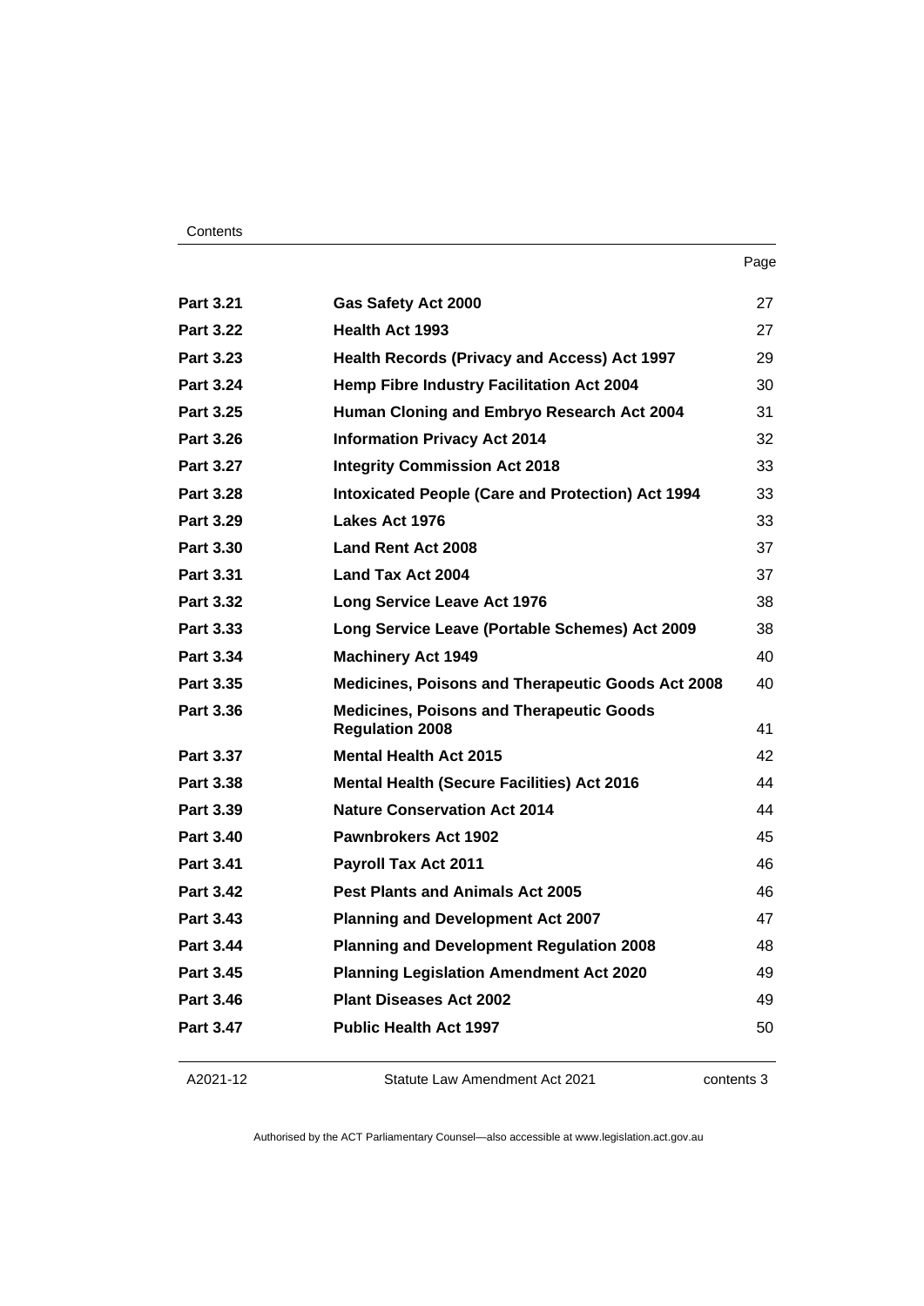| | | Page |
|---|---|---|
| **Part 3.21** | **Gas Safety Act 2000** | 27 |
| **Part 3.22** | **Health Act 1993** | 27 |
| **Part 3.23** | **Health Records (Privacy and Access) Act 1997** | 29 |
| **Part 3.24** | **Hemp Fibre Industry Facilitation Act 2004** | 30 |
| **Part 3.25** | **Human Cloning and Embryo Research Act 2004** | 31 |
| **Part 3.26** | **Information Privacy Act 2014** | 32 |
| **Part 3.27** | **Integrity Commission Act 2018** | 33 |
| **Part 3.28** | **Intoxicated People (Care and Protection) Act 1994** | 33 |
| **Part 3.29** | **Lakes Act 1976** | 33 |
| **Part 3.30** | **Land Rent Act 2008** | 37 |
| **Part 3.31** | **Land Tax Act 2004** | 37 |
| **Part 3.32** | **Long Service Leave Act 1976** | 38 |
| **Part 3.33** | **Long Service Leave (Portable Schemes) Act 2009** | 38 |
| **Part 3.34** | **Machinery Act 1949** | 40 |
| **Part 3.35** | **Medicines, Poisons and Therapeutic Goods Act 2008** | 40 |
| **Part 3.36** | **Medicines, Poisons and Therapeutic Goods Regulation 2008** | 41 |
| **Part 3.37** | **Mental Health Act 2015** | 42 |
| **Part 3.38** | **Mental Health (Secure Facilities) Act 2016** | 44 |
| **Part 3.39** | **Nature Conservation Act 2014** | 44 |
| **Part 3.40** | **Pawnbrokers Act 1902** | 45 |
| **Part 3.41** | **Payroll Tax Act 2011** | 46 |
| **Part 3.42** | **Pest Plants and Animals Act 2005** | 46 |
| **Part 3.43** | **Planning and Development Act 2007** | 47 |
| **Part 3.44** | **Planning and Development Regulation 2008** | 48 |
| **Part 3.45** | **Planning Legislation Amendment Act 2020** | 49 |
| **Part 3.46** | **Plant Diseases Act 2002** | 49 |
| **Part 3.47** | **Public Health Act 1997** | 50 |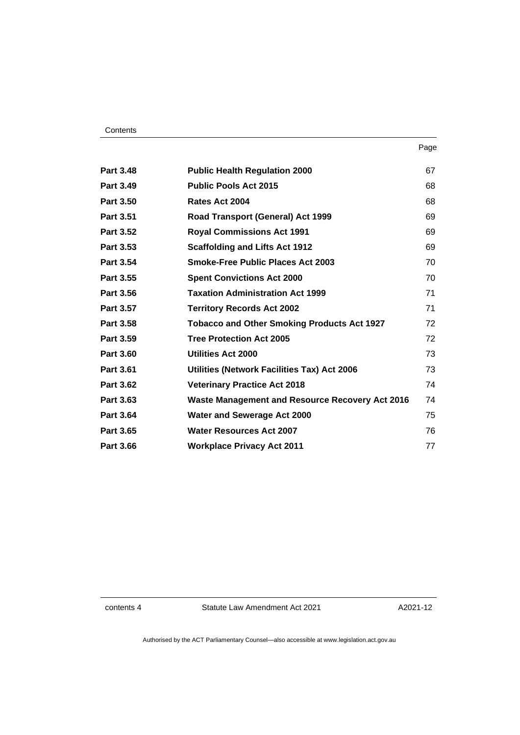| | | Page |
|---|---|---|
| **Part 3.48** | **Public Health Regulation 2000** | 67 |
| **Part 3.49** | **Public Pools Act 2015** | 68 |
| **Part 3.50** | **Rates Act 2004** | 68 |
| **Part 3.51** | **Road Transport (General) Act 1999** | 69 |
| **Part 3.52** | **Royal Commissions Act 1991** | 69 |
| **Part 3.53** | **Scaffolding and Lifts Act 1912** | 69 |
| **Part 3.54** | **Smoke-Free Public Places Act 2003** | 70 |
| **Part 3.55** | **Spent Convictions Act 2000** | 70 |
| **Part 3.56** | **Taxation Administration Act 1999** | 71 |
| **Part 3.57** | **Territory Records Act 2002** | 71 |
| **Part 3.58** | **Tobacco and Other Smoking Products Act 1927** | 72 |
| **Part 3.59** | **Tree Protection Act 2005** | 72 |
| **Part 3.60** | **Utilities Act 2000** | 73 |
| **Part 3.61** | **Utilities (Network Facilities Tax) Act 2006** | 73 |
| **Part 3.62** | **Veterinary Practice Act 2018** | 74 |
| **Part 3.63** | **Waste Management and Resource Recovery Act 2016** | 74 |
| **Part 3.64** | **Water and Sewerage Act 2000** | 75 |
| **Part 3.65** | **Water Resources Act 2007** | 76 |
| **Part 3.66** | **Workplace Privacy Act 2011** | 77 |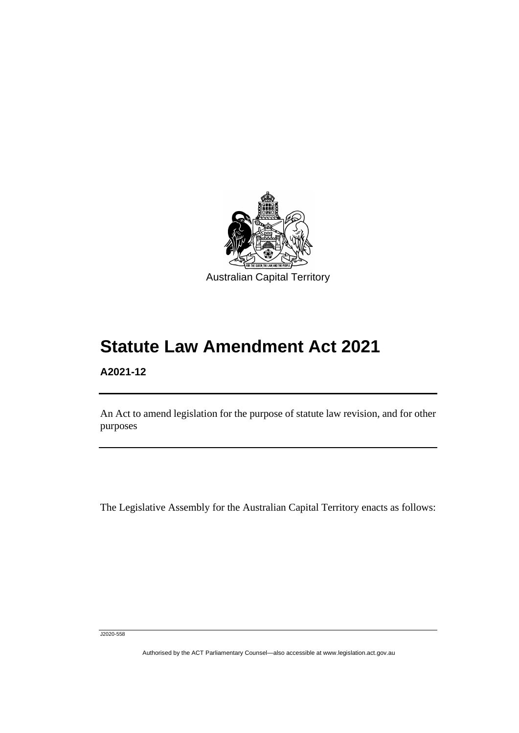Australian Capital Territory

# Statute Law Amendment Act 2021

**A2021-12**

An Act to amend legislation for the purpose of statute law revision, and for other purposes

The Legislative Assembly for the Australian Capital Territory enacts as follows:

J2020-558

Authorised by the ACT Parliamentary Counsel—also accessible at www.legislation.act.gov.au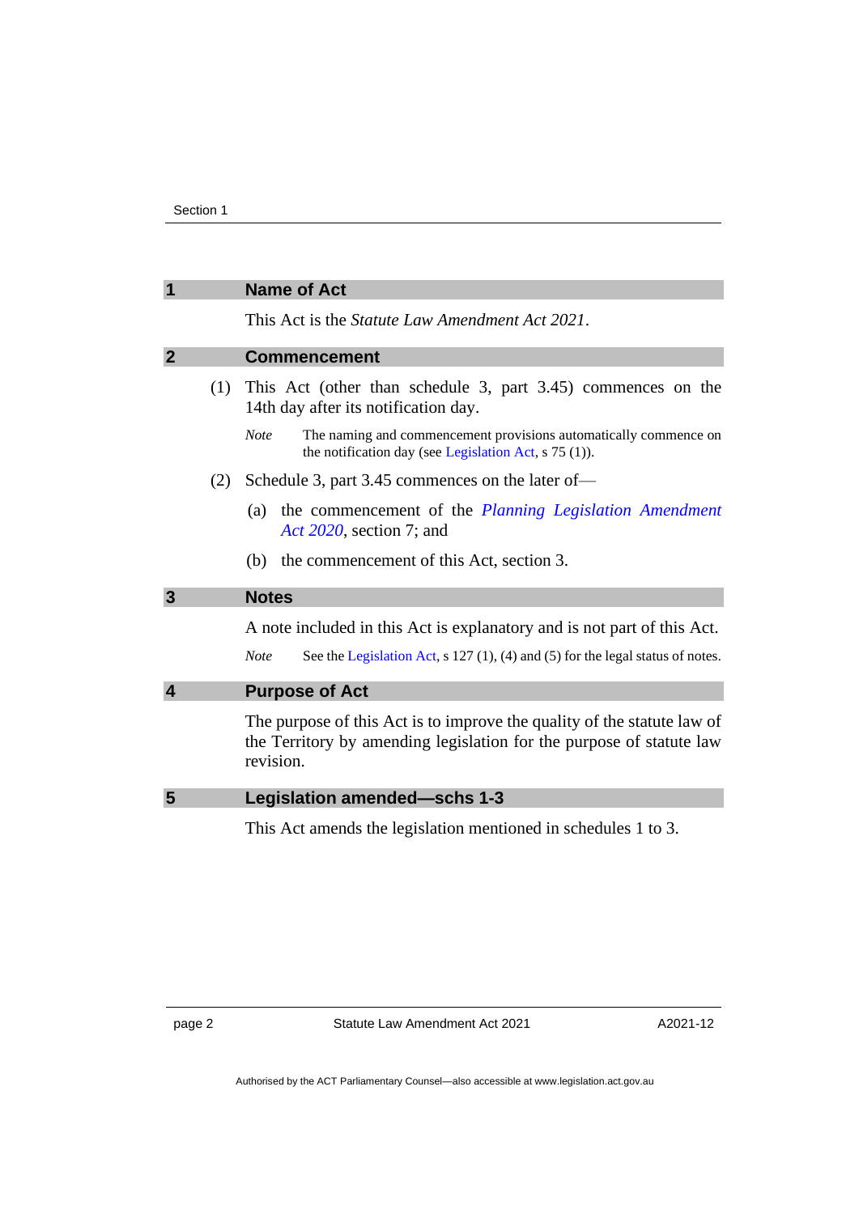## 1 Name of Act

This Act is the *Statute Law Amendment Act 2021*.

## 2 Commencement

(1) This Act (other than schedule 3, part 3.45) commences on the 14th day after its notification day.

*Note* The naming and commencement provisions automatically commence on the notification day (see Legislation Act, s 75 (1)).

(2) Schedule 3, part 3.45 commences on the later of—

(a) the commencement of the *Planning Legislation Amendment Act 2020*, section 7; and

(b) the commencement of this Act, section 3.

## 3 Notes

A note included in this Act is explanatory and is not part of this Act.

*Note* See the Legislation Act, s 127 (1), (4) and (5) for the legal status of notes.

## 4 Purpose of Act

The purpose of this Act is to improve the quality of the statute law of the Territory by amending legislation for the purpose of statute law revision.

## 5 Legislation amended—schs 1-3

This Act amends the legislation mentioned in schedules 1 to 3.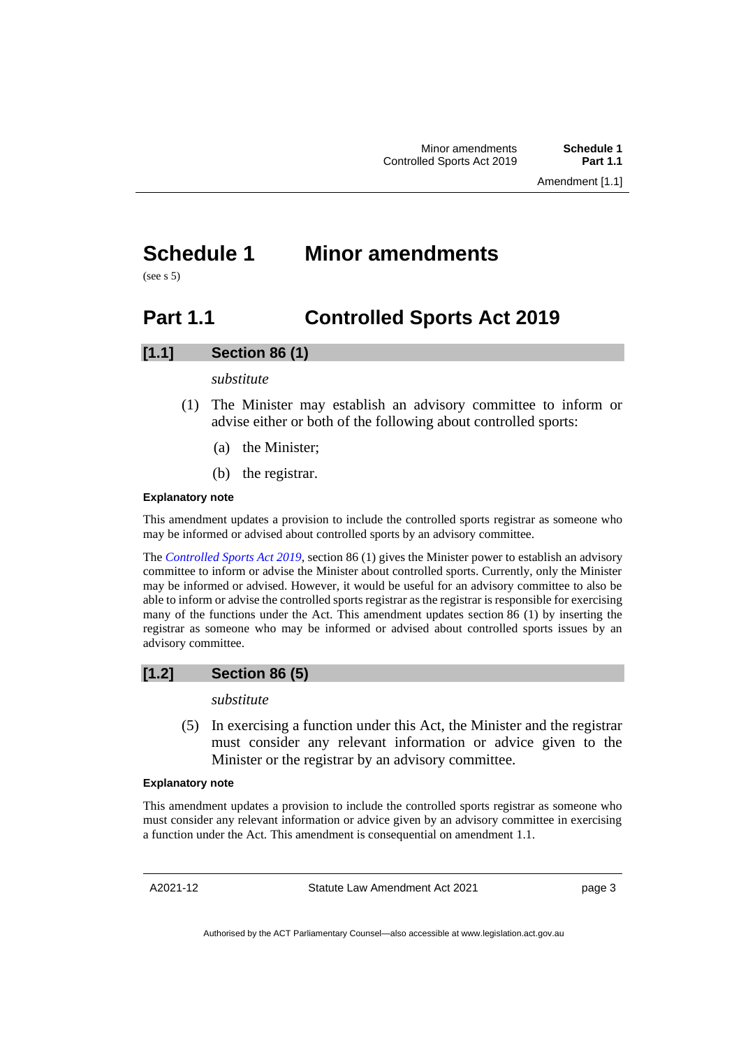# Schedule 1 Minor amendments

(see s 5)

## Part 1.1 Controlled Sports Act 2019

### [1.1] Section 86 (1)

*substitute*

(1) The Minister may establish an advisory committee to inform or advise either or both of the following about controlled sports:

(a) the Minister;

(b) the registrar.

**Explanatory note**

This amendment updates a provision to include the controlled sports registrar as someone who may be informed or advised about controlled sports by an advisory committee.

The *Controlled Sports Act 2019*, section 86 (1) gives the Minister power to establish an advisory committee to inform or advise the Minister about controlled sports. Currently, only the Minister may be informed or advised. However, it would be useful for an advisory committee to also be able to inform or advise the controlled sports registrar as the registrar is responsible for exercising many of the functions under the Act. This amendment updates section 86 (1) by inserting the registrar as someone who may be informed or advised about controlled sports issues by an advisory committee.

### [1.2] Section 86 (5)

*substitute*

(5) In exercising a function under this Act, the Minister and the registrar must consider any relevant information or advice given to the Minister or the registrar by an advisory committee.

**Explanatory note**

This amendment updates a provision to include the controlled sports registrar as someone who must consider any relevant information or advice given by an advisory committee in exercising a function under the Act. This amendment is consequential on amendment 1.1.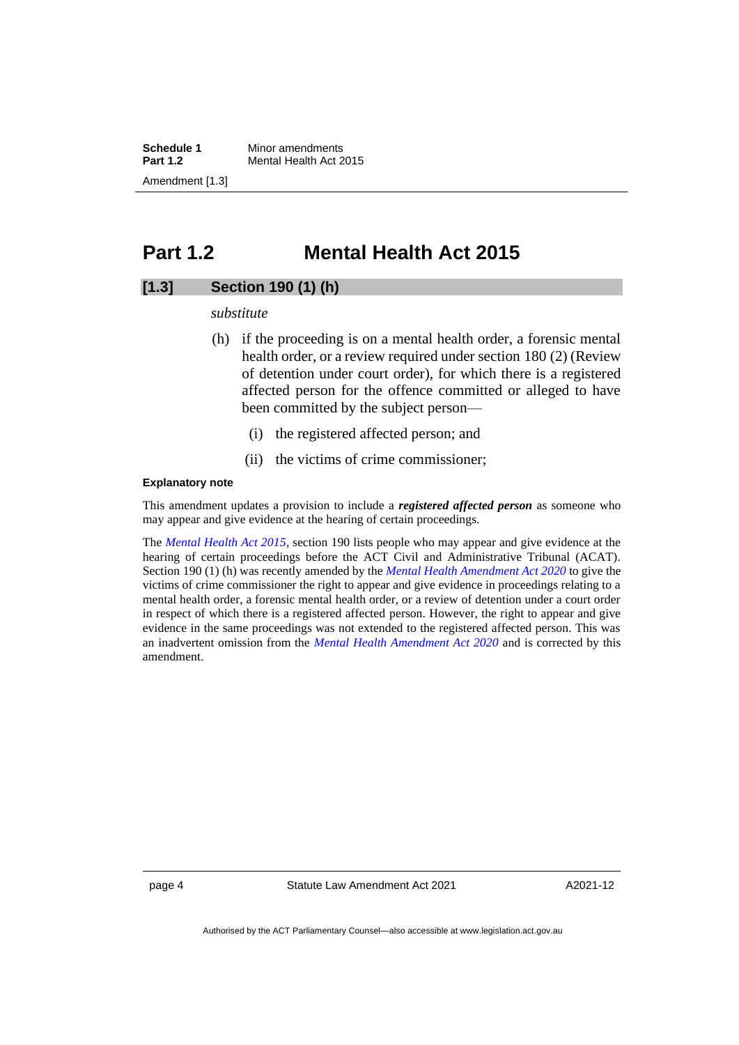## Part 1.2 Mental Health Act 2015

### [1.3] Section 190 (1) (h)

*substitute*

(h) if the proceeding is on a mental health order, a forensic mental health order, or a review required under section 180 (2) (Review of detention under court order), for which there is a registered affected person for the offence committed or alleged to have been committed by the subject person—

(i) the registered affected person; and

(ii) the victims of crime commissioner;

**Explanatory note**

This amendment updates a provision to include a ***registered affected person*** as someone who may appear and give evidence at the hearing of certain proceedings.

The *Mental Health Act 2015*, section 190 lists people who may appear and give evidence at the hearing of certain proceedings before the ACT Civil and Administrative Tribunal (ACAT). Section 190 (1) (h) was recently amended by the *Mental Health Amendment Act 2020* to give the victims of crime commissioner the right to appear and give evidence in proceedings relating to a mental health order, a forensic mental health order, or a review of detention under a court order in respect of which there is a registered affected person. However, the right to appear and give evidence in the same proceedings was not extended to the registered affected person. This was an inadvertent omission from the *Mental Health Amendment Act 2020* and is corrected by this amendment.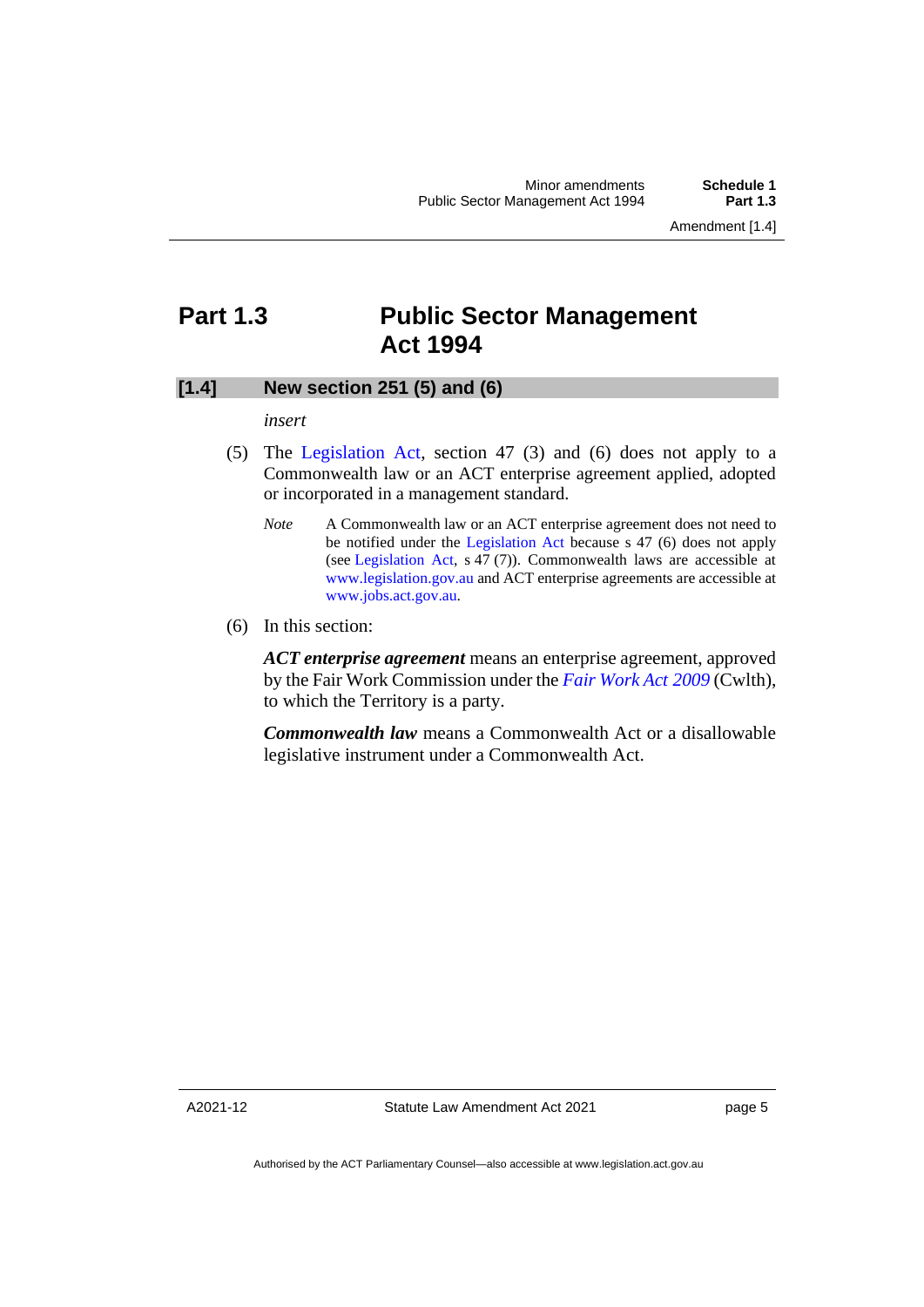# Part 1.3 Public Sector Management Act 1994

## [1.4] New section 251 (5) and (6)

*insert*

(5) The Legislation Act, section 47 (3) and (6) does not apply to a Commonwealth law or an ACT enterprise agreement applied, adopted or incorporated in a management standard.

*Note* A Commonwealth law or an ACT enterprise agreement does not need to be notified under the Legislation Act because s 47 (6) does not apply (see Legislation Act, s 47 (7)). Commonwealth laws are accessible at www.legislation.gov.au and ACT enterprise agreements are accessible at www.jobs.act.gov.au.

(6) In this section:

***ACT enterprise agreement*** means an enterprise agreement, approved by the Fair Work Commission under the *Fair Work Act 2009* (Cwlth), to which the Territory is a party.

***Commonwealth law*** means a Commonwealth Act or a disallowable legislative instrument under a Commonwealth Act.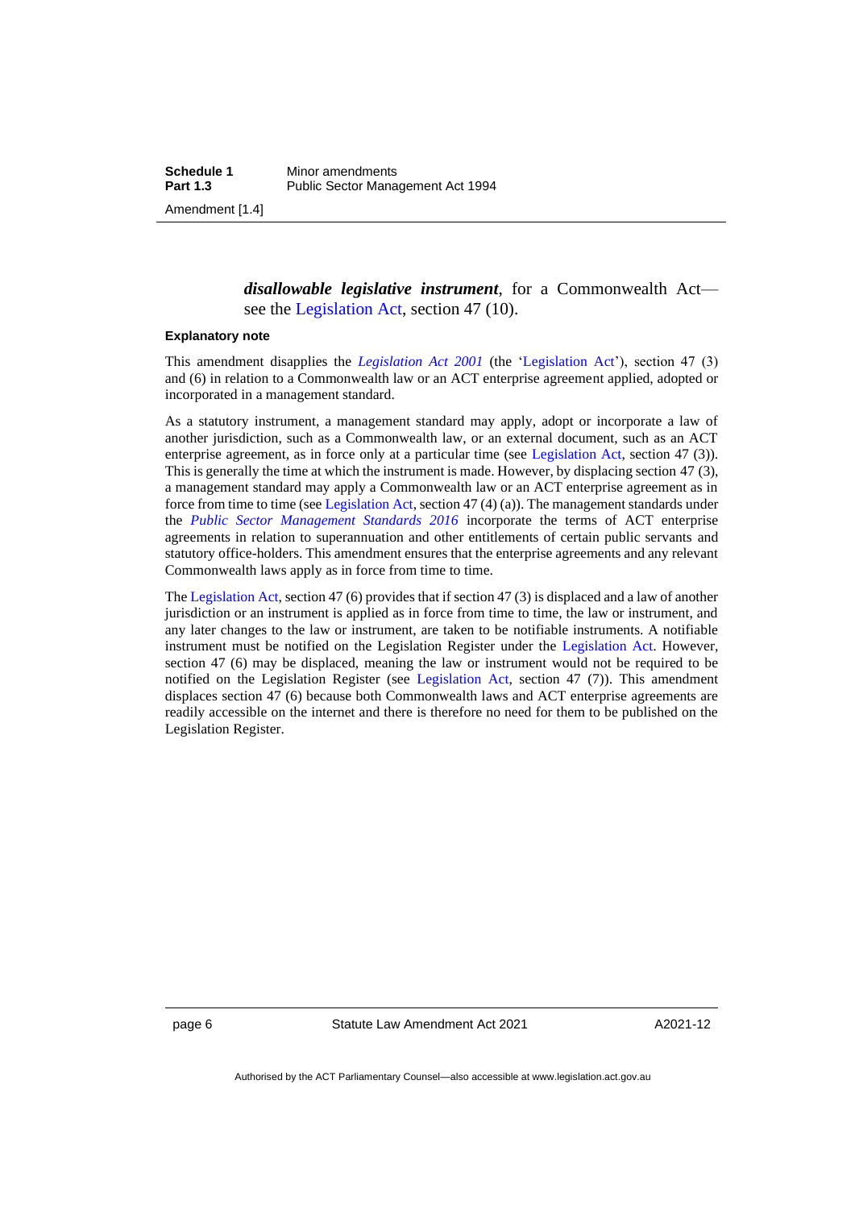***disallowable legislative instrument***, for a Commonwealth Act—see the Legislation Act, section 47 (10).

**Explanatory note**

This amendment disapplies the *Legislation Act 2001* (the 'Legislation Act'), section 47 (3) and (6) in relation to a Commonwealth law or an ACT enterprise agreement applied, adopted or incorporated in a management standard.

As a statutory instrument, a management standard may apply, adopt or incorporate a law of another jurisdiction, such as a Commonwealth law, or an external document, such as an ACT enterprise agreement, as in force only at a particular time (see Legislation Act, section 47 (3)). This is generally the time at which the instrument is made. However, by displacing section 47 (3), a management standard may apply a Commonwealth law or an ACT enterprise agreement as in force from time to time (see Legislation Act, section 47 (4) (a)). The management standards under the *Public Sector Management Standards 2016* incorporate the terms of ACT enterprise agreements in relation to superannuation and other entitlements of certain public servants and statutory office-holders. This amendment ensures that the enterprise agreements and any relevant Commonwealth laws apply as in force from time to time.

The Legislation Act, section 47 (6) provides that if section 47 (3) is displaced and a law of another jurisdiction or an instrument is applied as in force from time to time, the law or instrument, and any later changes to the law or instrument, are taken to be notifiable instruments. A notifiable instrument must be notified on the Legislation Register under the Legislation Act. However, section 47 (6) may be displaced, meaning the law or instrument would not be required to be notified on the Legislation Register (see Legislation Act, section 47 (7)). This amendment displaces section 47 (6) because both Commonwealth laws and ACT enterprise agreements are readily accessible on the internet and there is therefore no need for them to be published on the Legislation Register.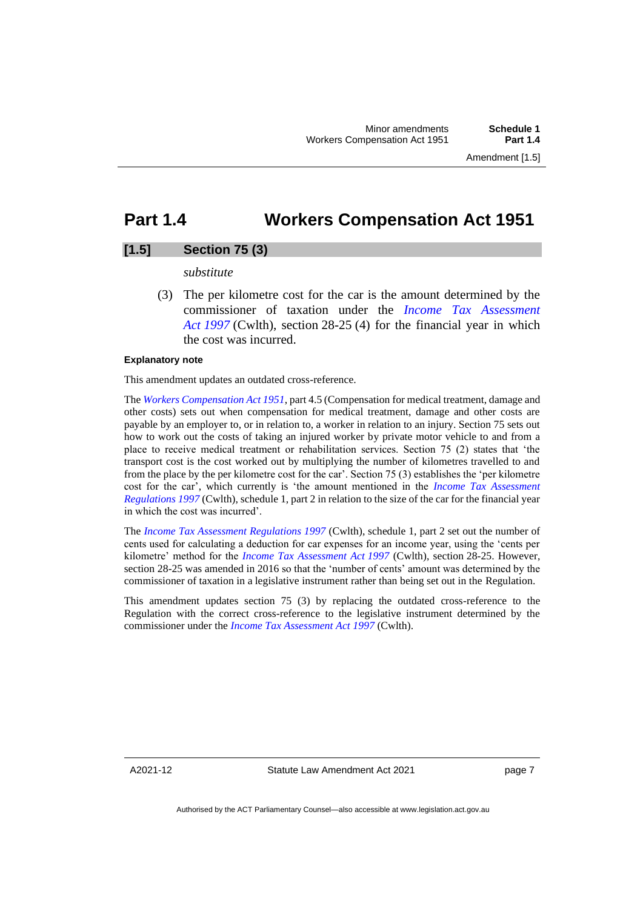# Part 1.4 Workers Compensation Act 1951

## [1.5] Section 75 (3)

*substitute*

(3) The per kilometre cost for the car is the amount determined by the commissioner of taxation under the *Income Tax Assessment Act 1997* (Cwlth), section 28-25 (4) for the financial year in which the cost was incurred.

**Explanatory note**

This amendment updates an outdated cross-reference.

The *Workers Compensation Act 1951*, part 4.5 (Compensation for medical treatment, damage and other costs) sets out when compensation for medical treatment, damage and other costs are payable by an employer to, or in relation to, a worker in relation to an injury. Section 75 sets out how to work out the costs of taking an injured worker by private motor vehicle to and from a place to receive medical treatment or rehabilitation services. Section 75 (2) states that 'the transport cost is the cost worked out by multiplying the number of kilometres travelled to and from the place by the per kilometre cost for the car'. Section 75 (3) establishes the 'per kilometre cost for the car', which currently is 'the amount mentioned in the *Income Tax Assessment Regulations 1997* (Cwlth), schedule 1, part 2 in relation to the size of the car for the financial year in which the cost was incurred'.

The *Income Tax Assessment Regulations 1997* (Cwlth), schedule 1, part 2 set out the number of cents used for calculating a deduction for car expenses for an income year, using the 'cents per kilometre' method for the *Income Tax Assessment Act 1997* (Cwlth), section 28-25. However, section 28-25 was amended in 2016 so that the 'number of cents' amount was determined by the commissioner of taxation in a legislative instrument rather than being set out in the Regulation.

This amendment updates section 75 (3) by replacing the outdated cross-reference to the Regulation with the correct cross-reference to the legislative instrument determined by the commissioner under the *Income Tax Assessment Act 1997* (Cwlth).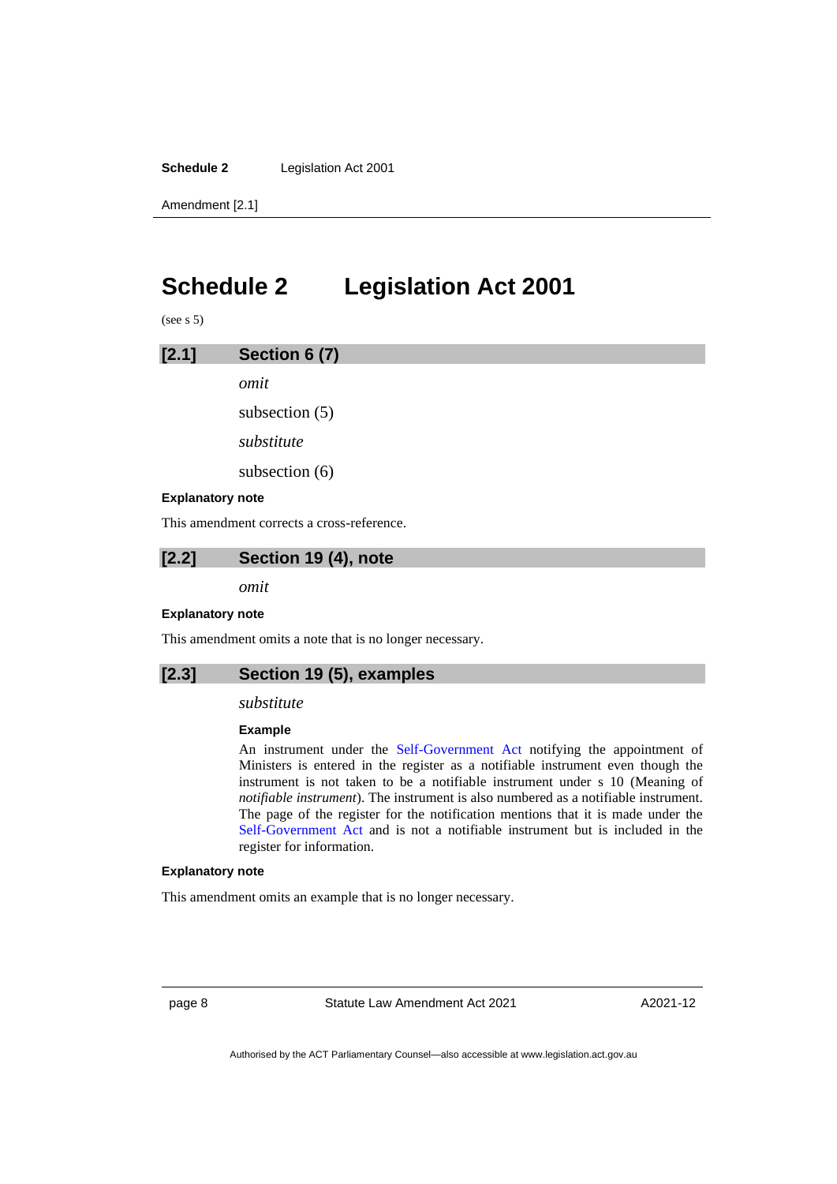# Schedule 2 Legislation Act 2001

(see s 5)

## [2.1] Section 6 (7)

*omit*

subsection (5)

*substitute*

subsection (6)

**Explanatory note**

This amendment corrects a cross-reference.

## [2.2] Section 19 (4), note

*omit*

**Explanatory note**

This amendment omits a note that is no longer necessary.

## [2.3] Section 19 (5), examples

*substitute*

**Example**

An instrument under the Self-Government Act notifying the appointment of Ministers is entered in the register as a notifiable instrument even though the instrument is not taken to be a notifiable instrument under s 10 (Meaning of *notifiable instrument*). The instrument is also numbered as a notifiable instrument. The page of the register for the notification mentions that it is made under the Self-Government Act and is not a notifiable instrument but is included in the register for information.

**Explanatory note**

This amendment omits an example that is no longer necessary.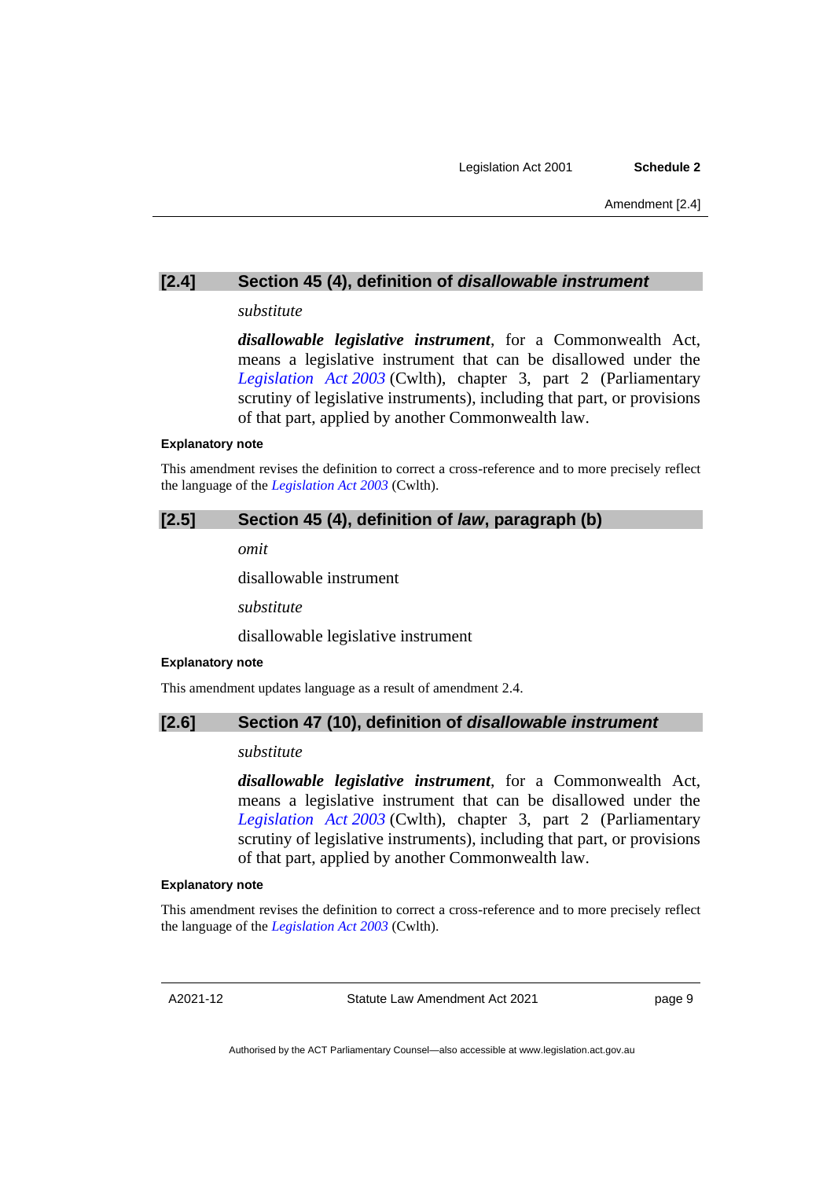## [2.4] Section 45 (4), definition of *disallowable instrument*

*substitute*

***disallowable legislative instrument***, for a Commonwealth Act, means a legislative instrument that can be disallowed under the *Legislation Act 2003* (Cwlth), chapter 3, part 2 (Parliamentary scrutiny of legislative instruments), including that part, or provisions of that part, applied by another Commonwealth law.

**Explanatory note**

This amendment revises the definition to correct a cross-reference and to more precisely reflect the language of the *Legislation Act 2003* (Cwlth).

## [2.5] Section 45 (4), definition of *law*, paragraph (b)

*omit*

disallowable instrument

*substitute*

disallowable legislative instrument

**Explanatory note**

This amendment updates language as a result of amendment 2.4.

## [2.6] Section 47 (10), definition of *disallowable instrument*

*substitute*

***disallowable legislative instrument***, for a Commonwealth Act, means a legislative instrument that can be disallowed under the *Legislation Act 2003* (Cwlth), chapter 3, part 2 (Parliamentary scrutiny of legislative instruments), including that part, or provisions of that part, applied by another Commonwealth law.

**Explanatory note**

This amendment revises the definition to correct a cross-reference and to more precisely reflect the language of the *Legislation Act 2003* (Cwlth).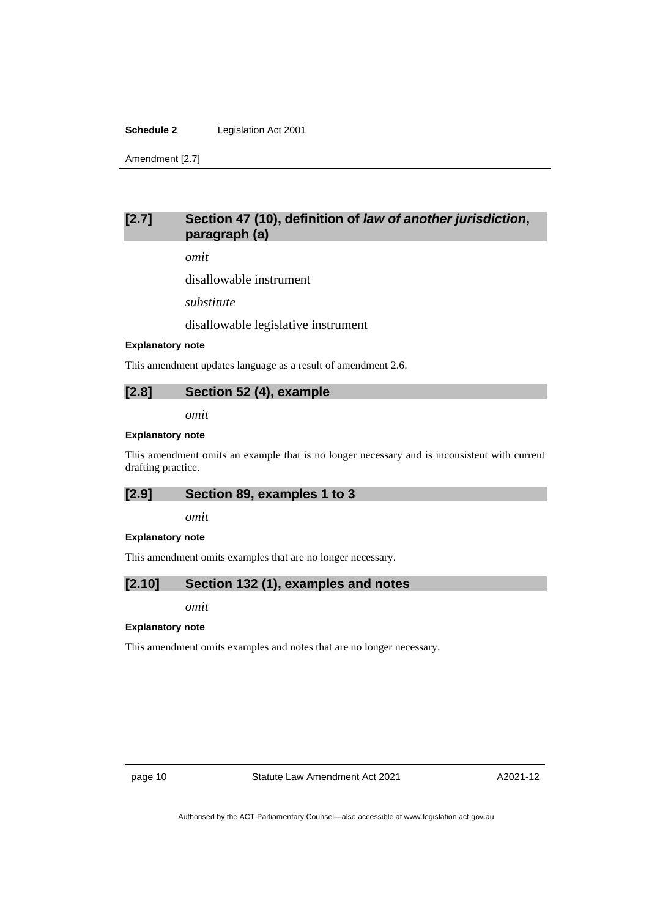### [2.7] Section 47 (10), definition of *law of another jurisdiction*, paragraph (a)

*omit*

disallowable instrument

*substitute*

disallowable legislative instrument

**Explanatory note**

This amendment updates language as a result of amendment 2.6.

### [2.8] Section 52 (4), example

*omit*

**Explanatory note**

This amendment omits an example that is no longer necessary and is inconsistent with current drafting practice.

### [2.9] Section 89, examples 1 to 3

*omit*

**Explanatory note**

This amendment omits examples that are no longer necessary.

### [2.10] Section 132 (1), examples and notes

*omit*

**Explanatory note**

This amendment omits examples and notes that are no longer necessary.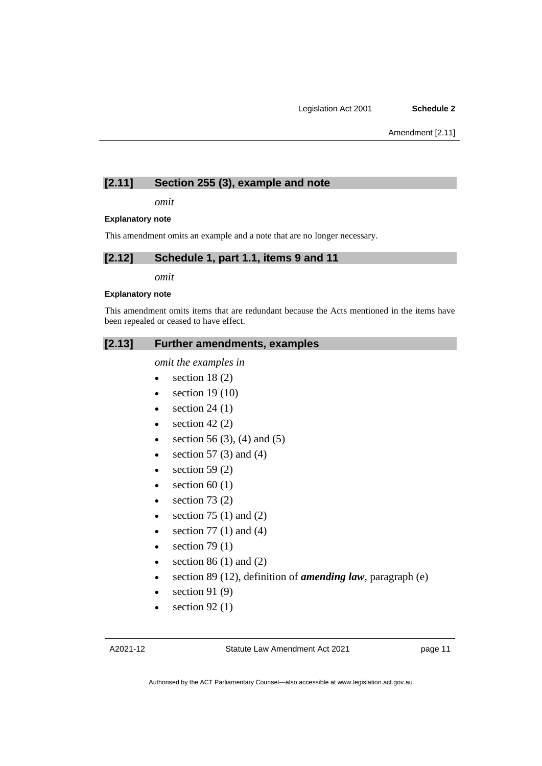## [2.11] Section 255 (3), example and note

*omit*

#### Explanatory note

This amendment omits an example and a note that are no longer necessary.

## [2.12] Schedule 1, part 1.1, items 9 and 11

*omit*

#### Explanatory note

This amendment omits items that are redundant because the Acts mentioned in the items have been repealed or ceased to have effect.

## [2.13] Further amendments, examples

*omit the examples in*

- section 18 (2)
- section 19 (10)
- section 24 (1)
- section 42 (2)
- section 56 (3), (4) and (5)
- section 57 (3) and (4)
- section 59 (2)
- section 60 (1)
- section 73 (2)
- section 75 (1) and (2)
- section 77 (1) and (4)
- section 79 (1)
- section 86 (1) and (2)
- section 89 (12), definition of ***amending law***, paragraph (e)
- section 91 (9)
- section 92 (1)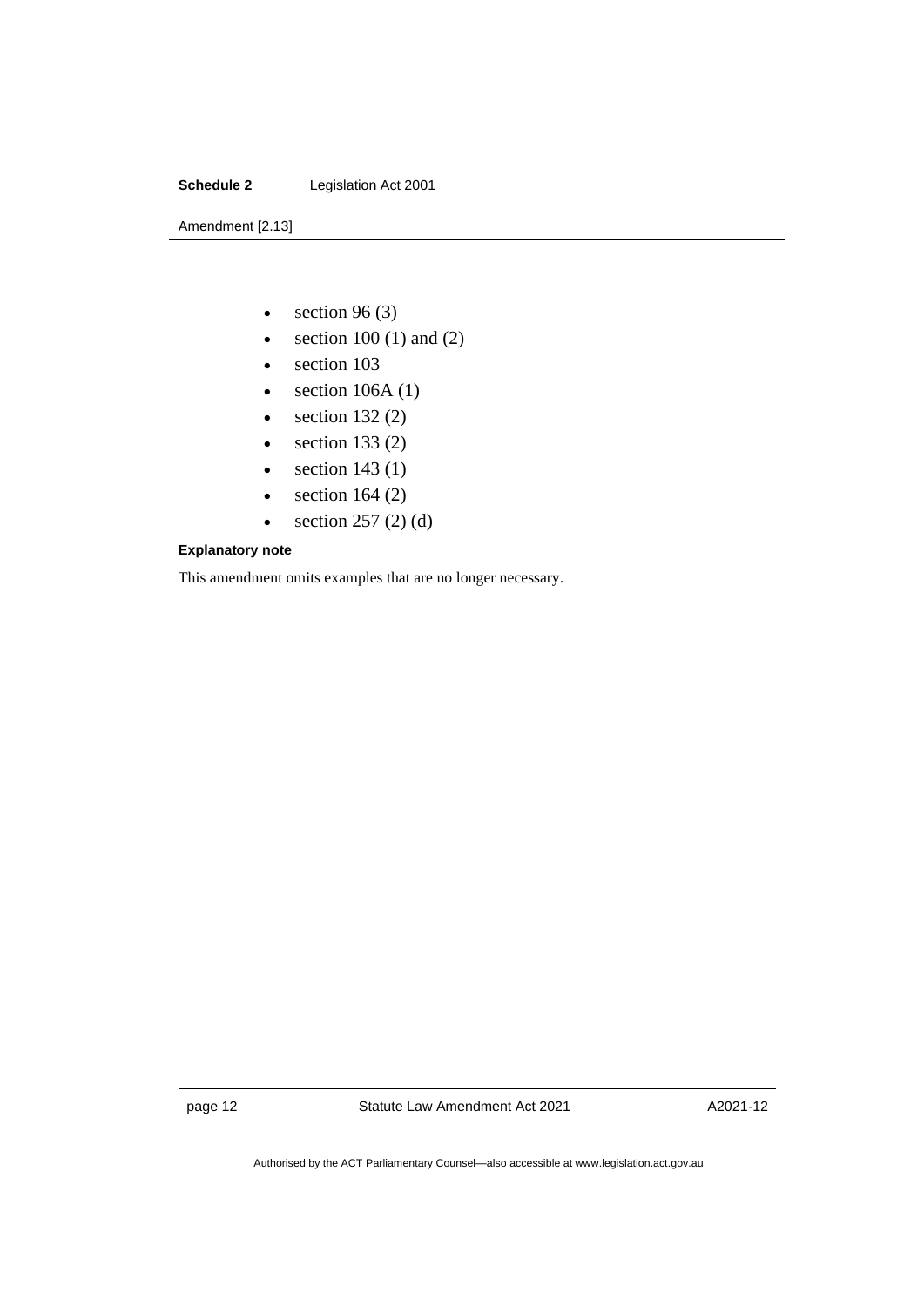- section 96 (3)
- section 100 (1) and (2)
- section 103
- section 106A (1)
- section 132 (2)
- section 133 (2)
- section 143 (1)
- section 164 (2)
- section 257 (2) (d)

**Explanatory note**

This amendment omits examples that are no longer necessary.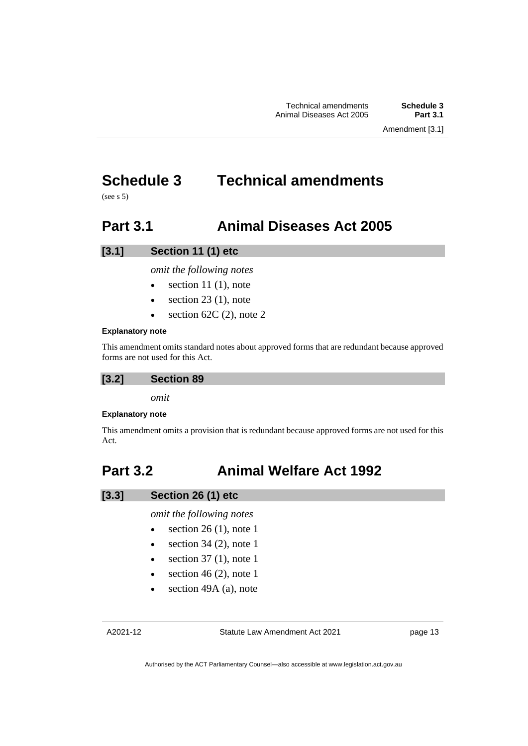# Schedule 3 Technical amendments

(see s 5)

## Part 3.1 Animal Diseases Act 2005

### [3.1] Section 11 (1) etc

*omit the following notes*

- section 11 (1), note
- section 23 (1), note
- section 62C (2), note 2

**Explanatory note**

This amendment omits standard notes about approved forms that are redundant because approved forms are not used for this Act.

### [3.2] Section 89

*omit*

**Explanatory note**

This amendment omits a provision that is redundant because approved forms are not used for this Act.

## Part 3.2 Animal Welfare Act 1992

### [3.3] Section 26 (1) etc

*omit the following notes*

- section 26 (1), note 1
- section 34 (2), note 1
- section 37 (1), note 1
- section 46 (2), note 1
- section 49A (a), note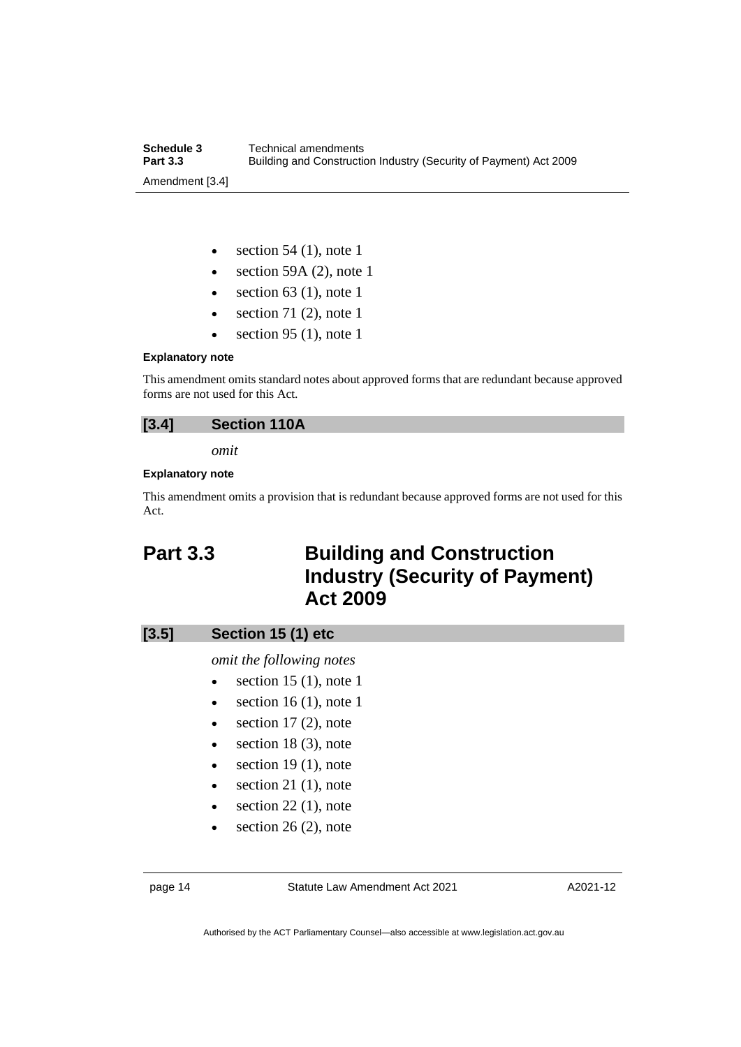- section 54 (1), note 1
- section 59A (2), note 1
- section 63 (1), note 1
- section 71 (2), note 1
- section 95 (1), note 1

**Explanatory note**

This amendment omits standard notes about approved forms that are redundant because approved forms are not used for this Act.

### [3.4] Section 110A

*omit*

**Explanatory note**

This amendment omits a provision that is redundant because approved forms are not used for this Act.

## Part 3.3 Building and Construction Industry (Security of Payment) Act 2009

### [3.5] Section 15 (1) etc

*omit the following notes*

- section 15 (1), note 1
- section 16 (1), note 1
- section 17 (2), note
- section 18 (3), note
- section 19 (1), note
- section 21 (1), note
- section 22 (1), note
- section 26 (2), note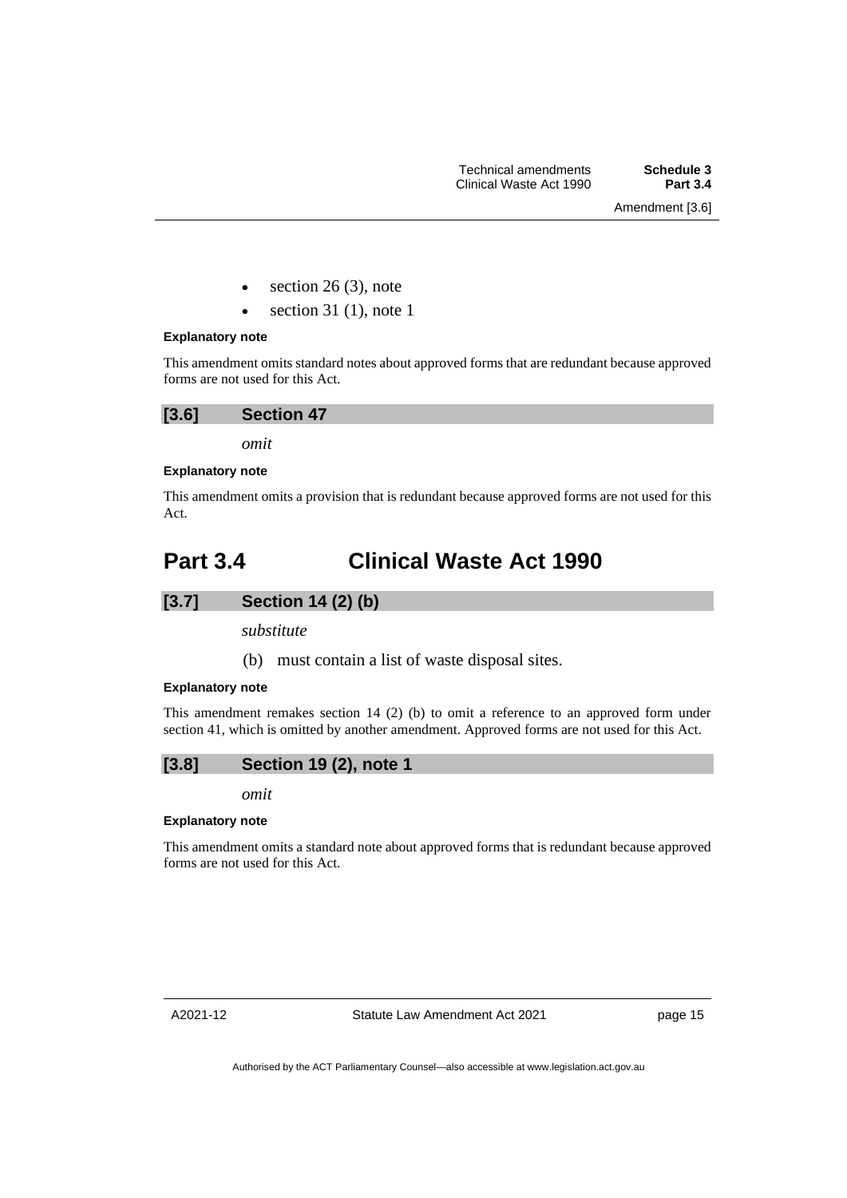- section 26 (3), note
- section 31 (1), note 1

**Explanatory note**

This amendment omits standard notes about approved forms that are redundant because approved forms are not used for this Act.

### [3.6] Section 47

*omit*

**Explanatory note**

This amendment omits a provision that is redundant because approved forms are not used for this Act.

## Part 3.4 Clinical Waste Act 1990

### [3.7] Section 14 (2) (b)

*substitute*

(b) must contain a list of waste disposal sites.

**Explanatory note**

This amendment remakes section 14 (2) (b) to omit a reference to an approved form under section 41, which is omitted by another amendment. Approved forms are not used for this Act.

### [3.8] Section 19 (2), note 1

*omit*

**Explanatory note**

This amendment omits a standard note about approved forms that is redundant because approved forms are not used for this Act.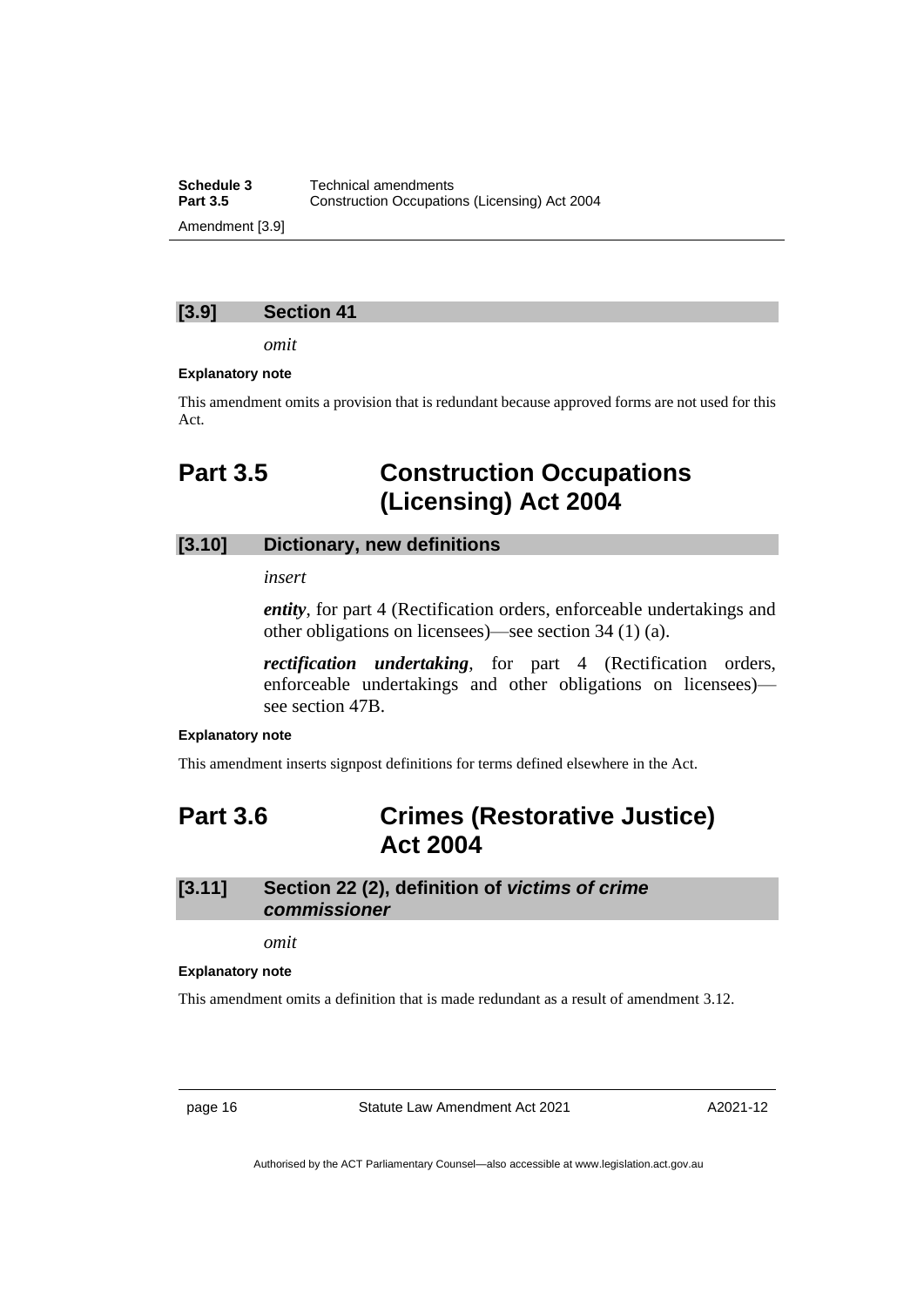### [3.9] Section 41

*omit*

**Explanatory note**

This amendment omits a provision that is redundant because approved forms are not used for this Act.

## Part 3.5 Construction Occupations (Licensing) Act 2004

### [3.10] Dictionary, new definitions

*insert*

***entity***, for part 4 (Rectification orders, enforceable undertakings and other obligations on licensees)—see section 34 (1) (a).

***rectification undertaking***, for part 4 (Rectification orders, enforceable undertakings and other obligations on licensees)—see section 47B.

**Explanatory note**

This amendment inserts signpost definitions for terms defined elsewhere in the Act.

## Part 3.6 Crimes (Restorative Justice) Act 2004

### [3.11] Section 22 (2), definition of *victims of crime commissioner*

*omit*

**Explanatory note**

This amendment omits a definition that is made redundant as a result of amendment 3.12.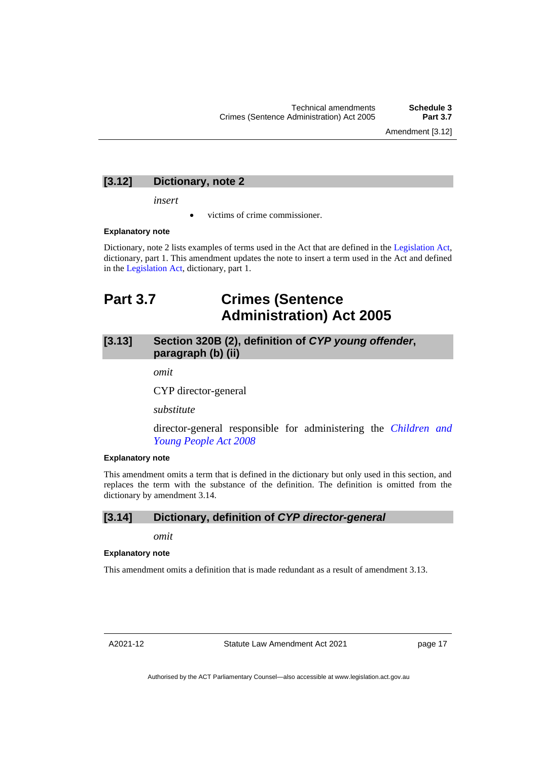### [3.12] Dictionary, note 2

*insert*

- victims of crime commissioner.

**Explanatory note**

Dictionary, note 2 lists examples of terms used in the Act that are defined in the Legislation Act, dictionary, part 1. This amendment updates the note to insert a term used in the Act and defined in the Legislation Act, dictionary, part 1.

## Part 3.7 Crimes (Sentence Administration) Act 2005

### [3.13] Section 320B (2), definition of *CYP young offender*, paragraph (b) (ii)

*omit*

CYP director-general

*substitute*

director-general responsible for administering the *Children and Young People Act 2008*

**Explanatory note**

This amendment omits a term that is defined in the dictionary but only used in this section, and replaces the term with the substance of the definition. The definition is omitted from the dictionary by amendment 3.14.

### [3.14] Dictionary, definition of *CYP director-general*

*omit*

**Explanatory note**

This amendment omits a definition that is made redundant as a result of amendment 3.13.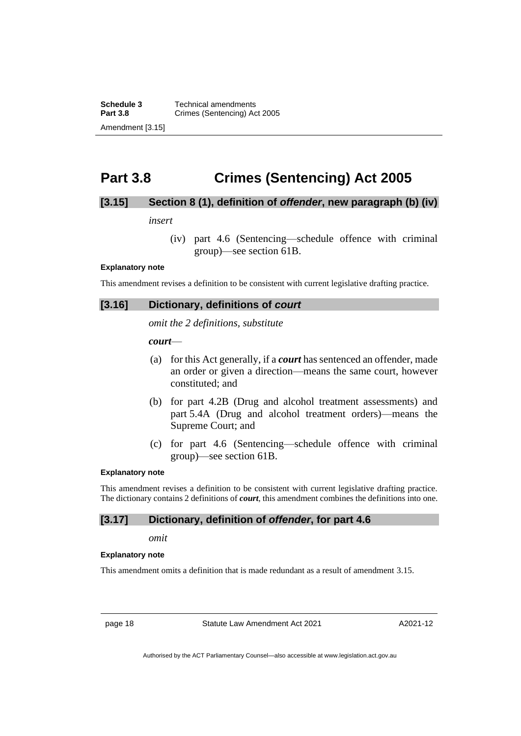## Part 3.8 Crimes (Sentencing) Act 2005

### [3.15] Section 8 (1), definition of *offender*, new paragraph (b) (iv)

*insert*

(iv) part 4.6 (Sentencing—schedule offence with criminal group)—see section 61B.

**Explanatory note**

This amendment revises a definition to be consistent with current legislative drafting practice.

### [3.16] Dictionary, definitions of *court*

*omit the 2 definitions, substitute*

***court***—

(a) for this Act generally, if a ***court*** has sentenced an offender, made an order or given a direction—means the same court, however constituted; and

(b) for part 4.2B (Drug and alcohol treatment assessments) and part 5.4A (Drug and alcohol treatment orders)—means the Supreme Court; and

(c) for part 4.6 (Sentencing—schedule offence with criminal group)—see section 61B.

**Explanatory note**

This amendment revises a definition to be consistent with current legislative drafting practice. The dictionary contains 2 definitions of ***court***, this amendment combines the definitions into one.

### [3.17] Dictionary, definition of *offender*, for part 4.6

*omit*

**Explanatory note**

This amendment omits a definition that is made redundant as a result of amendment 3.15.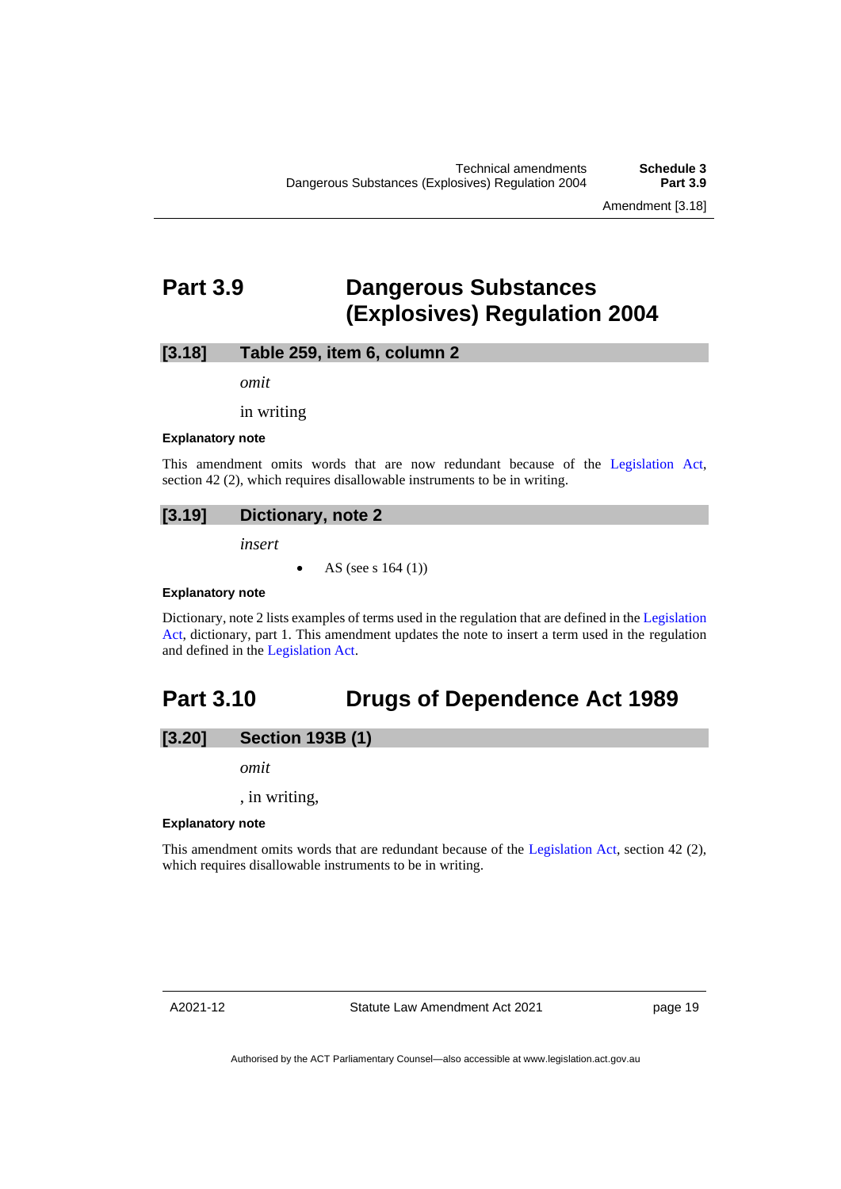## Part 3.9 Dangerous Substances (Explosives) Regulation 2004

### [3.18] Table 259, item 6, column 2

*omit*

in writing

**Explanatory note**

This amendment omits words that are now redundant because of the Legislation Act, section 42 (2), which requires disallowable instruments to be in writing.

### [3.19] Dictionary, note 2

*insert*

- AS (see s 164 (1))

**Explanatory note**

Dictionary, note 2 lists examples of terms used in the regulation that are defined in the Legislation Act, dictionary, part 1. This amendment updates the note to insert a term used in the regulation and defined in the Legislation Act.

## Part 3.10 Drugs of Dependence Act 1989

### [3.20] Section 193B (1)

*omit*

, in writing,

**Explanatory note**

This amendment omits words that are redundant because of the Legislation Act, section 42 (2), which requires disallowable instruments to be in writing.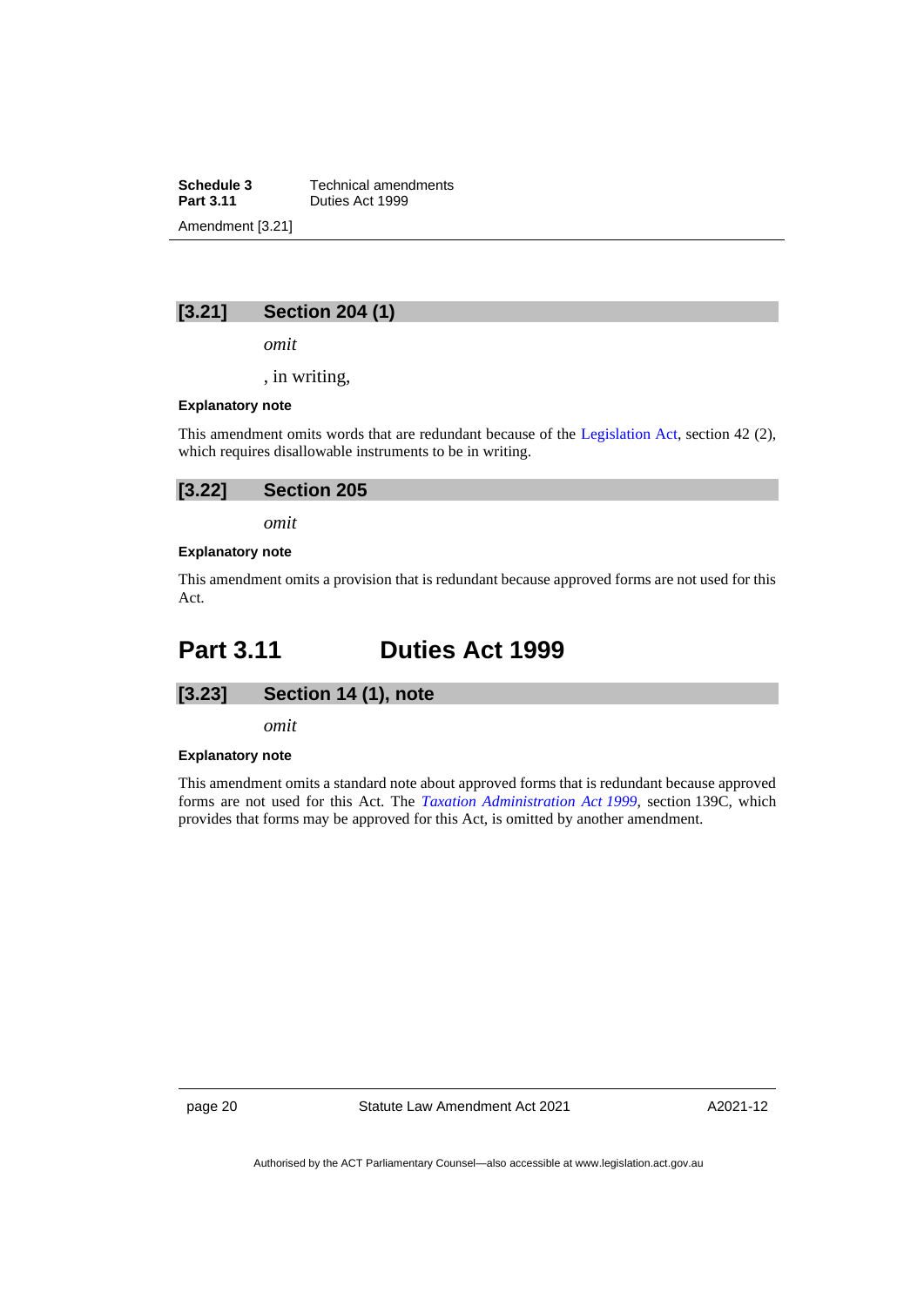### [3.21] Section 204 (1)

*omit*

, in writing,

**Explanatory note**

This amendment omits words that are redundant because of the Legislation Act, section 42 (2), which requires disallowable instruments to be in writing.

### [3.22] Section 205

*omit*

**Explanatory note**

This amendment omits a provision that is redundant because approved forms are not used for this Act.

## Part 3.11 Duties Act 1999

### [3.23] Section 14 (1), note

*omit*

**Explanatory note**

This amendment omits a standard note about approved forms that is redundant because approved forms are not used for this Act. The *Taxation Administration Act 1999*, section 139C, which provides that forms may be approved for this Act, is omitted by another amendment.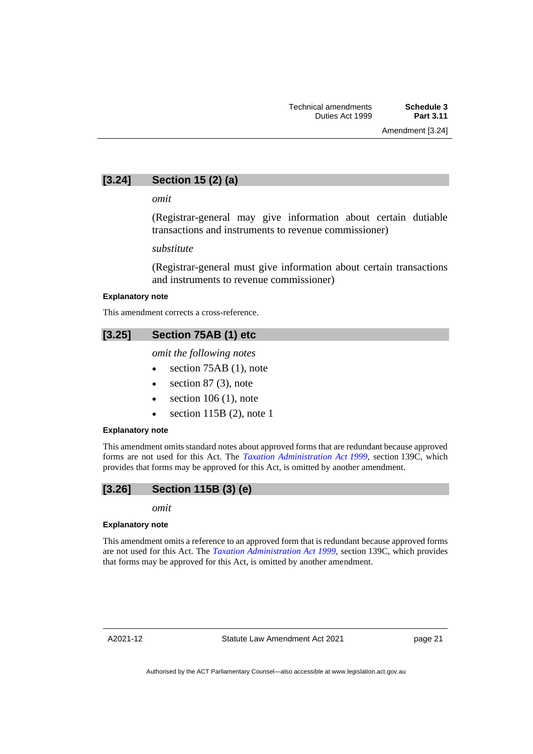### [3.24] Section 15 (2) (a)

*omit*

(Registrar-general may give information about certain dutiable transactions and instruments to revenue commissioner)

*substitute*

(Registrar-general must give information about certain transactions and instruments to revenue commissioner)

**Explanatory note**

This amendment corrects a cross-reference.

### [3.25] Section 75AB (1) etc

*omit the following notes*

- section 75AB (1), note
- section 87 (3), note
- section 106 (1), note
- section 115B (2), note 1

**Explanatory note**

This amendment omits standard notes about approved forms that are redundant because approved forms are not used for this Act. The *Taxation Administration Act 1999*, section 139C, which provides that forms may be approved for this Act, is omitted by another amendment.

### [3.26] Section 115B (3) (e)

*omit*

**Explanatory note**

This amendment omits a reference to an approved form that is redundant because approved forms are not used for this Act. The *Taxation Administration Act 1999*, section 139C, which provides that forms may be approved for this Act, is omitted by another amendment.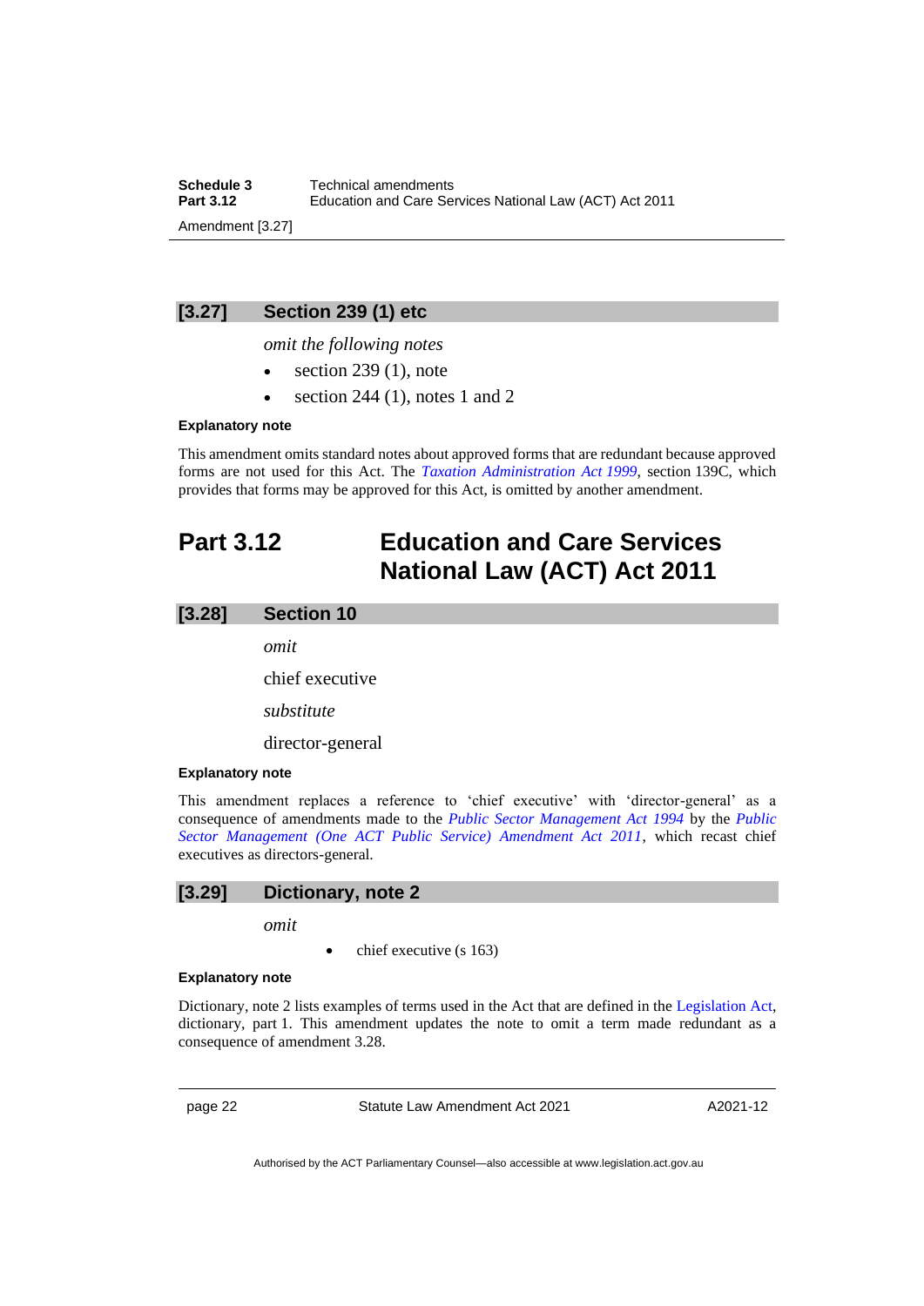### [3.27] Section 239 (1) etc

*omit the following notes*

- section 239 (1), note
- section 244 (1), notes 1 and 2

**Explanatory note**

This amendment omits standard notes about approved forms that are redundant because approved forms are not used for this Act. The *Taxation Administration Act 1999*, section 139C, which provides that forms may be approved for this Act, is omitted by another amendment.

## Part 3.12 Education and Care Services National Law (ACT) Act 2011

### [3.28] Section 10

*omit*

chief executive

*substitute*

director-general

**Explanatory note**

This amendment replaces a reference to 'chief executive' with 'director-general' as a consequence of amendments made to the *Public Sector Management Act 1994* by the *Public Sector Management (One ACT Public Service) Amendment Act 2011*, which recast chief executives as directors-general.

### [3.29] Dictionary, note 2

*omit*

- chief executive (s 163)

**Explanatory note**

Dictionary, note 2 lists examples of terms used in the Act that are defined in the Legislation Act, dictionary, part 1. This amendment updates the note to omit a term made redundant as a consequence of amendment 3.28.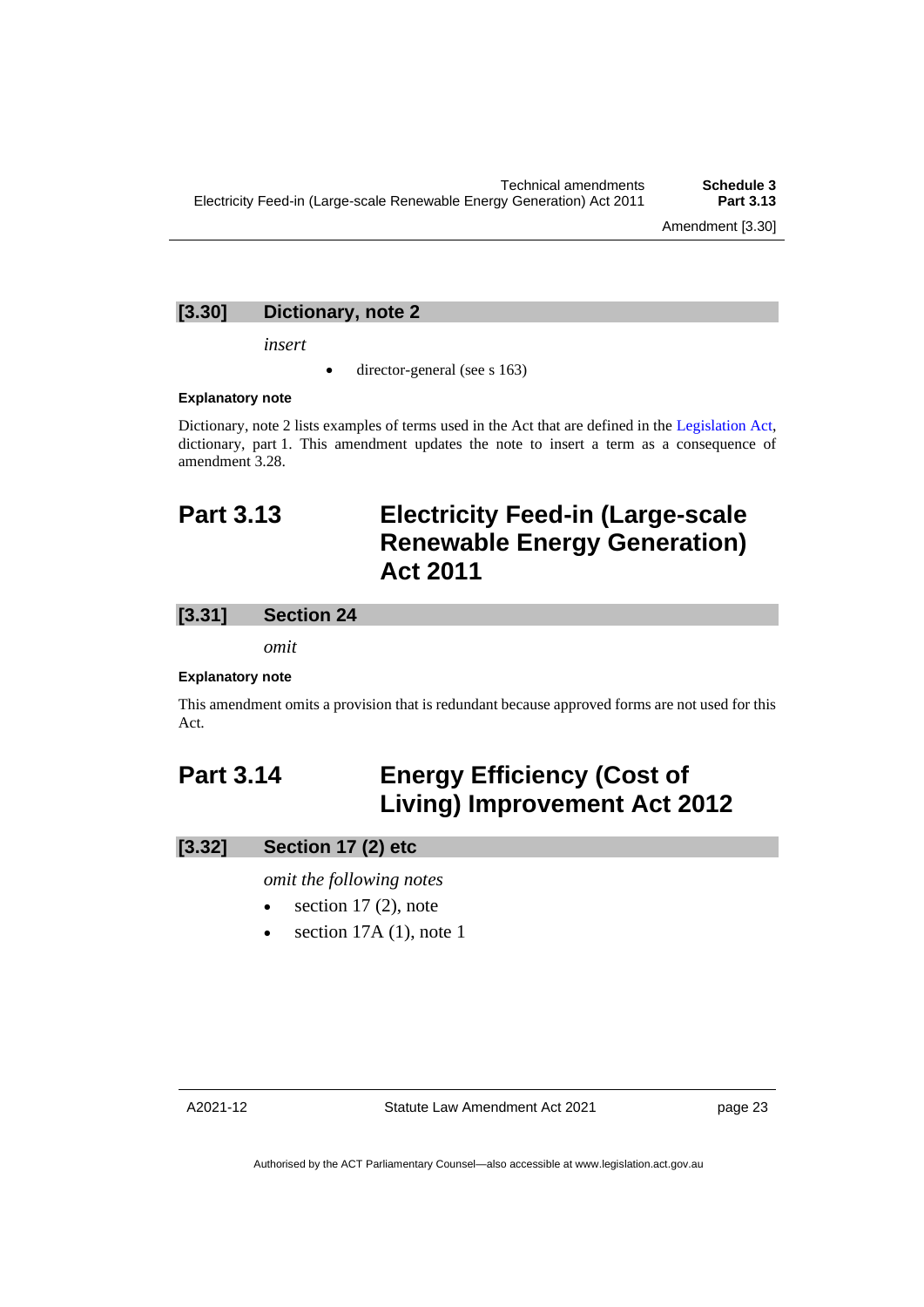### [3.30] Dictionary, note 2

*insert*

- director-general (see s 163)

#### Explanatory note

Dictionary, note 2 lists examples of terms used in the Act that are defined in the Legislation Act, dictionary, part 1. This amendment updates the note to insert a term as a consequence of amendment 3.28.

## Part 3.13 Electricity Feed-in (Large-scale Renewable Energy Generation) Act 2011

### [3.31] Section 24

*omit*

#### Explanatory note

This amendment omits a provision that is redundant because approved forms are not used for this Act.

## Part 3.14 Energy Efficiency (Cost of Living) Improvement Act 2012

### [3.32] Section 17 (2) etc

*omit the following notes*

- section 17 (2), note
- section 17A (1), note 1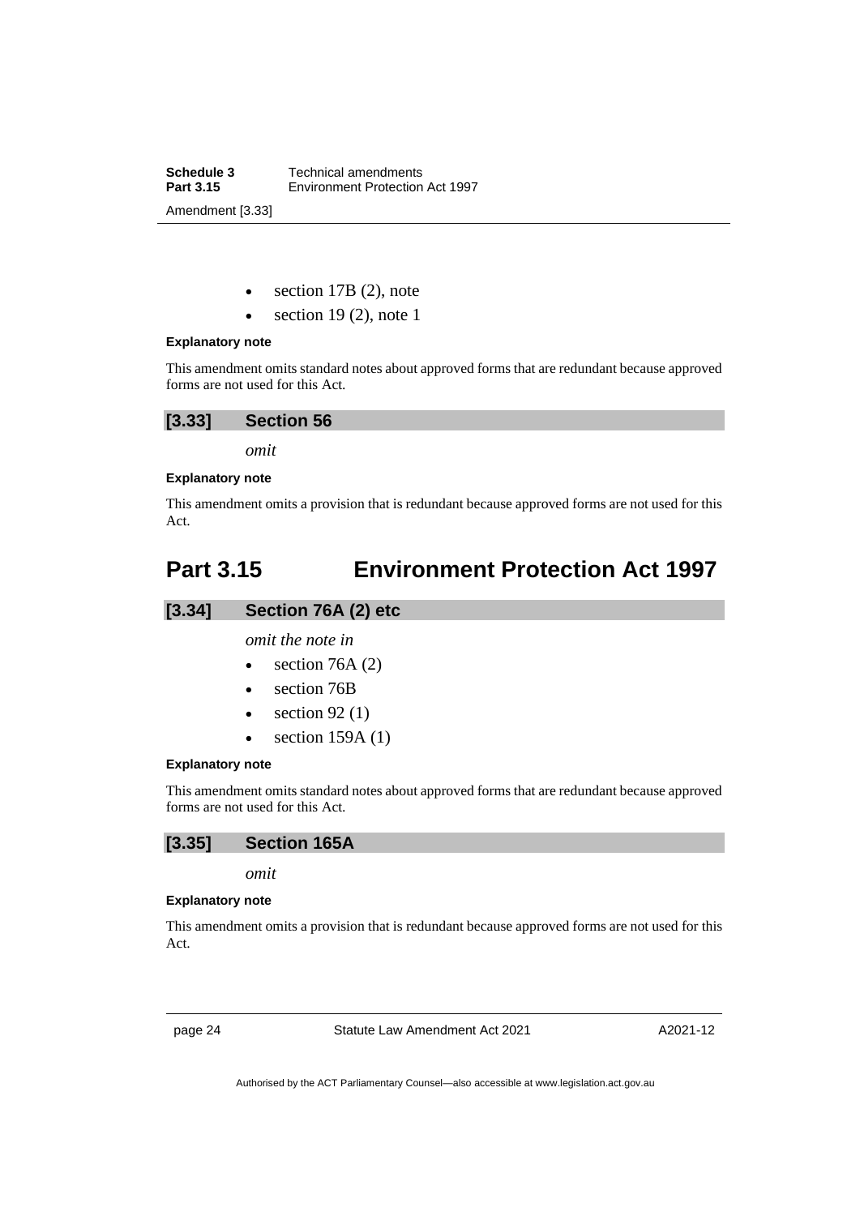- section 17B (2), note
- section 19 (2), note 1

**Explanatory note**

This amendment omits standard notes about approved forms that are redundant because approved forms are not used for this Act.

### [3.33] Section 56

*omit*

**Explanatory note**

This amendment omits a provision that is redundant because approved forms are not used for this Act.

## Part 3.15 Environment Protection Act 1997

### [3.34] Section 76A (2) etc

*omit the note in*

- section 76A (2)
- section 76B
- section 92 (1)
- section 159A (1)

**Explanatory note**

This amendment omits standard notes about approved forms that are redundant because approved forms are not used for this Act.

### [3.35] Section 165A

*omit*

**Explanatory note**

This amendment omits a provision that is redundant because approved forms are not used for this Act.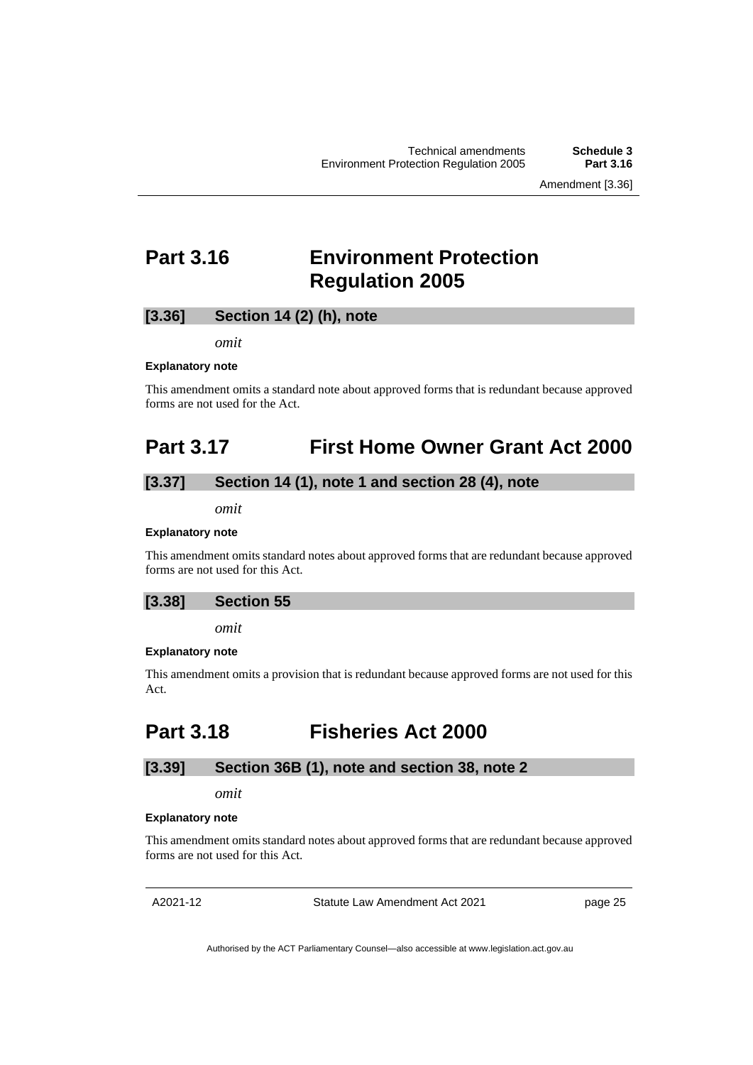# Part 3.16 Environment Protection Regulation 2005

### [3.36] Section 14 (2) (h), note

*omit*

**Explanatory note**

This amendment omits a standard note about approved forms that is redundant because approved forms are not used for the Act.

# Part 3.17 First Home Owner Grant Act 2000

### [3.37] Section 14 (1), note 1 and section 28 (4), note

*omit*

**Explanatory note**

This amendment omits standard notes about approved forms that are redundant because approved forms are not used for this Act.

### [3.38] Section 55

*omit*

**Explanatory note**

This amendment omits a provision that is redundant because approved forms are not used for this Act.

# Part 3.18 Fisheries Act 2000

### [3.39] Section 36B (1), note and section 38, note 2

*omit*

**Explanatory note**

This amendment omits standard notes about approved forms that are redundant because approved forms are not used for this Act.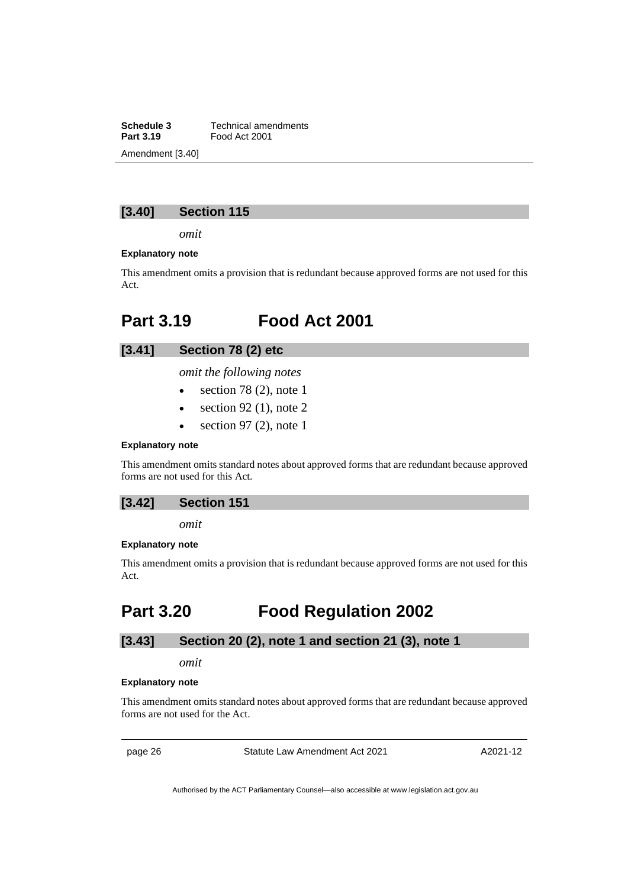### [3.40] Section 115

*omit*

**Explanatory note**

This amendment omits a provision that is redundant because approved forms are not used for this Act.

## Part 3.19 Food Act 2001

### [3.41] Section 78 (2) etc

*omit the following notes*

- section 78 (2), note 1
- section 92 (1), note 2
- section 97 (2), note 1

**Explanatory note**

This amendment omits standard notes about approved forms that are redundant because approved forms are not used for this Act.

### [3.42] Section 151

*omit*

**Explanatory note**

This amendment omits a provision that is redundant because approved forms are not used for this Act.

## Part 3.20 Food Regulation 2002

### [3.43] Section 20 (2), note 1 and section 21 (3), note 1

*omit*

**Explanatory note**

This amendment omits standard notes about approved forms that are redundant because approved forms are not used for the Act.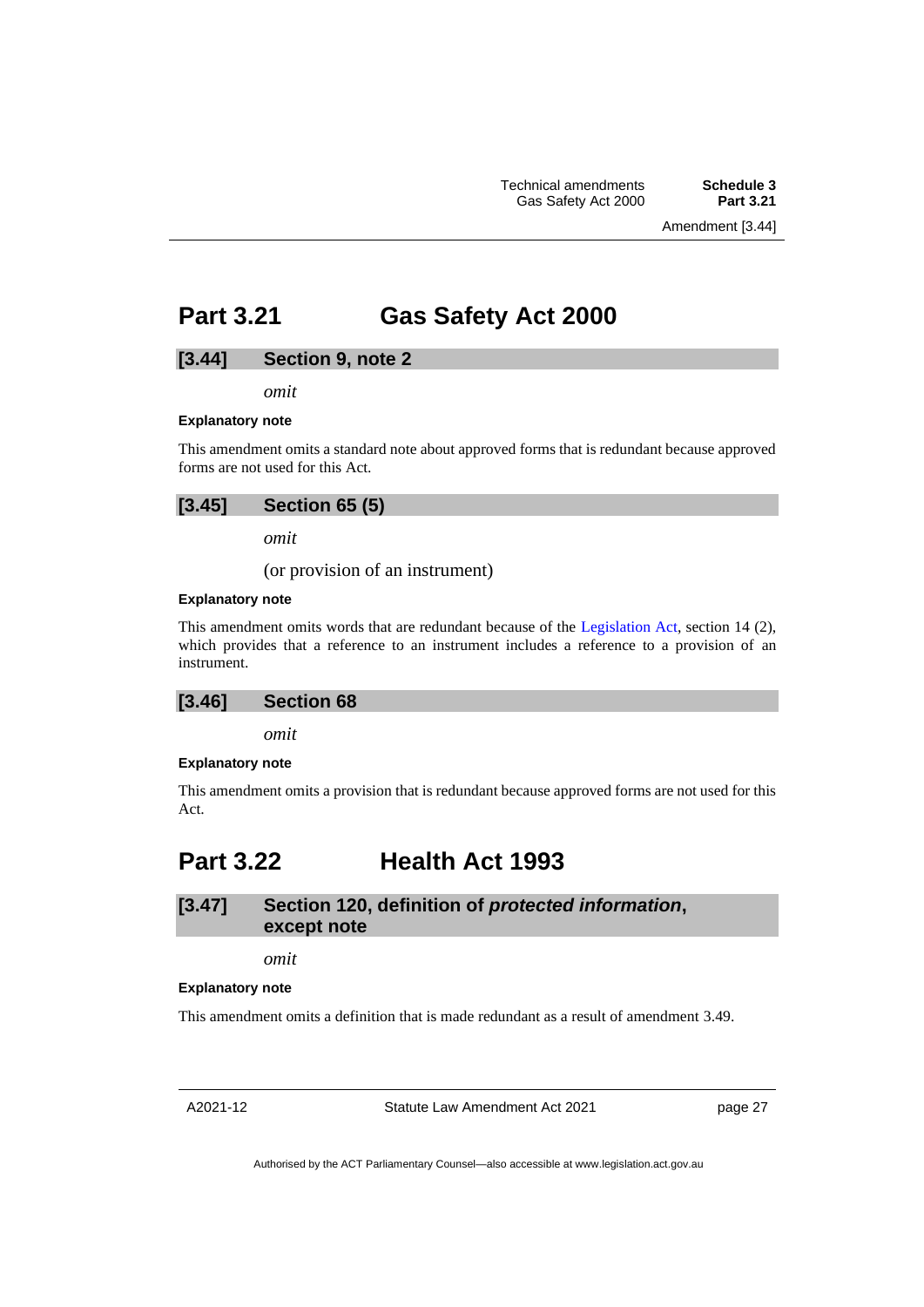## Part 3.21 Gas Safety Act 2000

### [3.44] Section 9, note 2

*omit*

**Explanatory note**

This amendment omits a standard note about approved forms that is redundant because approved forms are not used for this Act.

### [3.45] Section 65 (5)

*omit*

(or provision of an instrument)

**Explanatory note**

This amendment omits words that are redundant because of the Legislation Act, section 14 (2), which provides that a reference to an instrument includes a reference to a provision of an instrument.

### [3.46] Section 68

*omit*

**Explanatory note**

This amendment omits a provision that is redundant because approved forms are not used for this Act.

## Part 3.22 Health Act 1993

### [3.47] Section 120, definition of *protected information*, except note

*omit*

**Explanatory note**

This amendment omits a definition that is made redundant as a result of amendment 3.49.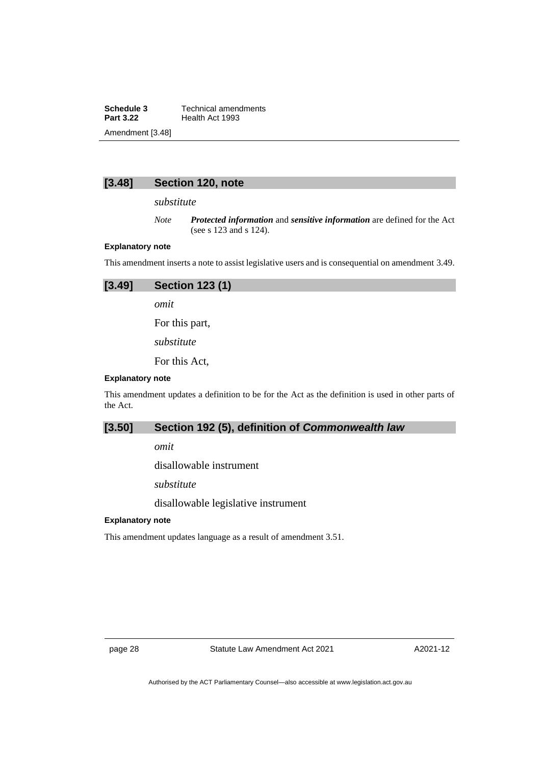### [3.48] Section 120, note

*substitute*

*Note* ***Protected information*** and ***sensitive information*** are defined for the Act (see s 123 and s 124).

**Explanatory note**

This amendment inserts a note to assist legislative users and is consequential on amendment 3.49.

### [3.49] Section 123 (1)

*omit*

For this part,

*substitute*

For this Act,

**Explanatory note**

This amendment updates a definition to be for the Act as the definition is used in other parts of the Act.

### [3.50] Section 192 (5), definition of *Commonwealth law*

*omit*

disallowable instrument

*substitute*

disallowable legislative instrument

**Explanatory note**

This amendment updates language as a result of amendment 3.51.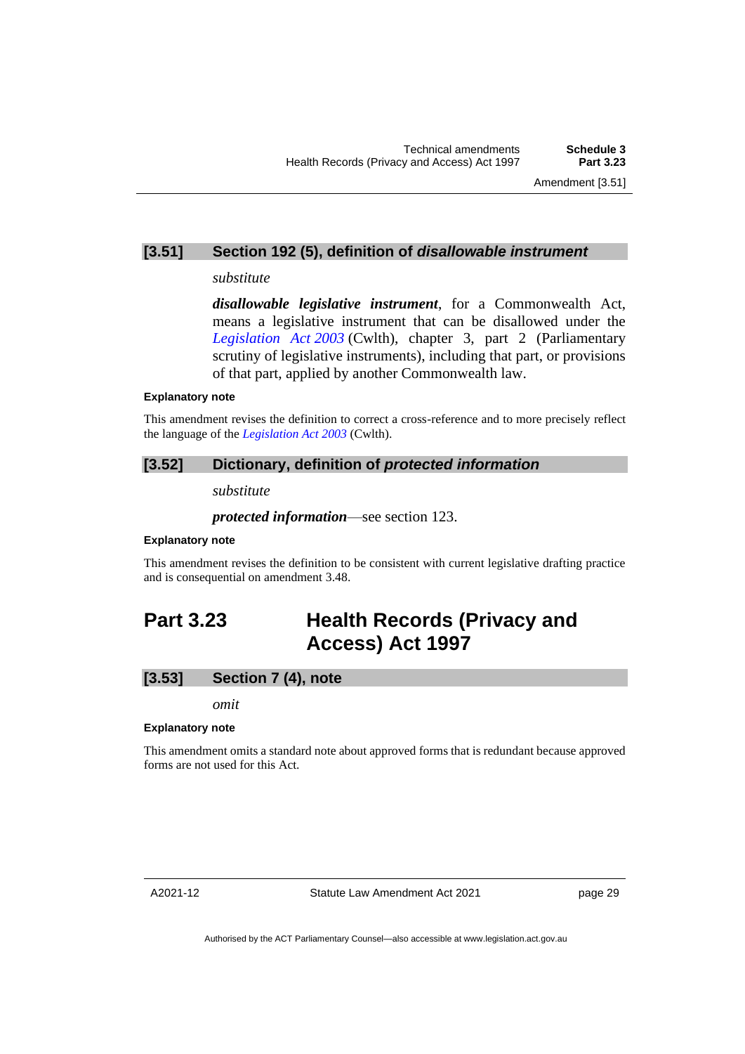### [3.51] Section 192 (5), definition of *disallowable instrument*

*substitute*

***disallowable legislative instrument***, for a Commonwealth Act, means a legislative instrument that can be disallowed under the *Legislation Act 2003* (Cwlth), chapter 3, part 2 (Parliamentary scrutiny of legislative instruments), including that part, or provisions of that part, applied by another Commonwealth law.

**Explanatory note**

This amendment revises the definition to correct a cross-reference and to more precisely reflect the language of the *Legislation Act 2003* (Cwlth).

### [3.52] Dictionary, definition of *protected information*

*substitute*

***protected information***—see section 123.

**Explanatory note**

This amendment revises the definition to be consistent with current legislative drafting practice and is consequential on amendment 3.48.

## Part 3.23 Health Records (Privacy and Access) Act 1997

### [3.53] Section 7 (4), note

*omit*

**Explanatory note**

This amendment omits a standard note about approved forms that is redundant because approved forms are not used for this Act.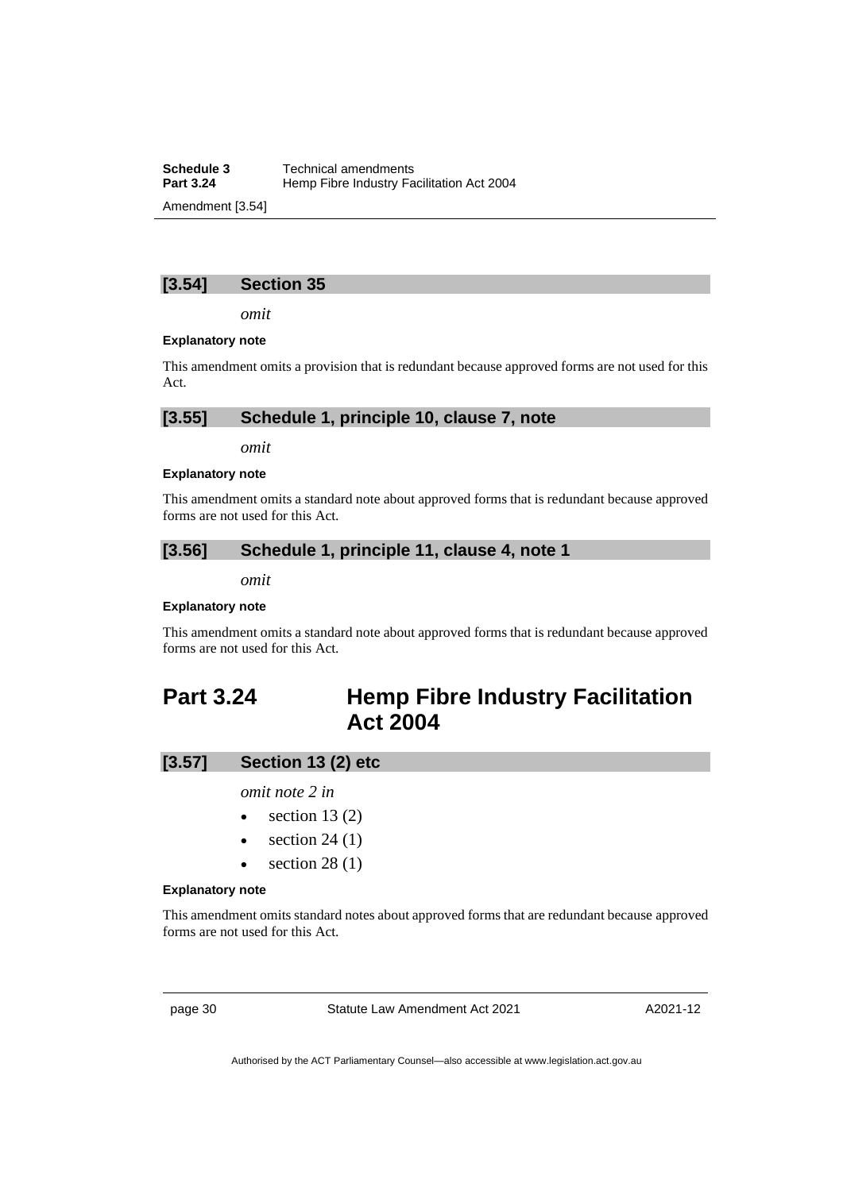### [3.54] Section 35

*omit*

**Explanatory note**

This amendment omits a provision that is redundant because approved forms are not used for this Act.

### [3.55] Schedule 1, principle 10, clause 7, note

*omit*

**Explanatory note**

This amendment omits a standard note about approved forms that is redundant because approved forms are not used for this Act.

### [3.56] Schedule 1, principle 11, clause 4, note 1

*omit*

**Explanatory note**

This amendment omits a standard note about approved forms that is redundant because approved forms are not used for this Act.

## Part 3.24 Hemp Fibre Industry Facilitation Act 2004

### [3.57] Section 13 (2) etc

*omit note 2 in*

- section 13 (2)
- section 24 (1)
- section 28 (1)

**Explanatory note**

This amendment omits standard notes about approved forms that are redundant because approved forms are not used for this Act.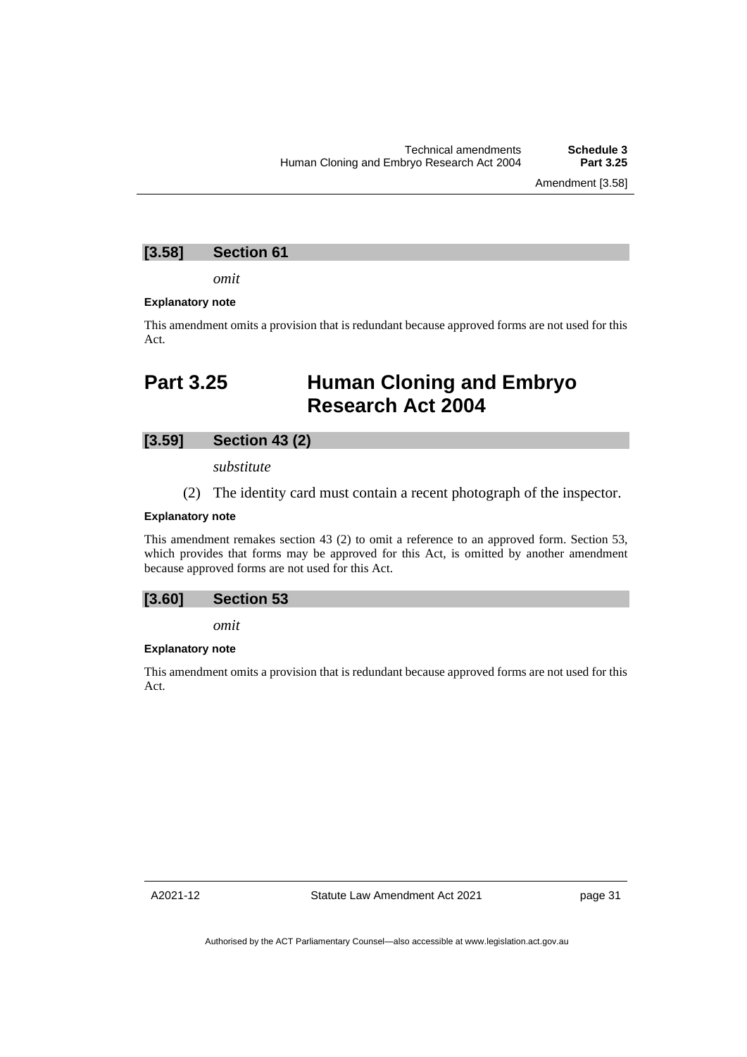### [3.58] Section 61

*omit*

**Explanatory note**

This amendment omits a provision that is redundant because approved forms are not used for this Act.

## Part 3.25 Human Cloning and Embryo Research Act 2004

### [3.59] Section 43 (2)

*substitute*

(2) The identity card must contain a recent photograph of the inspector.

**Explanatory note**

This amendment remakes section 43 (2) to omit a reference to an approved form. Section 53, which provides that forms may be approved for this Act, is omitted by another amendment because approved forms are not used for this Act.

### [3.60] Section 53

*omit*

**Explanatory note**

This amendment omits a provision that is redundant because approved forms are not used for this Act.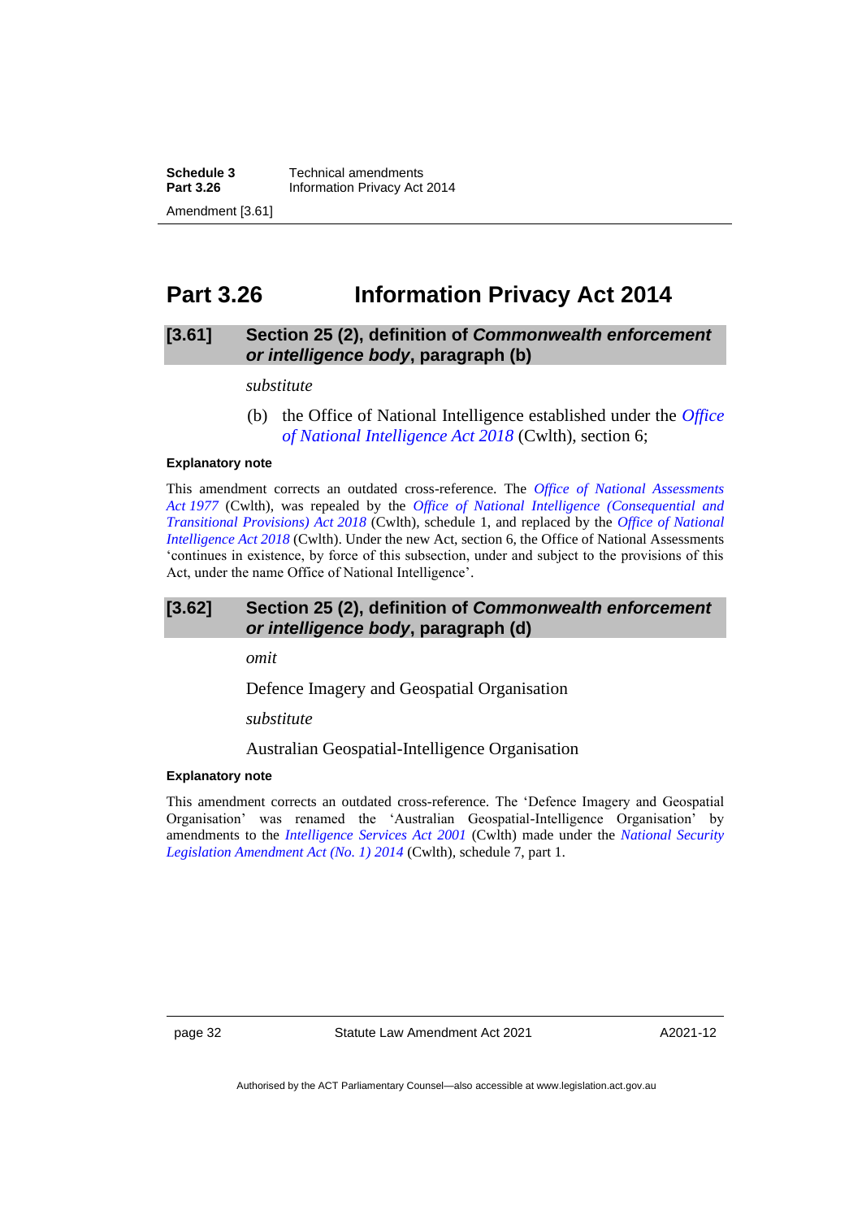## Part 3.26 Information Privacy Act 2014

### [3.61] Section 25 (2), definition of *Commonwealth enforcement or intelligence body*, paragraph (b)

*substitute*

(b) the Office of National Intelligence established under the *Office of National Intelligence Act 2018* (Cwlth), section 6;

**Explanatory note**

This amendment corrects an outdated cross-reference. The *Office of National Assessments Act 1977* (Cwlth), was repealed by the *Office of National Intelligence (Consequential and Transitional Provisions) Act 2018* (Cwlth), schedule 1, and replaced by the *Office of National Intelligence Act 2018* (Cwlth). Under the new Act, section 6, the Office of National Assessments 'continues in existence, by force of this subsection, under and subject to the provisions of this Act, under the name Office of National Intelligence'.

### [3.62] Section 25 (2), definition of *Commonwealth enforcement or intelligence body*, paragraph (d)

*omit*

Defence Imagery and Geospatial Organisation

*substitute*

Australian Geospatial-Intelligence Organisation

**Explanatory note**

This amendment corrects an outdated cross-reference. The 'Defence Imagery and Geospatial Organisation' was renamed the 'Australian Geospatial-Intelligence Organisation' by amendments to the *Intelligence Services Act 2001* (Cwlth) made under the *National Security Legislation Amendment Act (No. 1) 2014* (Cwlth), schedule 7, part 1.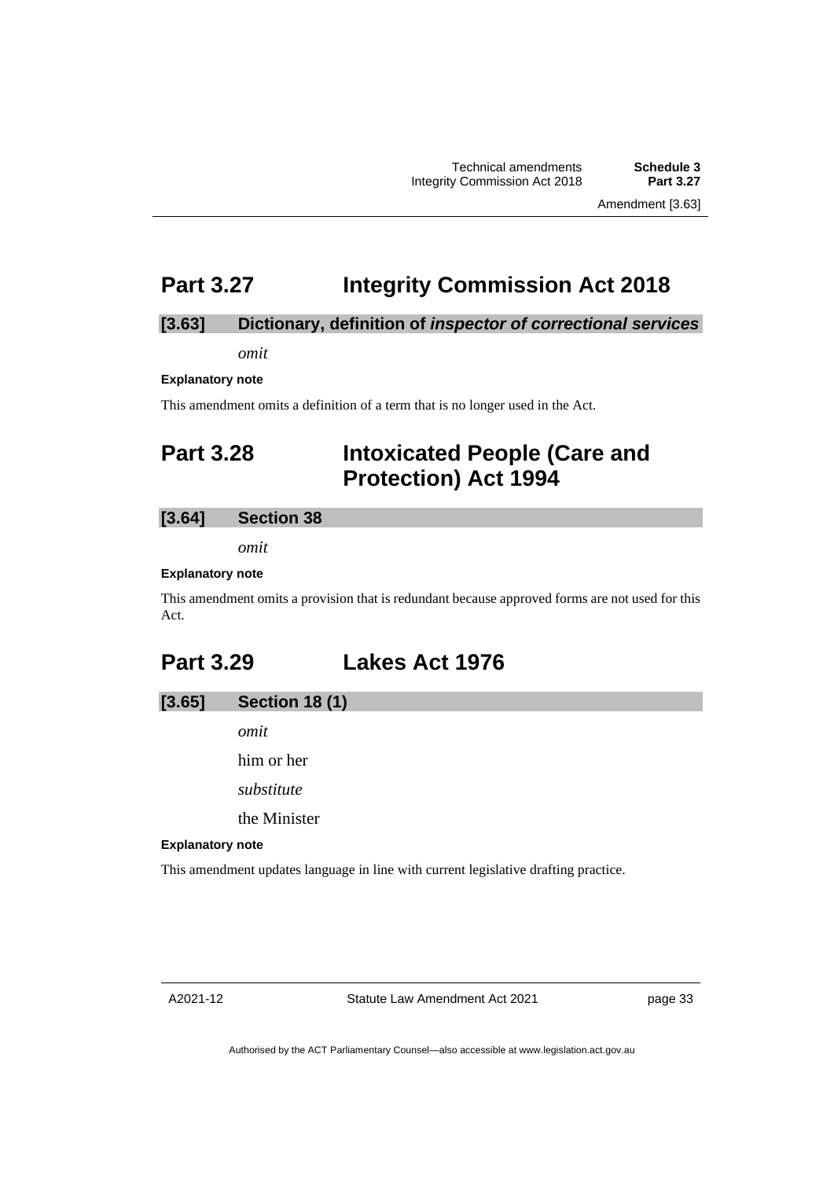## Part 3.27 Integrity Commission Act 2018

### [3.63] Dictionary, definition of *inspector of correctional services*

*omit*

**Explanatory note**

This amendment omits a definition of a term that is no longer used in the Act.

## Part 3.28 Intoxicated People (Care and Protection) Act 1994

### [3.64] Section 38

*omit*

**Explanatory note**

This amendment omits a provision that is redundant because approved forms are not used for this Act.

## Part 3.29 Lakes Act 1976

### [3.65] Section 18 (1)

*omit*

him or her

*substitute*

the Minister

**Explanatory note**

This amendment updates language in line with current legislative drafting practice.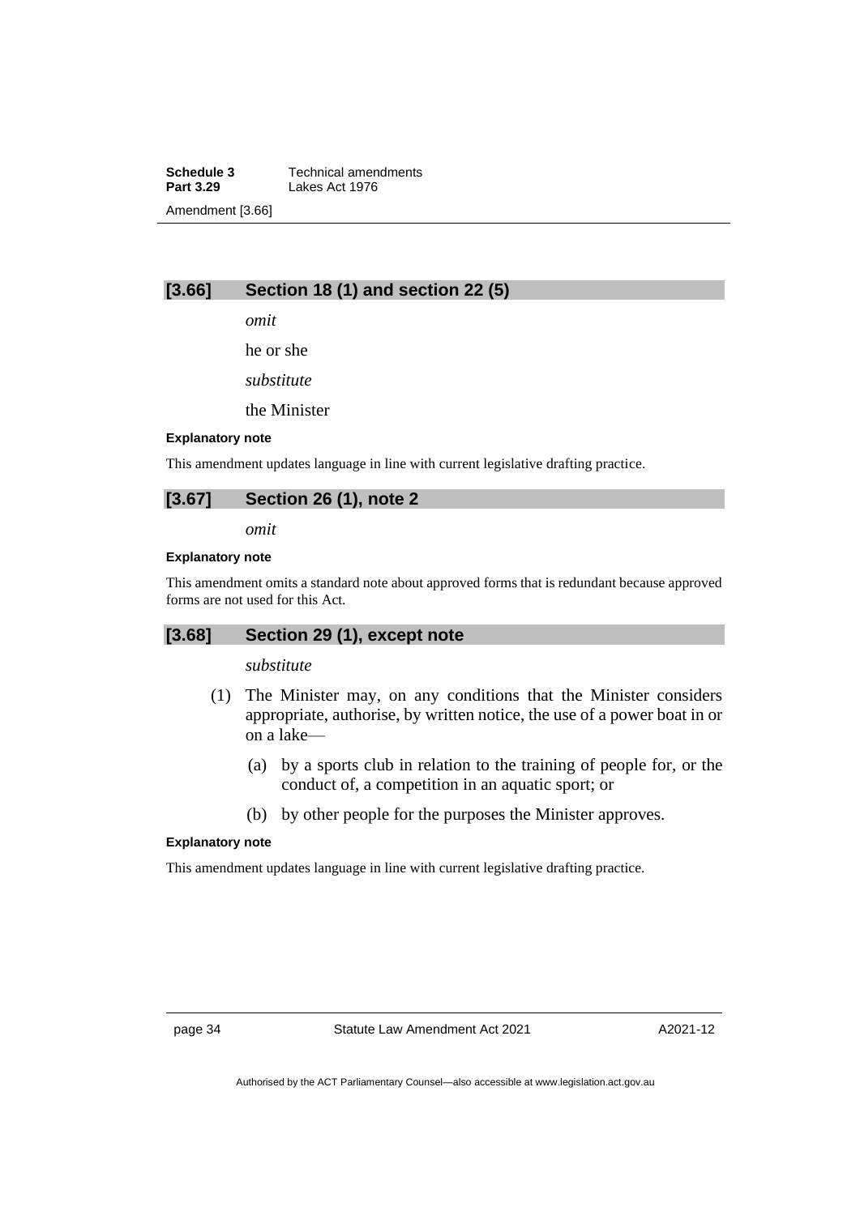### [3.66] Section 18 (1) and section 22 (5)

*omit*

he or she

*substitute*

the Minister

**Explanatory note**

This amendment updates language in line with current legislative drafting practice.

### [3.67] Section 26 (1), note 2

*omit*

**Explanatory note**

This amendment omits a standard note about approved forms that is redundant because approved forms are not used for this Act.

### [3.68] Section 29 (1), except note

*substitute*

(1) The Minister may, on any conditions that the Minister considers appropriate, authorise, by written notice, the use of a power boat in or on a lake—

(a) by a sports club in relation to the training of people for, or the conduct of, a competition in an aquatic sport; or

(b) by other people for the purposes the Minister approves.

**Explanatory note**

This amendment updates language in line with current legislative drafting practice.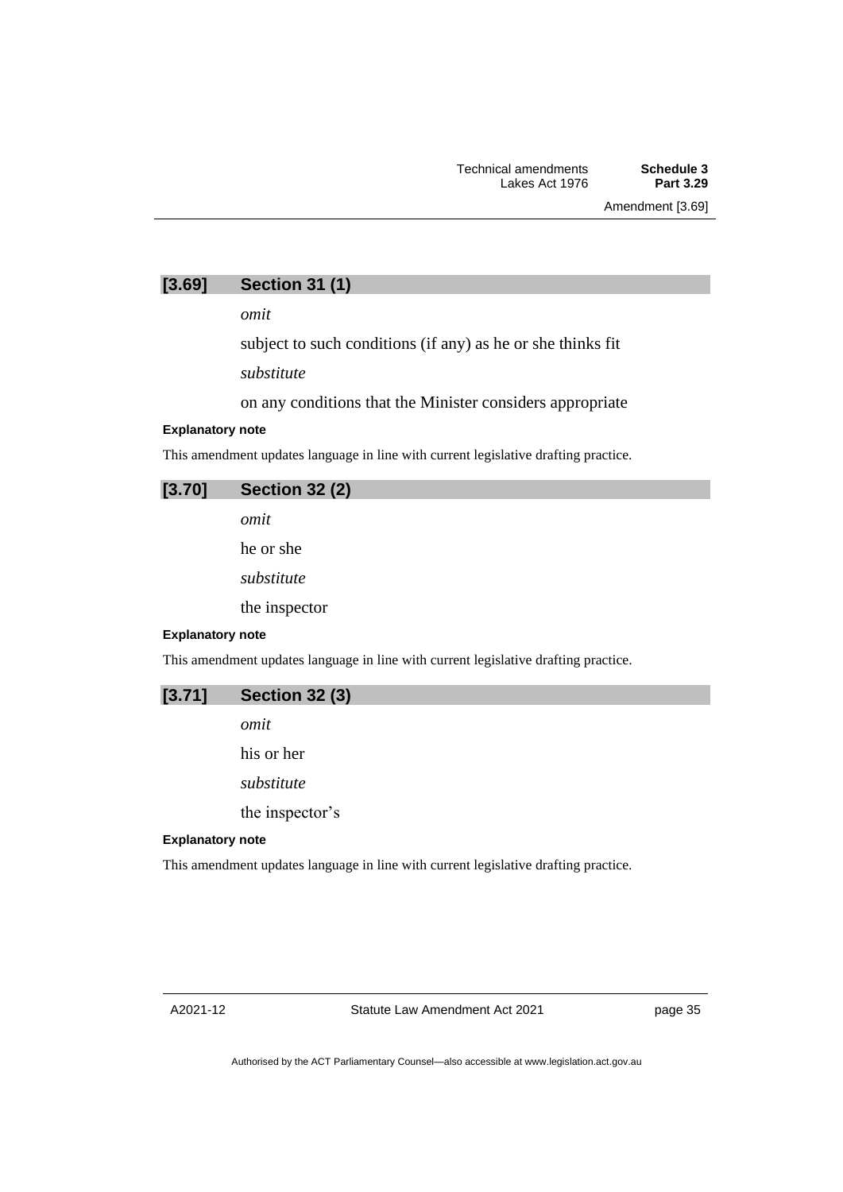## [3.69] Section 31 (1)

*omit*

subject to such conditions (if any) as he or she thinks fit

*substitute*

on any conditions that the Minister considers appropriate

**Explanatory note**

This amendment updates language in line with current legislative drafting practice.

## [3.70] Section 32 (2)

*omit*

he or she

*substitute*

the inspector

**Explanatory note**

This amendment updates language in line with current legislative drafting practice.

## [3.71] Section 32 (3)

*omit*

his or her

*substitute*

the inspector's

**Explanatory note**

This amendment updates language in line with current legislative drafting practice.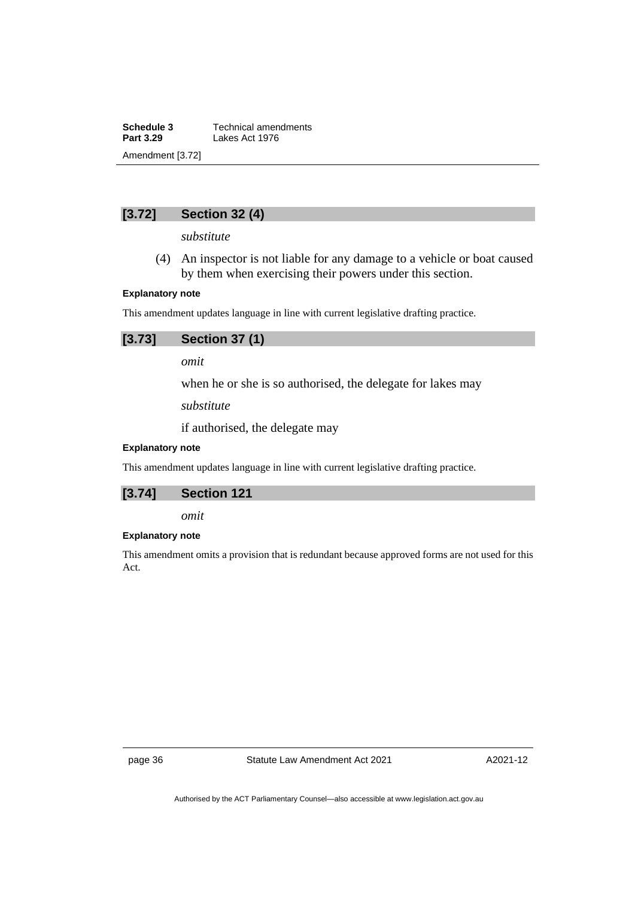### [3.72] Section 32 (4)

*substitute*

(4) An inspector is not liable for any damage to a vehicle or boat caused by them when exercising their powers under this section.

**Explanatory note**

This amendment updates language in line with current legislative drafting practice.

### [3.73] Section 37 (1)

*omit*

when he or she is so authorised, the delegate for lakes may

*substitute*

if authorised, the delegate may

**Explanatory note**

This amendment updates language in line with current legislative drafting practice.

### [3.74] Section 121

*omit*

**Explanatory note**

This amendment omits a provision that is redundant because approved forms are not used for this Act.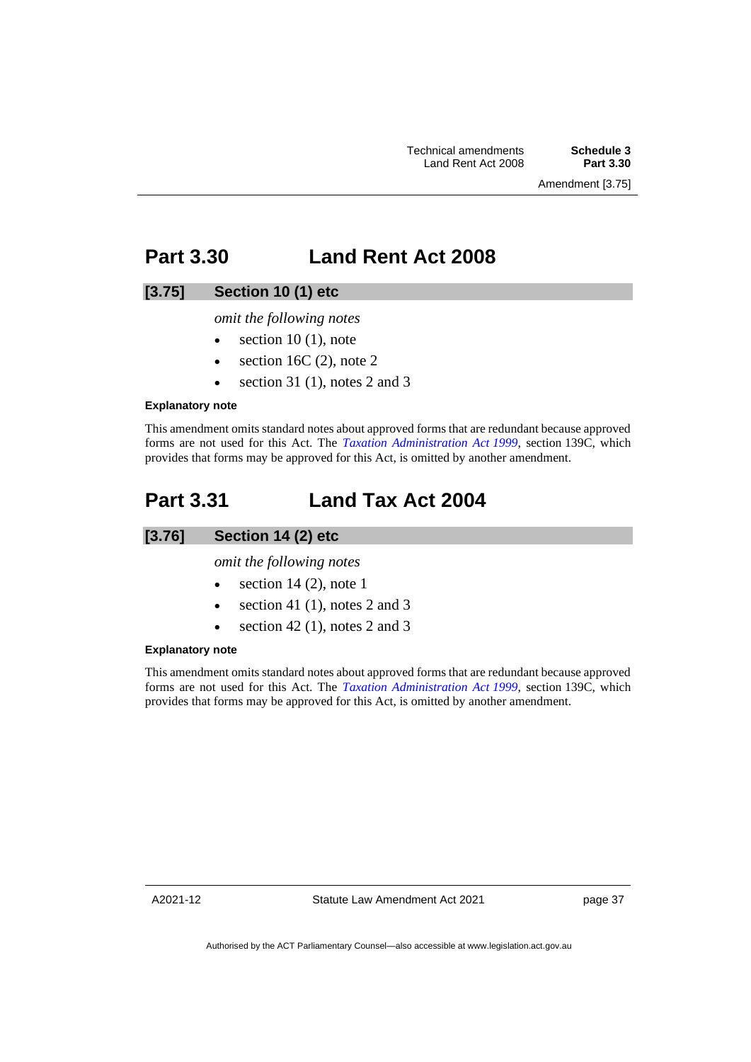## Part 3.30 Land Rent Act 2008

### [3.75] Section 10 (1) etc

*omit the following notes*

- section 10 (1), note
- section 16C (2), note 2
- section 31 (1), notes 2 and 3

**Explanatory note**

This amendment omits standard notes about approved forms that are redundant because approved forms are not used for this Act. The *Taxation Administration Act 1999*, section 139C, which provides that forms may be approved for this Act, is omitted by another amendment.

## Part 3.31 Land Tax Act 2004

### [3.76] Section 14 (2) etc

*omit the following notes*

- section 14 (2), note 1
- section 41 (1), notes 2 and 3
- section 42 (1), notes 2 and 3

**Explanatory note**

This amendment omits standard notes about approved forms that are redundant because approved forms are not used for this Act. The *Taxation Administration Act 1999*, section 139C, which provides that forms may be approved for this Act, is omitted by another amendment.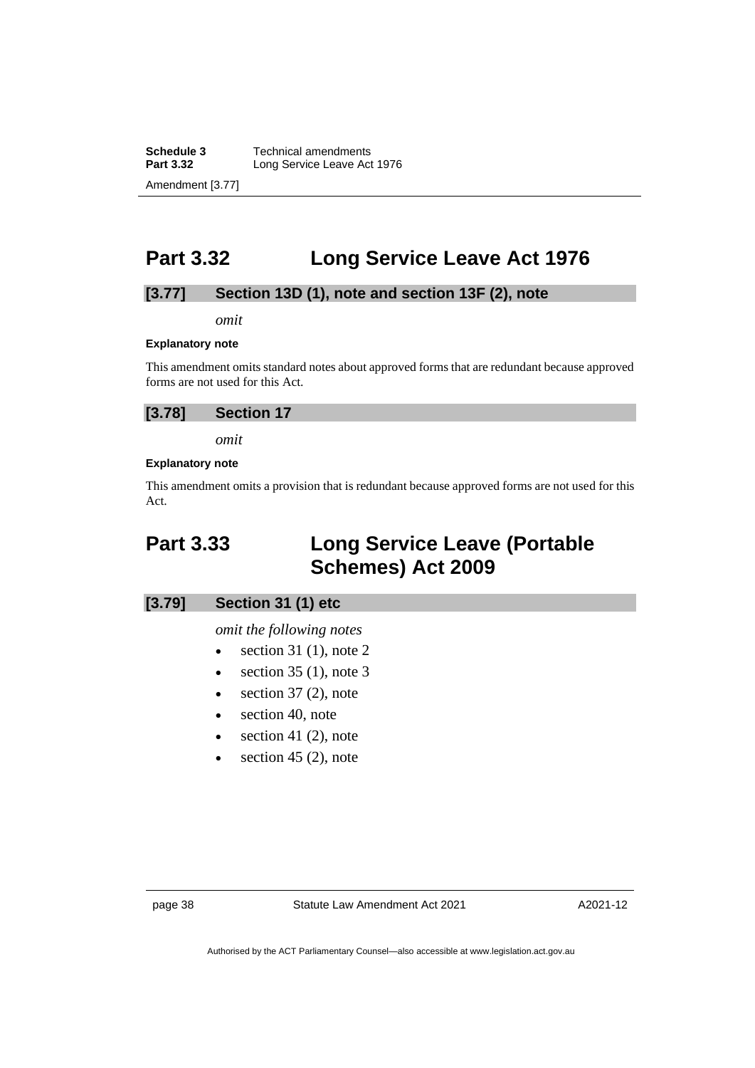## Part 3.32 Long Service Leave Act 1976

### [3.77] Section 13D (1), note and section 13F (2), note

*omit*

**Explanatory note**

This amendment omits standard notes about approved forms that are redundant because approved forms are not used for this Act.

### [3.78] Section 17

*omit*

**Explanatory note**

This amendment omits a provision that is redundant because approved forms are not used for this Act.

## Part 3.33 Long Service Leave (Portable Schemes) Act 2009

### [3.79] Section 31 (1) etc

*omit the following notes*

- section 31 (1), note 2
- section 35 (1), note 3
- section 37 (2), note
- section 40, note
- section 41 (2), note
- section 45 (2), note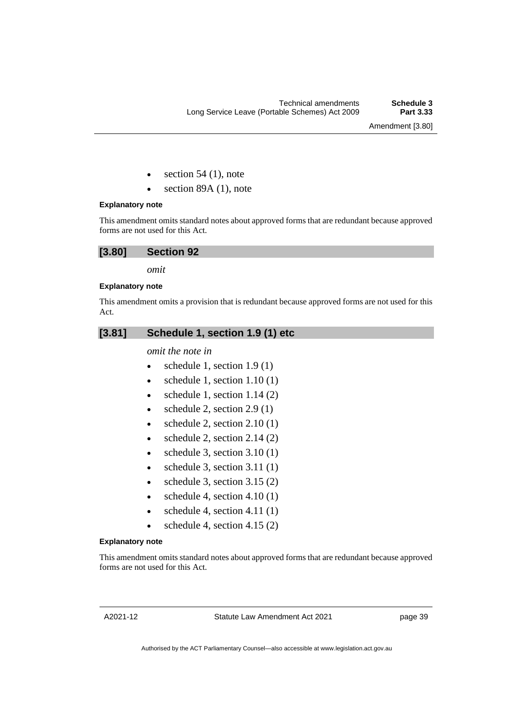- section 54 (1), note
- section 89A (1), note

**Explanatory note**

This amendment omits standard notes about approved forms that are redundant because approved forms are not used for this Act.

## [3.80] Section 92

*omit*

**Explanatory note**

This amendment omits a provision that is redundant because approved forms are not used for this Act.

## [3.81] Schedule 1, section 1.9 (1) etc

*omit the note in*

- schedule 1, section 1.9 (1)
- schedule 1, section 1.10 (1)
- schedule 1, section 1.14 (2)
- schedule 2, section 2.9 (1)
- schedule 2, section 2.10 (1)
- schedule 2, section 2.14 (2)
- schedule 3, section 3.10 (1)
- schedule 3, section 3.11 (1)
- schedule 3, section 3.15 (2)
- schedule 4, section 4.10 (1)
- schedule 4, section 4.11 (1)
- schedule 4, section 4.15 (2)

**Explanatory note**

This amendment omits standard notes about approved forms that are redundant because approved forms are not used for this Act.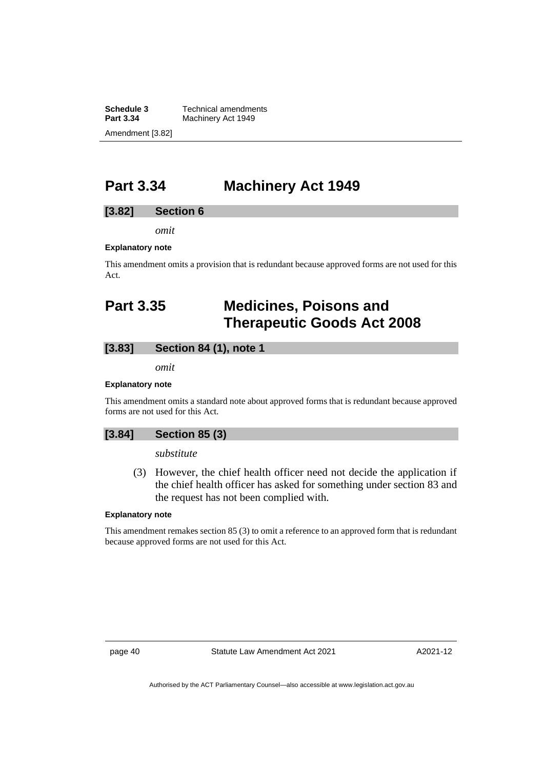# Part 3.34 Machinery Act 1949

### [3.82] Section 6

*omit*

**Explanatory note**

This amendment omits a provision that is redundant because approved forms are not used for this Act.

# Part 3.35 Medicines, Poisons and Therapeutic Goods Act 2008

### [3.83] Section 84 (1), note 1

*omit*

**Explanatory note**

This amendment omits a standard note about approved forms that is redundant because approved forms are not used for this Act.

### [3.84] Section 85 (3)

*substitute*

(3) However, the chief health officer need not decide the application if the chief health officer has asked for something under section 83 and the request has not been complied with.

**Explanatory note**

This amendment remakes section 85 (3) to omit a reference to an approved form that is redundant because approved forms are not used for this Act.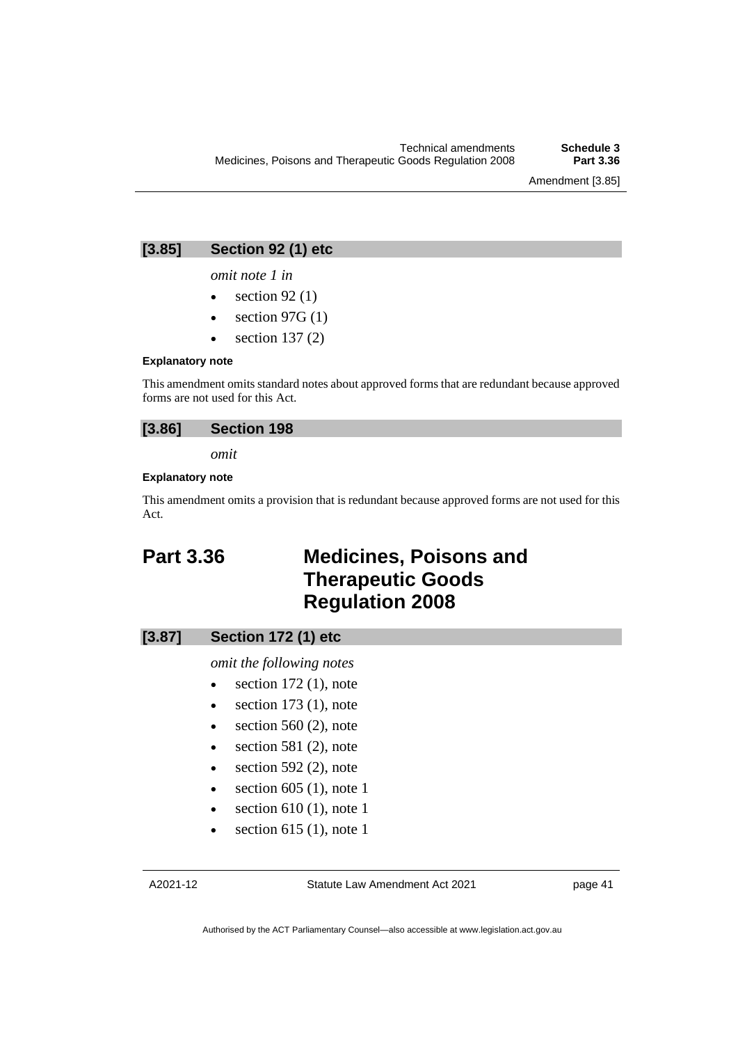### [3.85] Section 92 (1) etc

*omit note 1 in*

- section 92 (1)
- section 97G (1)
- section 137 (2)

**Explanatory note**

This amendment omits standard notes about approved forms that are redundant because approved forms are not used for this Act.

### [3.86] Section 198

*omit*

**Explanatory note**

This amendment omits a provision that is redundant because approved forms are not used for this Act.

## Part 3.36 Medicines, Poisons and Therapeutic Goods Regulation 2008

### [3.87] Section 172 (1) etc

*omit the following notes*

- section 172 (1), note
- section 173 (1), note
- section 560 (2), note
- section 581 (2), note
- section 592 (2), note
- section 605 (1), note 1
- section 610 (1), note 1
- section 615 (1), note 1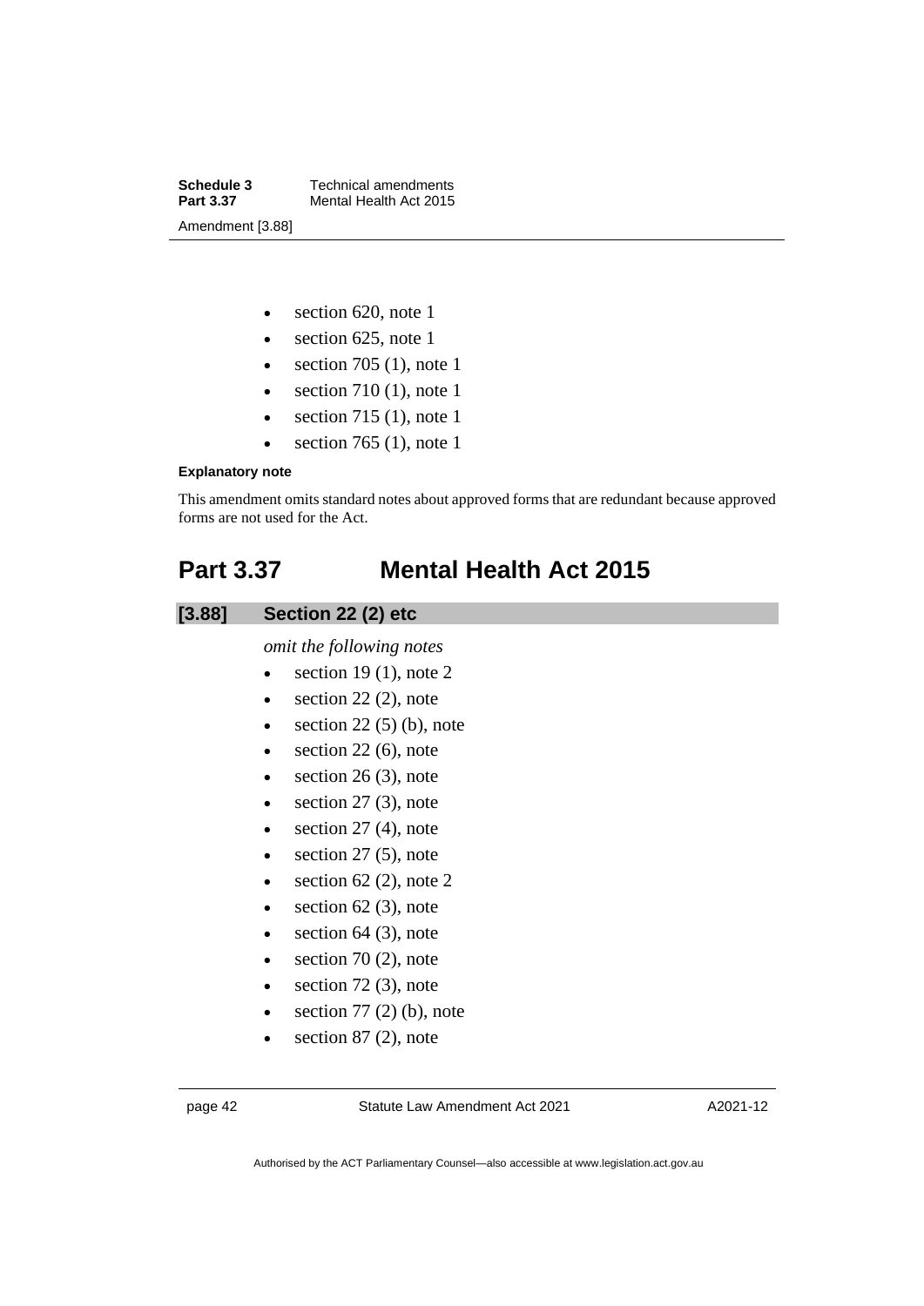- section 620, note 1
- section 625, note 1
- section 705 (1), note 1
- section 710 (1), note 1
- section 715 (1), note 1
- section 765 (1), note 1

**Explanatory note**

This amendment omits standard notes about approved forms that are redundant because approved forms are not used for the Act.

# Part 3.37 Mental Health Act 2015

## [3.88] Section 22 (2) etc

*omit the following notes*

- section 19 (1), note 2
- section 22 (2), note
- section 22 (5) (b), note
- section 22 (6), note
- section 26 (3), note
- section 27 (3), note
- section 27 (4), note
- section 27 (5), note
- section 62 (2), note 2
- section 62 (3), note
- section 64 (3), note
- section 70 (2), note
- section 72 (3), note
- section 77 (2) (b), note
- section 87 (2), note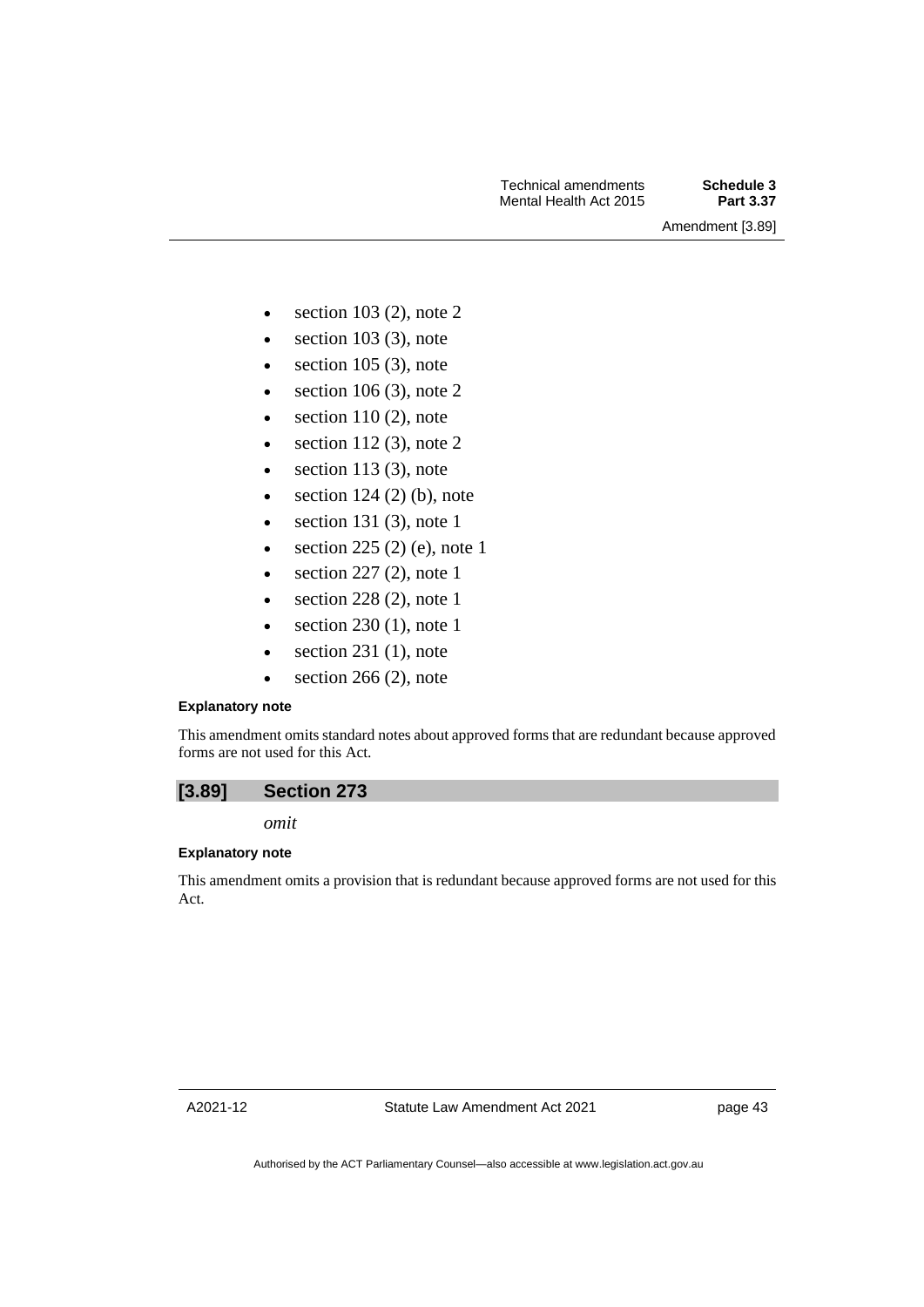- section 103 (2), note 2
- section 103 (3), note
- section 105 (3), note
- section 106 (3), note 2
- section 110 (2), note
- section 112 (3), note 2
- section 113 (3), note
- section 124 (2) (b), note
- section 131 (3), note 1
- section 225 (2) (e), note 1
- section 227 (2), note 1
- section 228 (2), note 1
- section 230 (1), note 1
- section 231 (1), note
- section 266 (2), note

**Explanatory note**

This amendment omits standard notes about approved forms that are redundant because approved forms are not used for this Act.

## [3.89] Section 273

*omit*

**Explanatory note**

This amendment omits a provision that is redundant because approved forms are not used for this Act.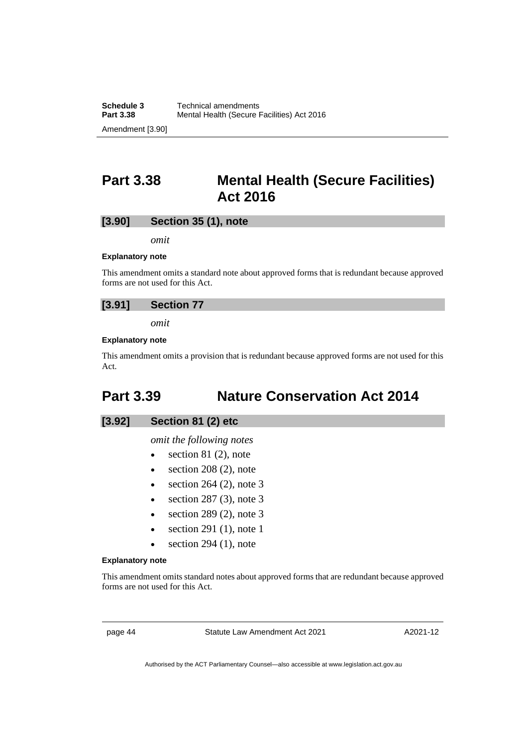## Part 3.38 Mental Health (Secure Facilities) Act 2016

### [3.90] Section 35 (1), note

*omit*

**Explanatory note**

This amendment omits a standard note about approved forms that is redundant because approved forms are not used for this Act.

### [3.91] Section 77

*omit*

**Explanatory note**

This amendment omits a provision that is redundant because approved forms are not used for this Act.

## Part 3.39 Nature Conservation Act 2014

### [3.92] Section 81 (2) etc

*omit the following notes*

- section 81 (2), note
- section 208 (2), note
- section 264 (2), note 3
- section 287 (3), note 3
- section 289 (2), note 3
- section 291 (1), note 1
- section 294 (1), note

**Explanatory note**

This amendment omits standard notes about approved forms that are redundant because approved forms are not used for this Act.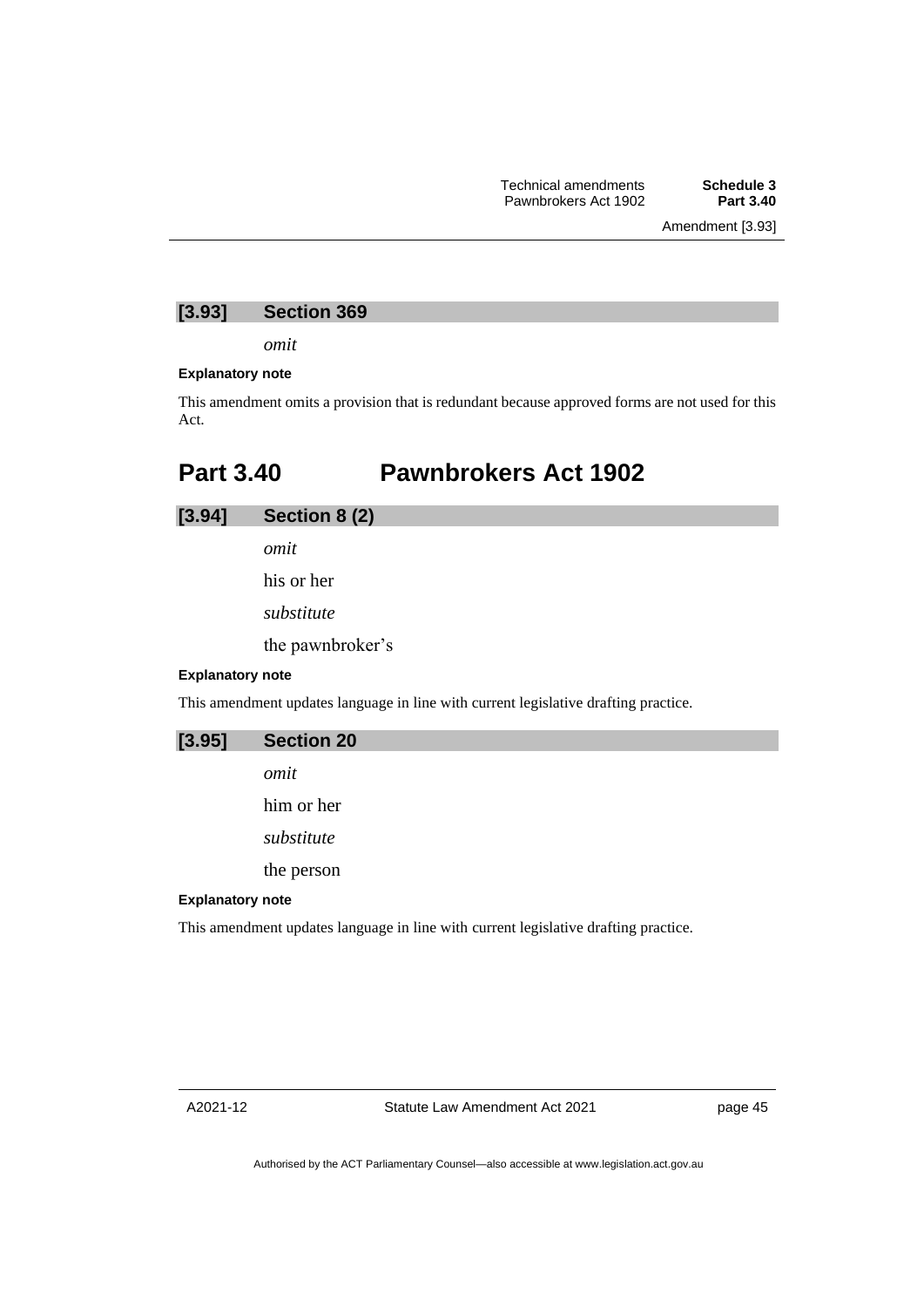### [3.93] Section 369

*omit*

**Explanatory note**

This amendment omits a provision that is redundant because approved forms are not used for this Act.

## Part 3.40 Pawnbrokers Act 1902

### [3.94] Section 8 (2)

*omit*

his or her

*substitute*

the pawnbroker’s

**Explanatory note**

This amendment updates language in line with current legislative drafting practice.

### [3.95] Section 20

*omit*

him or her

*substitute*

the person

**Explanatory note**

This amendment updates language in line with current legislative drafting practice.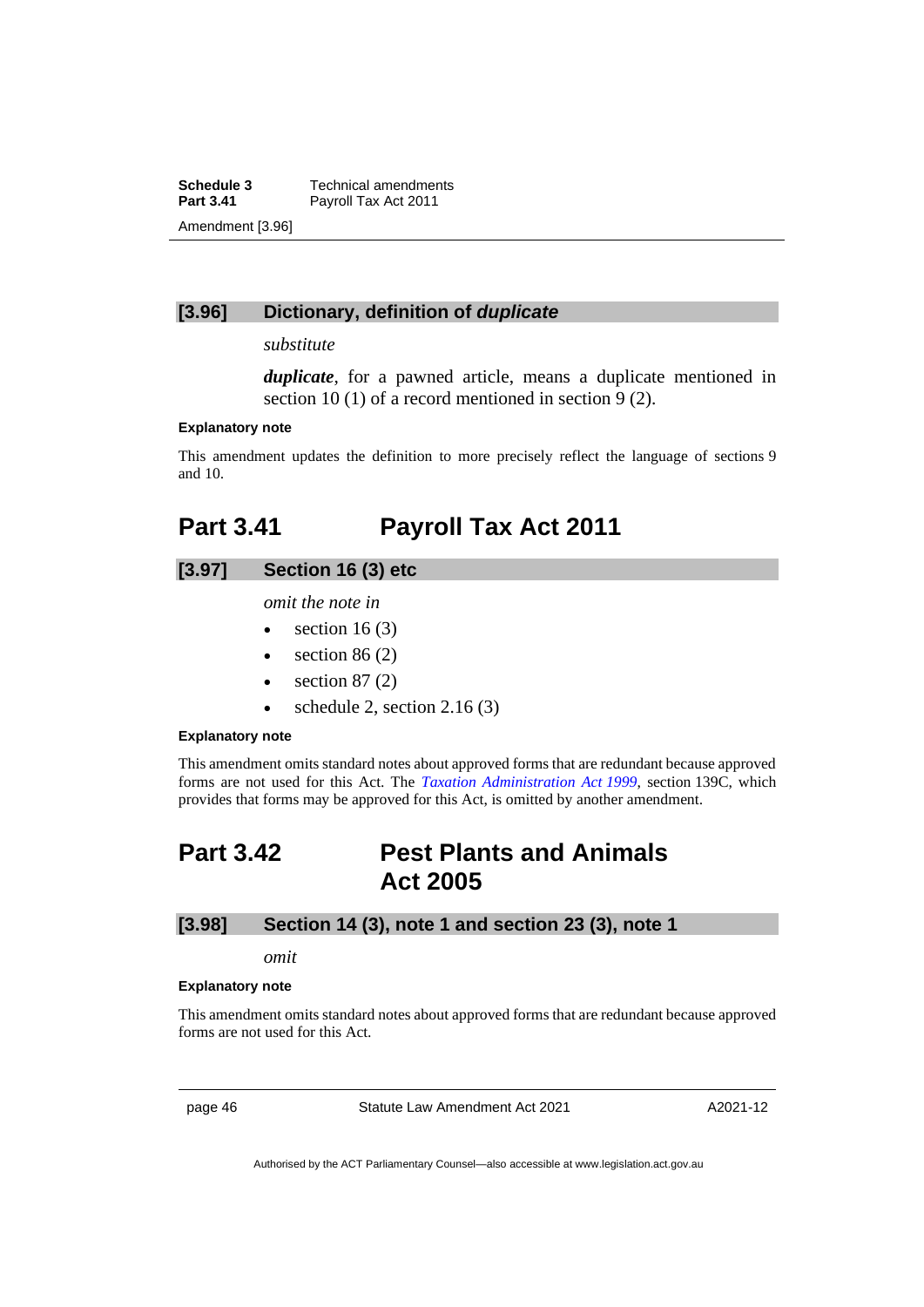### [3.96] Dictionary, definition of *duplicate*

*substitute*

***duplicate***, for a pawned article, means a duplicate mentioned in section 10 (1) of a record mentioned in section 9 (2).

**Explanatory note**

This amendment updates the definition to more precisely reflect the language of sections 9 and 10.

## Part 3.41 Payroll Tax Act 2011

### [3.97] Section 16 (3) etc

*omit the note in*

- section 16 (3)
- section 86 (2)
- section 87 (2)
- schedule 2, section 2.16 (3)

**Explanatory note**

This amendment omits standard notes about approved forms that are redundant because approved forms are not used for this Act. The *Taxation Administration Act 1999*, section 139C, which provides that forms may be approved for this Act, is omitted by another amendment.

## Part 3.42 Pest Plants and Animals Act 2005

### [3.98] Section 14 (3), note 1 and section 23 (3), note 1

*omit*

**Explanatory note**

This amendment omits standard notes about approved forms that are redundant because approved forms are not used for this Act.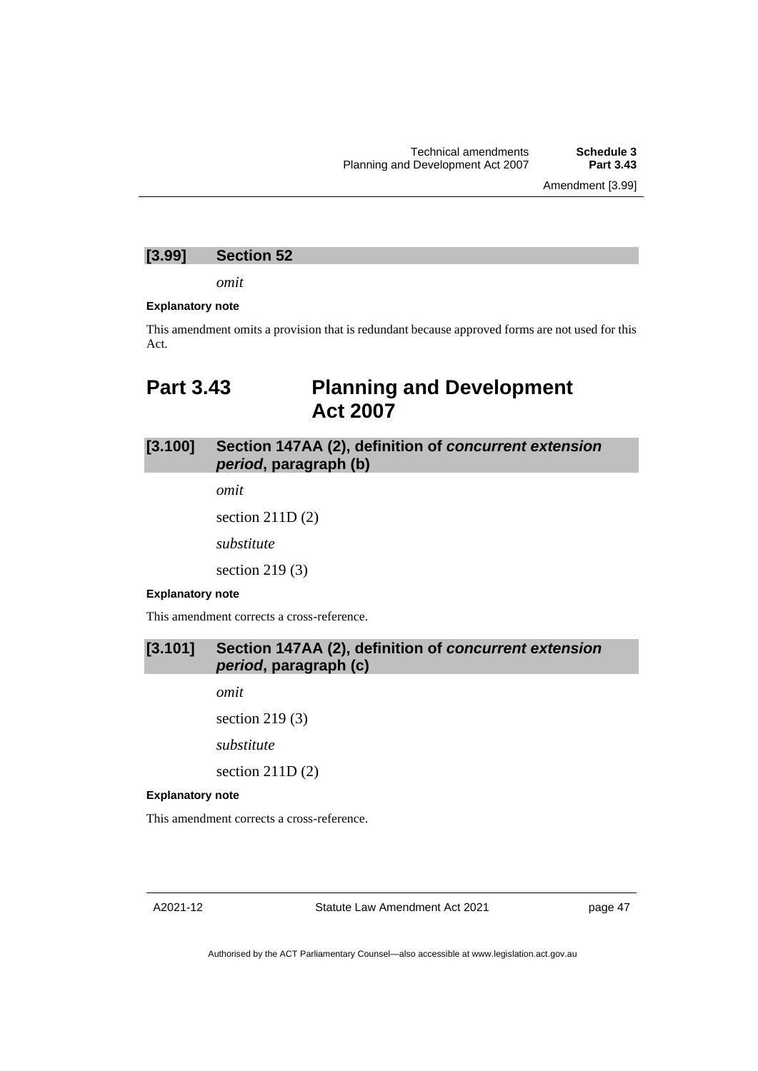### [3.99] Section 52

*omit*

**Explanatory note**

This amendment omits a provision that is redundant because approved forms are not used for this Act.

## Part 3.43 Planning and Development Act 2007

### [3.100] Section 147AA (2), definition of *concurrent extension period*, paragraph (b)

*omit*

section 211D (2)

*substitute*

section 219 (3)

**Explanatory note**

This amendment corrects a cross-reference.

### [3.101] Section 147AA (2), definition of *concurrent extension period*, paragraph (c)

*omit*

section 219 (3)

*substitute*

section 211D (2)

**Explanatory note**

This amendment corrects a cross-reference.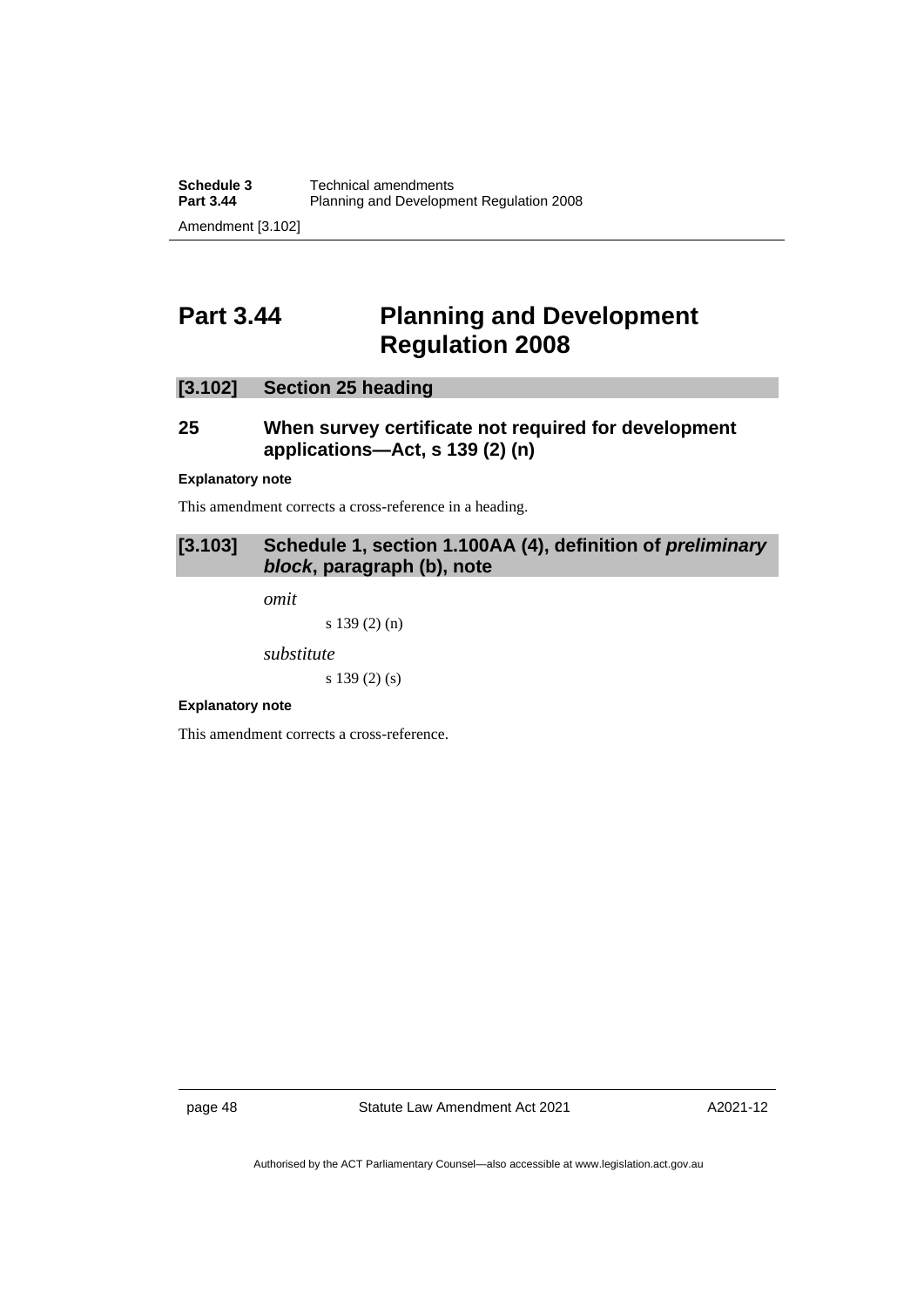# Part 3.44 Planning and Development Regulation 2008

## [3.102] Section 25 heading

### 25 When survey certificate not required for development applications—Act, s 139 (2) (n)

**Explanatory note**

This amendment corrects a cross-reference in a heading.

## [3.103] Schedule 1, section 1.100AA (4), definition of ***preliminary block***, paragraph (b), note

*omit*

s 139 (2) (n)

*substitute*

s 139 (2) (s)

**Explanatory note**

This amendment corrects a cross-reference.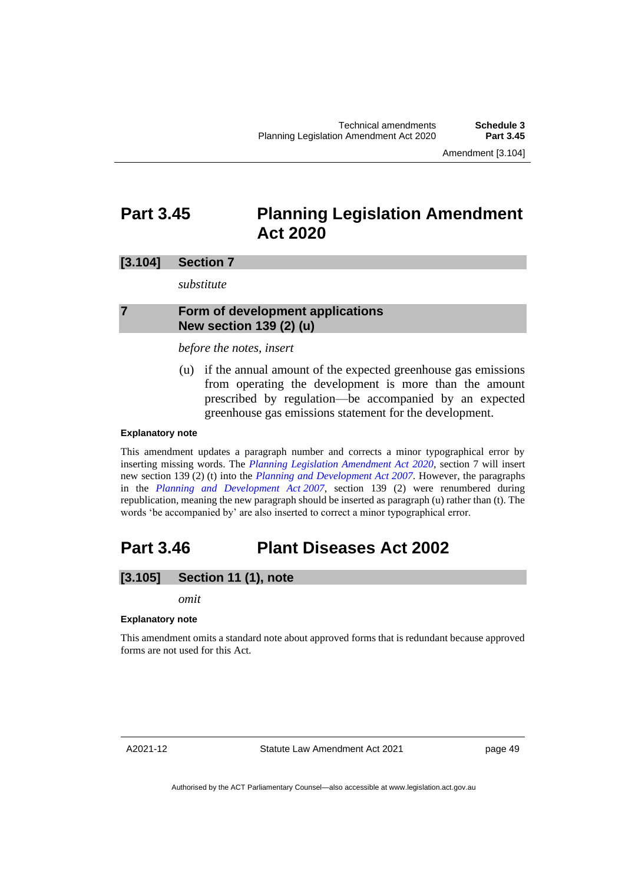## Part 3.45 Planning Legislation Amendment Act 2020

### [3.104] Section 7

*substitute*

### 7 Form of development applications New section 139 (2) (u)

*before the notes, insert*

(u) if the annual amount of the expected greenhouse gas emissions from operating the development is more than the amount prescribed by regulation—be accompanied by an expected greenhouse gas emissions statement for the development.

**Explanatory note**

This amendment updates a paragraph number and corrects a minor typographical error by inserting missing words. The *Planning Legislation Amendment Act 2020*, section 7 will insert new section 139 (2) (t) into the *Planning and Development Act 2007*. However, the paragraphs in the *Planning and Development Act 2007*, section 139 (2) were renumbered during republication, meaning the new paragraph should be inserted as paragraph (u) rather than (t). The words 'be accompanied by' are also inserted to correct a minor typographical error.

## Part 3.46 Plant Diseases Act 2002

### [3.105] Section 11 (1), note

*omit*

**Explanatory note**

This amendment omits a standard note about approved forms that is redundant because approved forms are not used for this Act.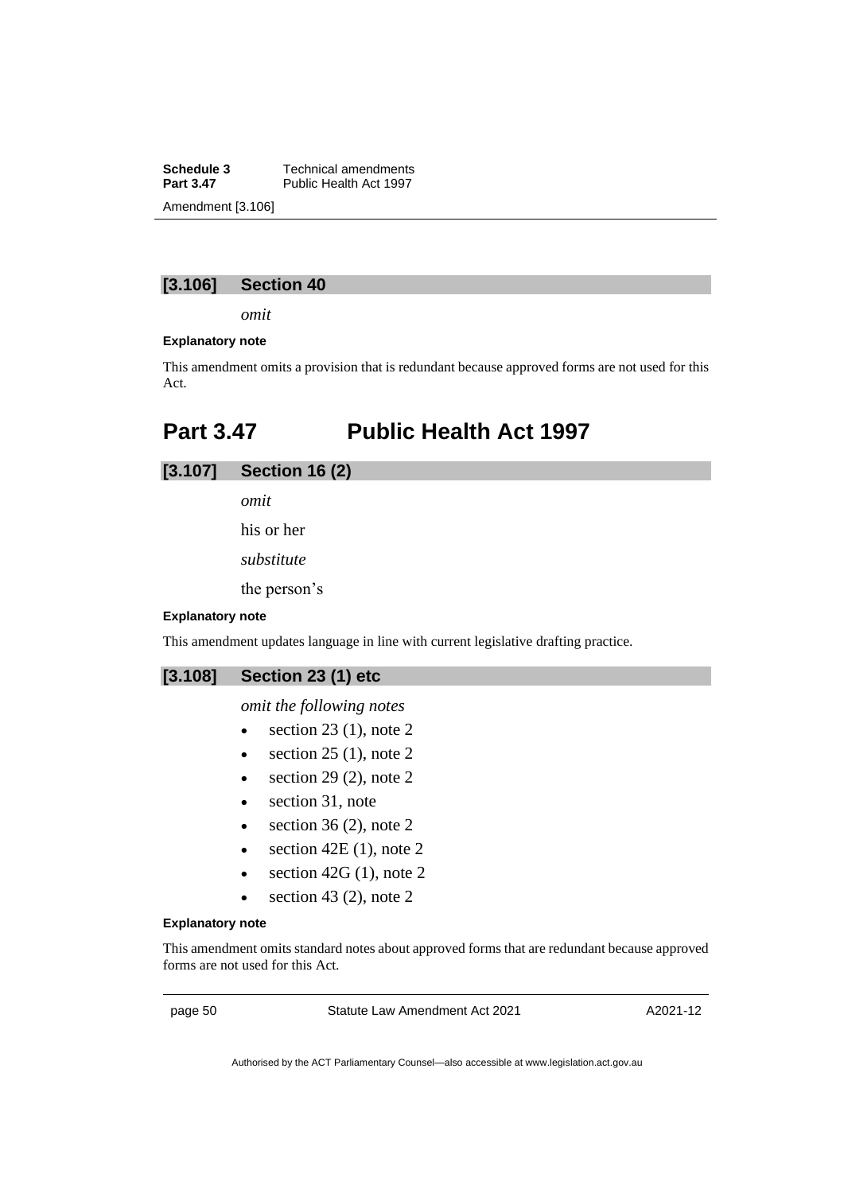### [3.106] Section 40

*omit*

**Explanatory note**

This amendment omits a provision that is redundant because approved forms are not used for this Act.

## Part 3.47 Public Health Act 1997

### [3.107] Section 16 (2)

*omit*

his or her

*substitute*

the person's

**Explanatory note**

This amendment updates language in line with current legislative drafting practice.

### [3.108] Section 23 (1) etc

*omit the following notes*

- section 23 (1), note 2
- section 25 (1), note 2
- section 29 (2), note 2
- section 31, note
- section 36 (2), note 2
- section 42E (1), note 2
- section 42G (1), note 2
- section 43 (2), note 2

**Explanatory note**

This amendment omits standard notes about approved forms that are redundant because approved forms are not used for this Act.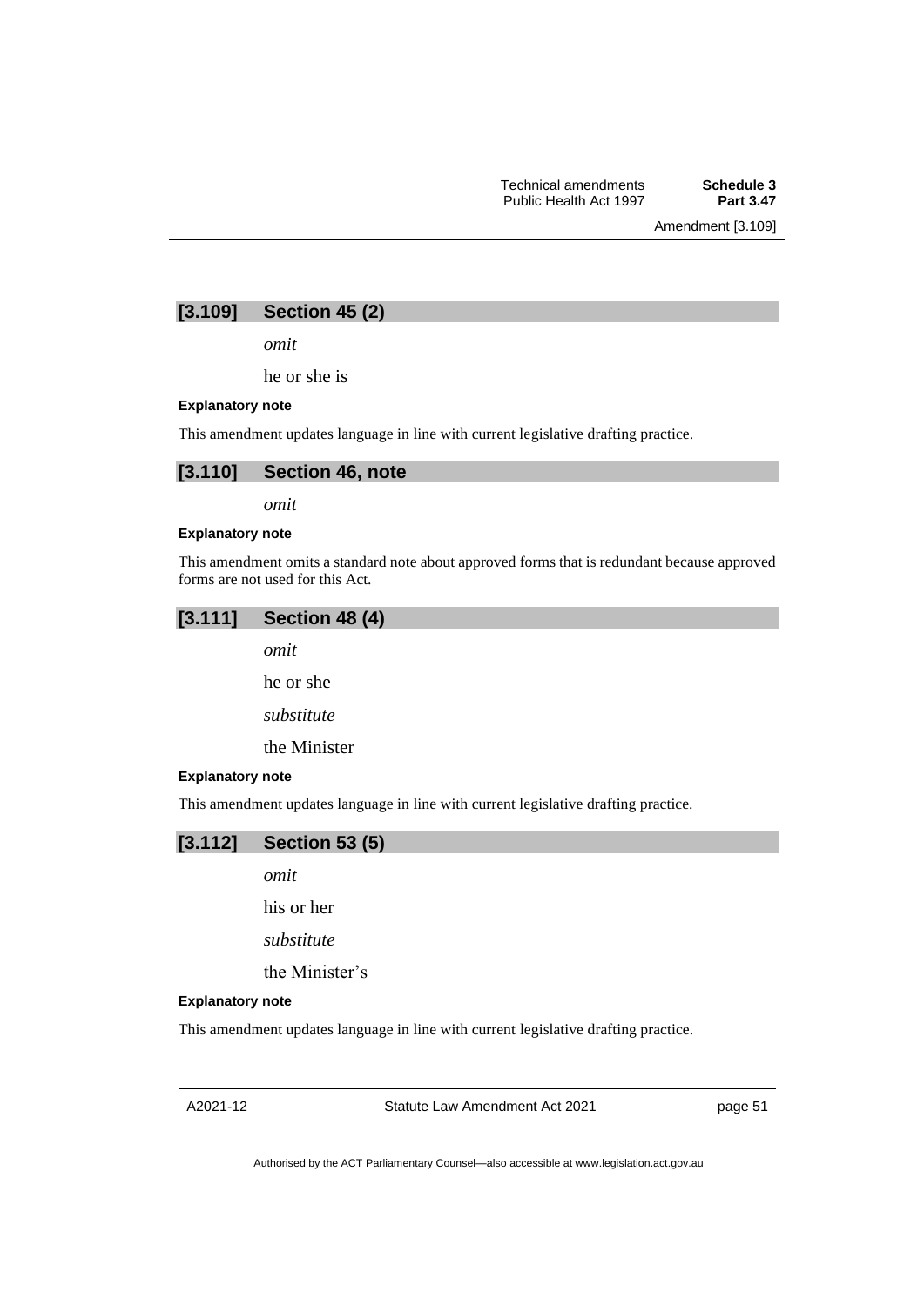### [3.109] Section 45 (2)

*omit*

he or she is

**Explanatory note**

This amendment updates language in line with current legislative drafting practice.

### [3.110] Section 46, note

*omit*

**Explanatory note**

This amendment omits a standard note about approved forms that is redundant because approved forms are not used for this Act.

### [3.111] Section 48 (4)

*omit*

he or she

*substitute*

the Minister

**Explanatory note**

This amendment updates language in line with current legislative drafting practice.

### [3.112] Section 53 (5)

*omit*

his or her

*substitute*

the Minister's

**Explanatory note**

This amendment updates language in line with current legislative drafting practice.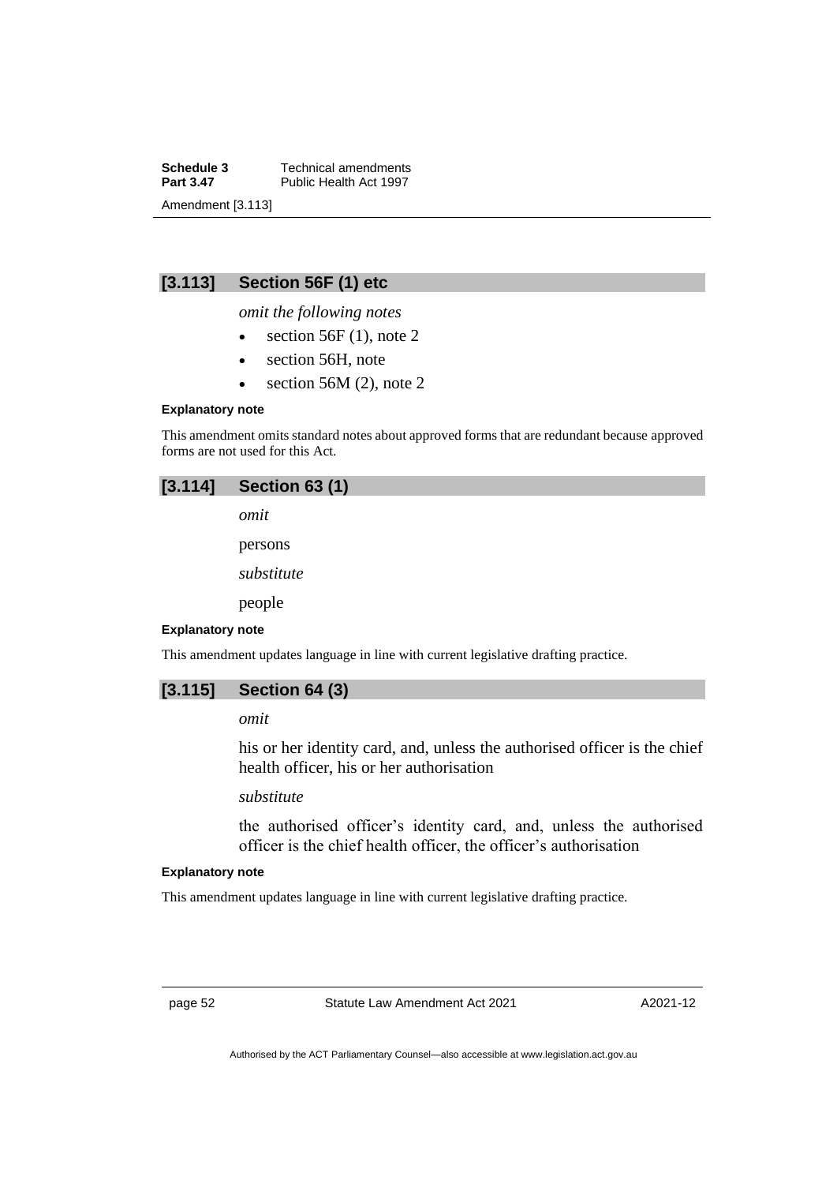### [3.113] Section 56F (1) etc

*omit the following notes*

- section 56F (1), note 2
- section 56H, note
- section 56M (2), note 2

**Explanatory note**

This amendment omits standard notes about approved forms that are redundant because approved forms are not used for this Act.

### [3.114] Section 63 (1)

*omit*

persons

*substitute*

people

**Explanatory note**

This amendment updates language in line with current legislative drafting practice.

### [3.115] Section 64 (3)

*omit*

his or her identity card, and, unless the authorised officer is the chief health officer, his or her authorisation

*substitute*

the authorised officer's identity card, and, unless the authorised officer is the chief health officer, the officer's authorisation

**Explanatory note**

This amendment updates language in line with current legislative drafting practice.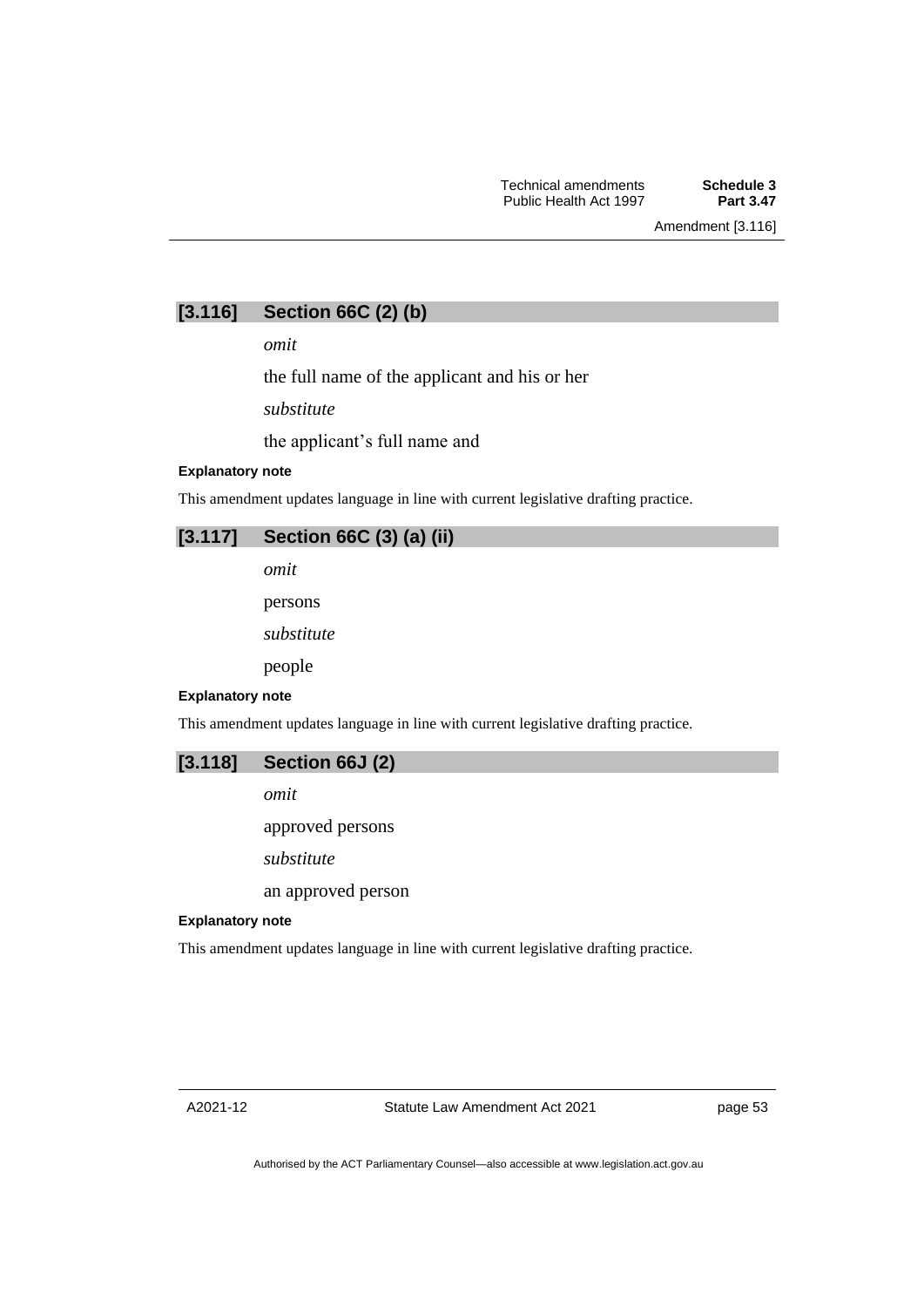## [3.116] Section 66C (2) (b)

*omit*

the full name of the applicant and his or her

*substitute*

the applicant's full name and

**Explanatory note**

This amendment updates language in line with current legislative drafting practice.

## [3.117] Section 66C (3) (a) (ii)

*omit*

persons

*substitute*

people

**Explanatory note**

This amendment updates language in line with current legislative drafting practice.

## [3.118] Section 66J (2)

*omit*

approved persons

*substitute*

an approved person

**Explanatory note**

This amendment updates language in line with current legislative drafting practice.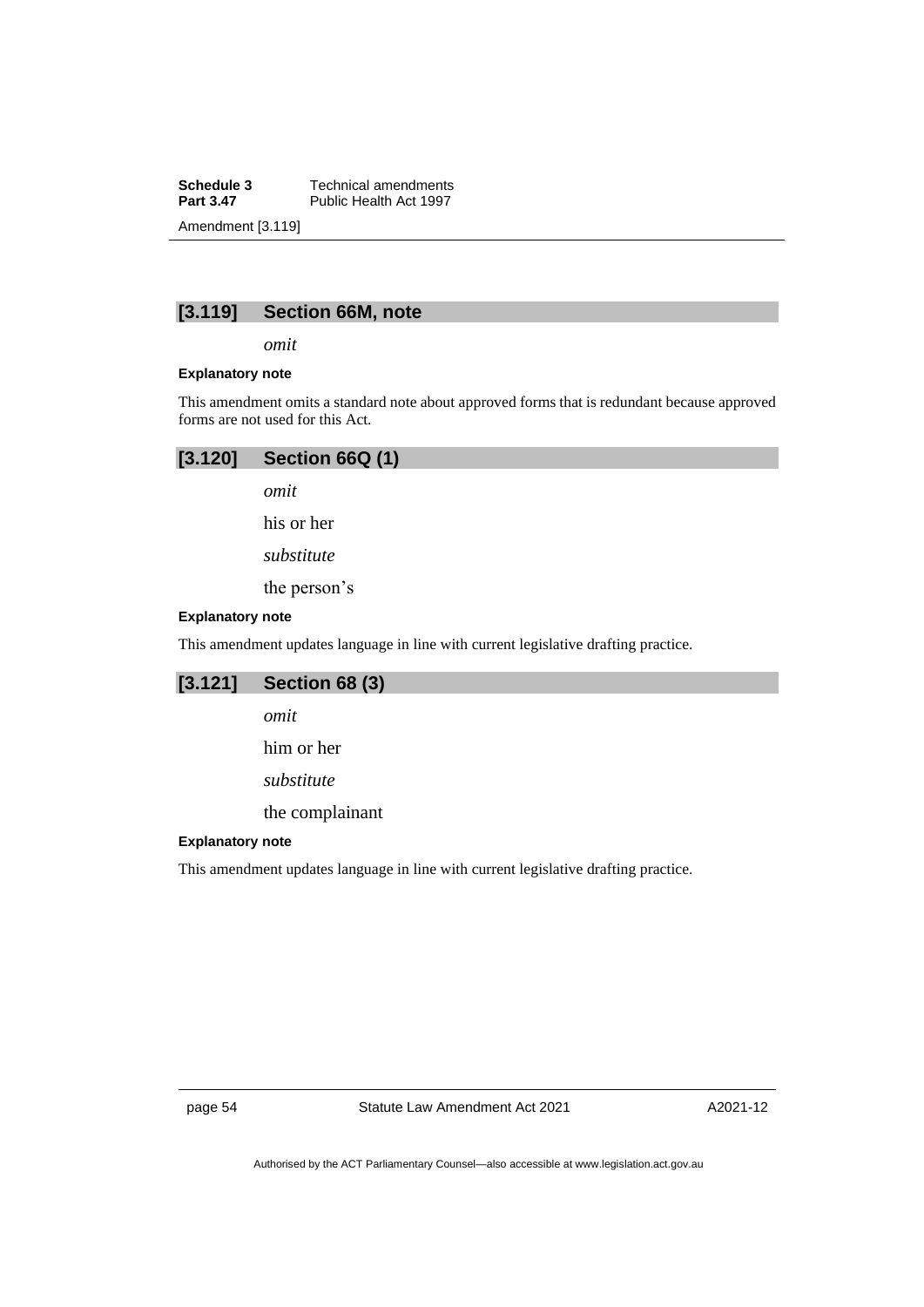## [3.119] Section 66M, note

*omit*

**Explanatory note**

This amendment omits a standard note about approved forms that is redundant because approved forms are not used for this Act.

## [3.120] Section 66Q (1)

*omit*

his or her

*substitute*

the person's

**Explanatory note**

This amendment updates language in line with current legislative drafting practice.

## [3.121] Section 68 (3)

*omit*

him or her

*substitute*

the complainant

**Explanatory note**

This amendment updates language in line with current legislative drafting practice.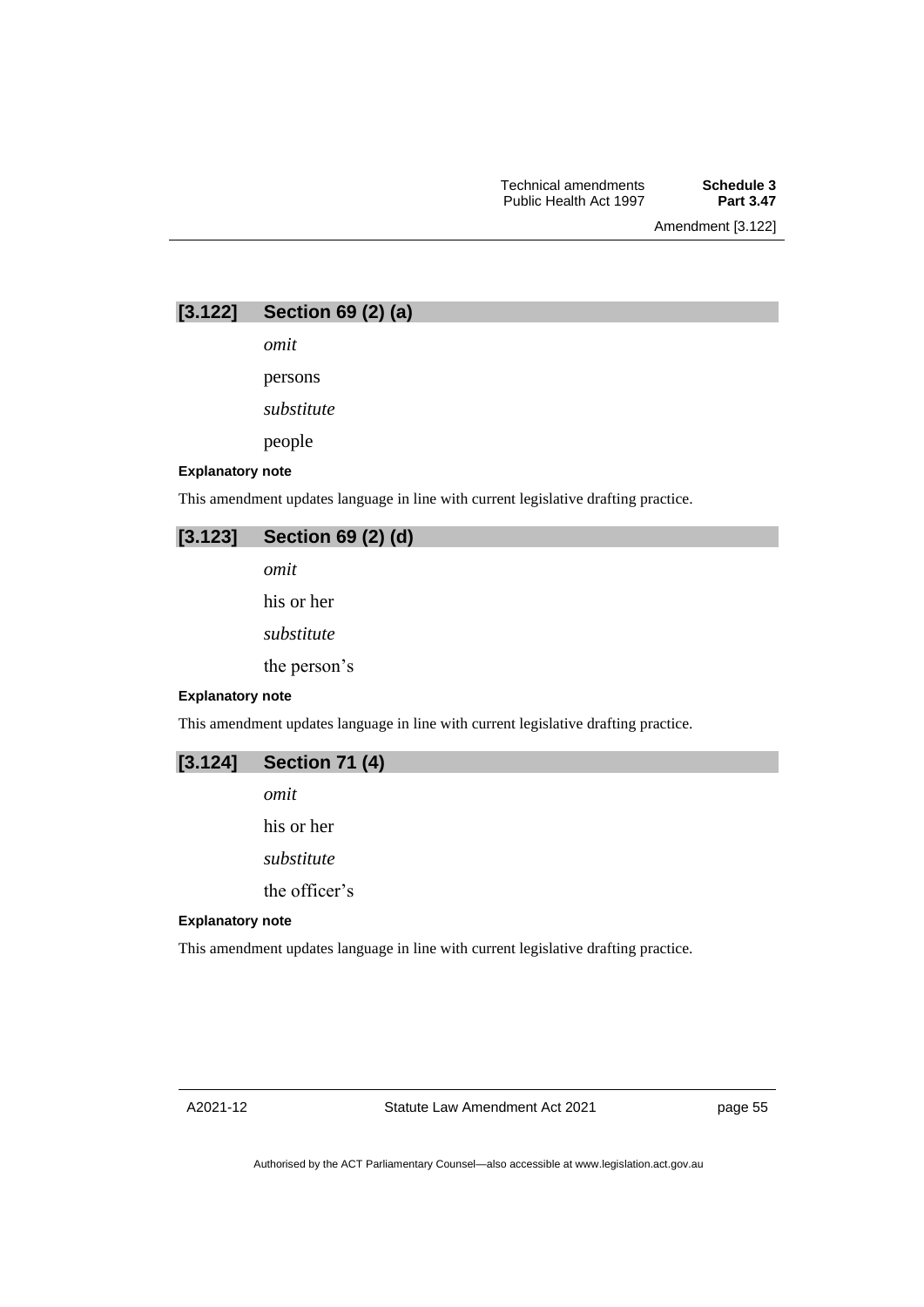## [3.122] Section 69 (2) (a)

*omit*

persons

*substitute*

people

**Explanatory note**

This amendment updates language in line with current legislative drafting practice.

## [3.123] Section 69 (2) (d)

*omit*

his or her

*substitute*

the person's

**Explanatory note**

This amendment updates language in line with current legislative drafting practice.

## [3.124] Section 71 (4)

*omit*

his or her

*substitute*

the officer's

**Explanatory note**

This amendment updates language in line with current legislative drafting practice.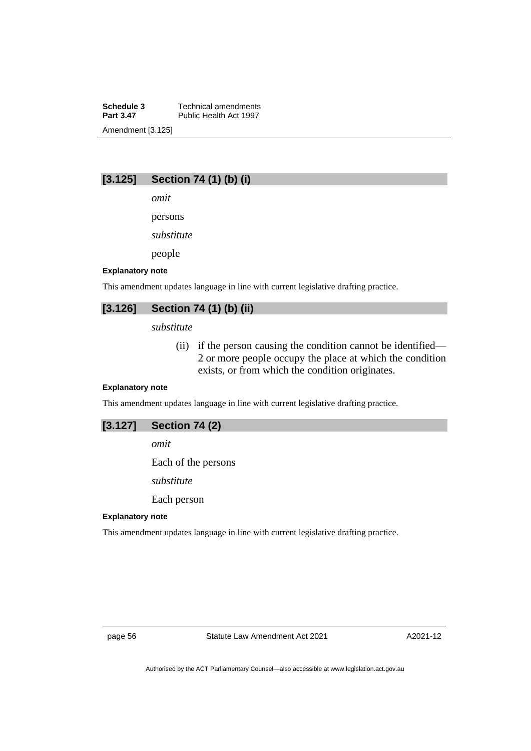## [3.125] Section 74 (1) (b) (i)

*omit*

persons

*substitute*

people

**Explanatory note**

This amendment updates language in line with current legislative drafting practice.

## [3.126] Section 74 (1) (b) (ii)

*substitute*

(ii) if the person causing the condition cannot be identified—2 or more people occupy the place at which the condition exists, or from which the condition originates.

**Explanatory note**

This amendment updates language in line with current legislative drafting practice.

## [3.127] Section 74 (2)

*omit*

Each of the persons

*substitute*

Each person

**Explanatory note**

This amendment updates language in line with current legislative drafting practice.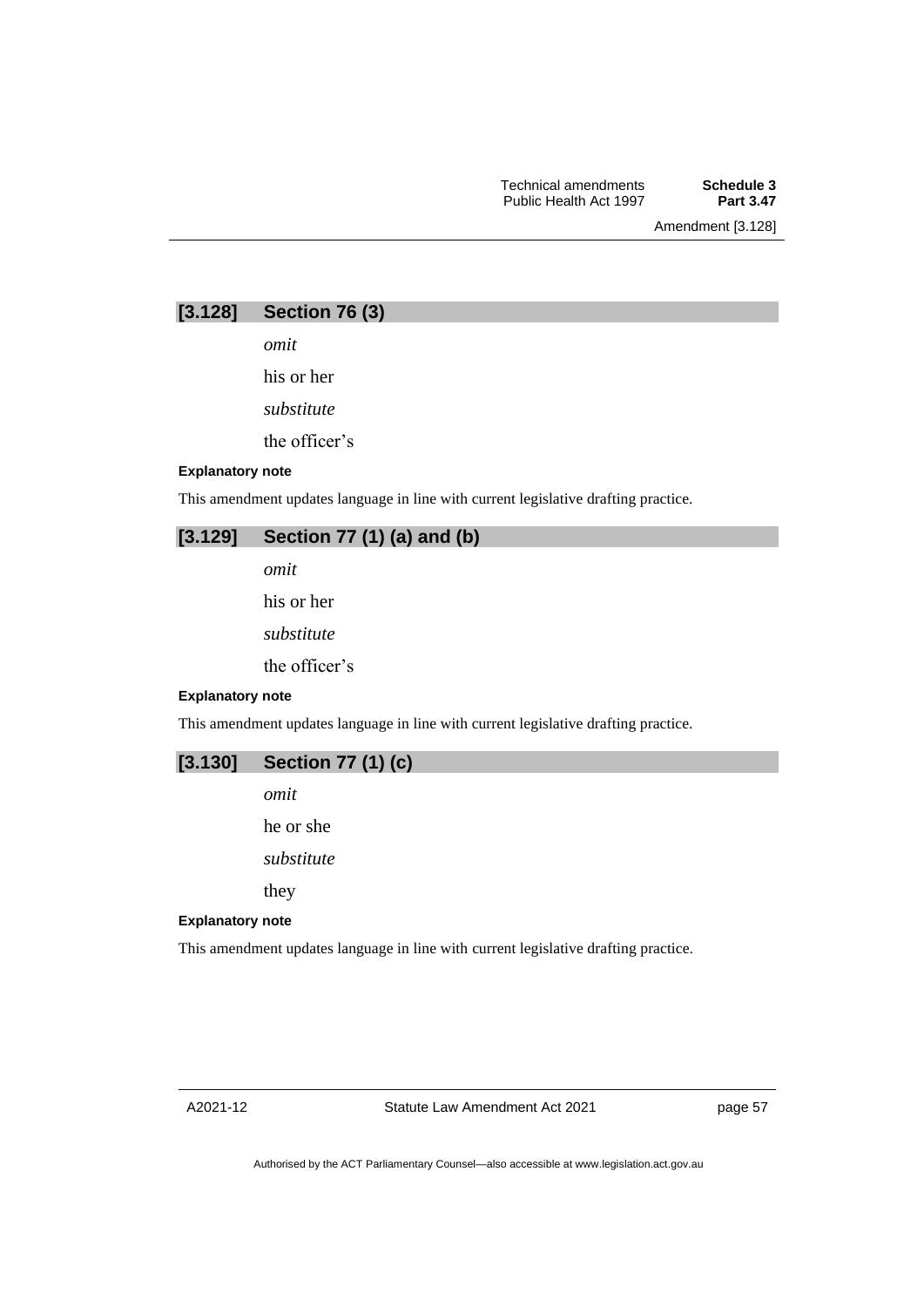## [3.128] Section 76 (3)

*omit*

his or her

*substitute*

the officer's

**Explanatory note**

This amendment updates language in line with current legislative drafting practice.

## [3.129] Section 77 (1) (a) and (b)

*omit*

his or her

*substitute*

the officer's

**Explanatory note**

This amendment updates language in line with current legislative drafting practice.

## [3.130] Section 77 (1) (c)

*omit*

he or she

*substitute*

they

**Explanatory note**

This amendment updates language in line with current legislative drafting practice.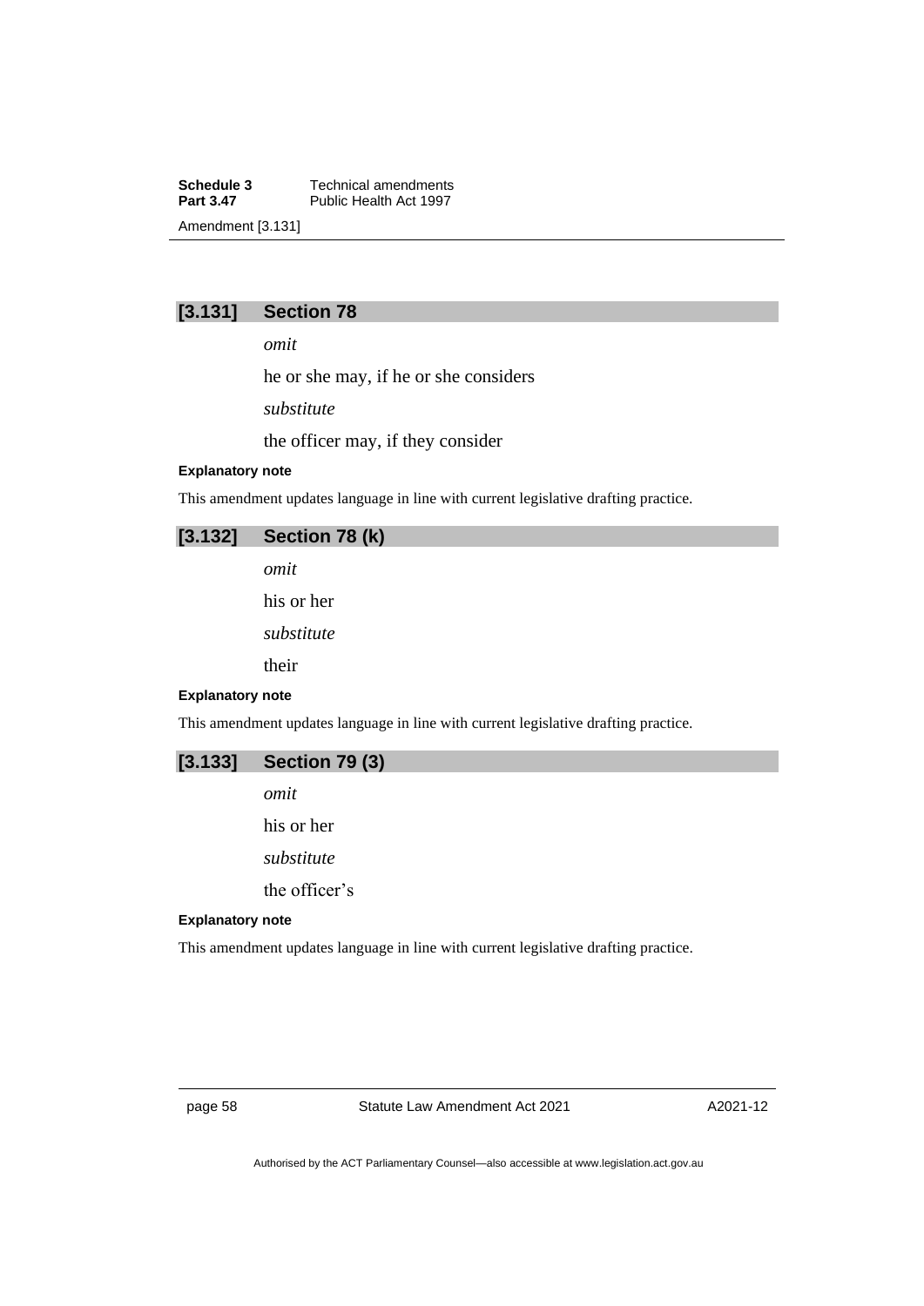### [3.131] Section 78

*omit*

he or she may, if he or she considers

*substitute*

the officer may, if they consider

**Explanatory note**

This amendment updates language in line with current legislative drafting practice.

### [3.132] Section 78 (k)

*omit*

his or her

*substitute*

their

**Explanatory note**

This amendment updates language in line with current legislative drafting practice.

### [3.133] Section 79 (3)

*omit*

his or her

*substitute*

the officer's

**Explanatory note**

This amendment updates language in line with current legislative drafting practice.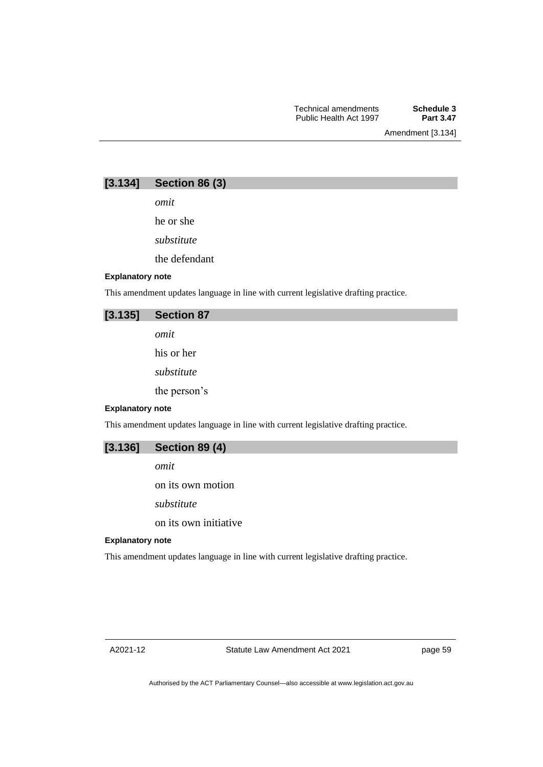### [3.134] Section 86 (3)

*omit*

he or she

*substitute*

the defendant

**Explanatory note**

This amendment updates language in line with current legislative drafting practice.

### [3.135] Section 87

*omit*

his or her

*substitute*

the person's

**Explanatory note**

This amendment updates language in line with current legislative drafting practice.

### [3.136] Section 89 (4)

*omit*

on its own motion

*substitute*

on its own initiative

**Explanatory note**

This amendment updates language in line with current legislative drafting practice.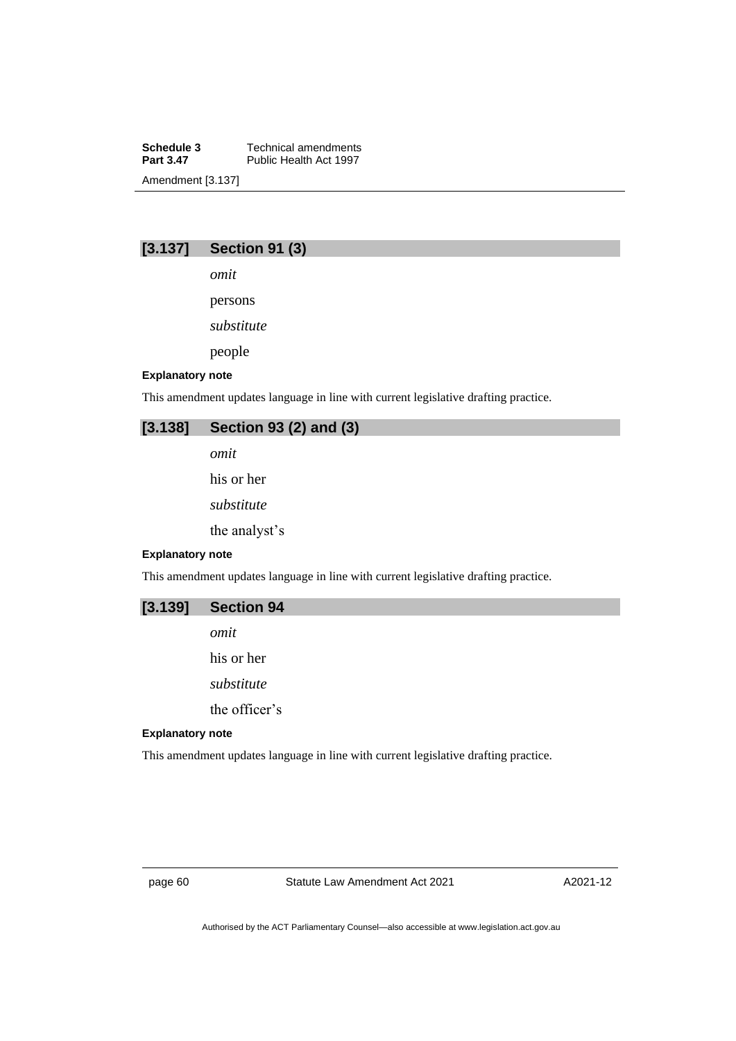## [3.137] Section 91 (3)

*omit*

persons

*substitute*

people

**Explanatory note**

This amendment updates language in line with current legislative drafting practice.

## [3.138] Section 93 (2) and (3)

*omit*

his or her

*substitute*

the analyst's

**Explanatory note**

This amendment updates language in line with current legislative drafting practice.

## [3.139] Section 94

*omit*

his or her

*substitute*

the officer's

**Explanatory note**

This amendment updates language in line with current legislative drafting practice.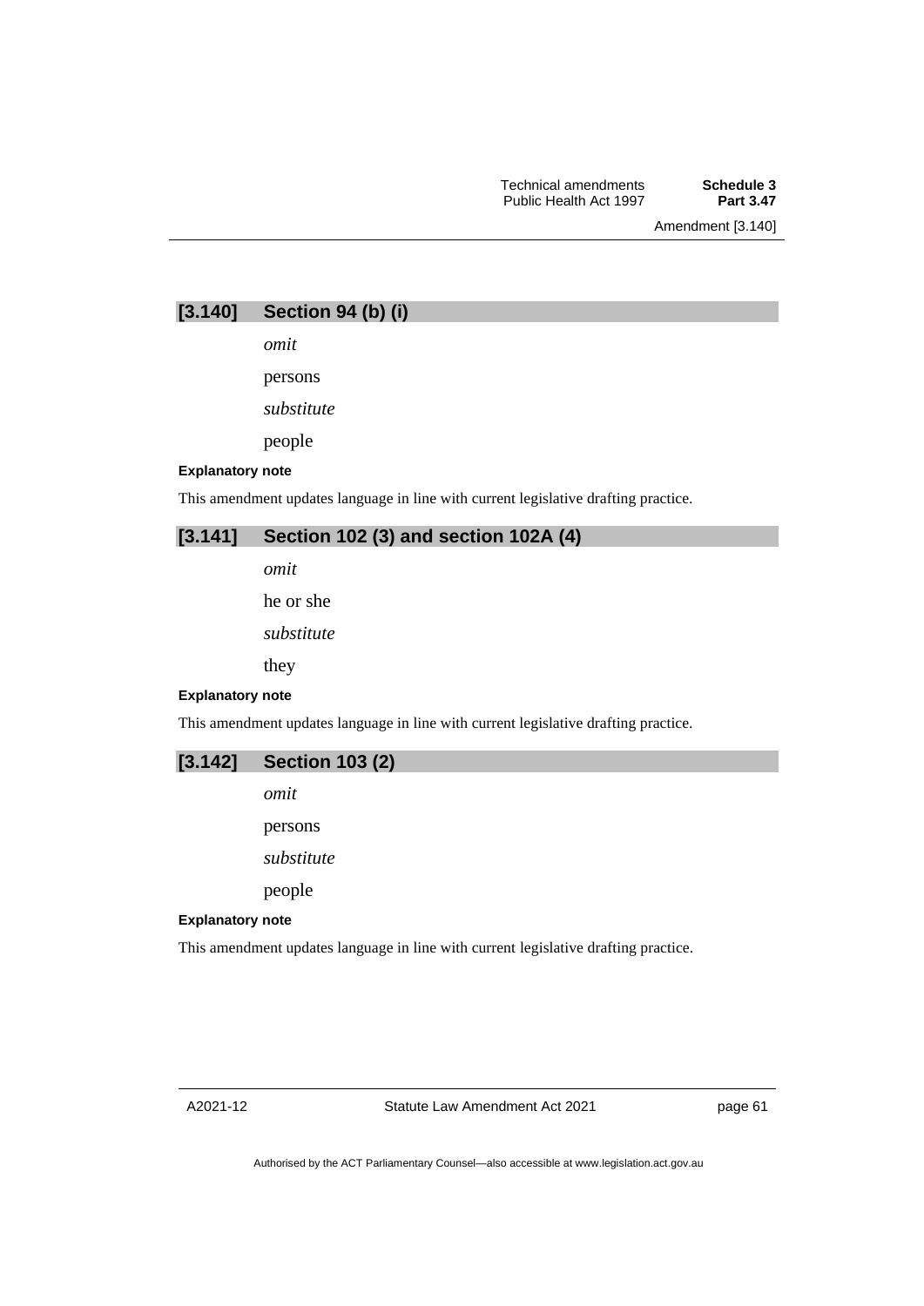## [3.140] Section 94 (b) (i)

*omit*

persons

*substitute*

people

**Explanatory note**

This amendment updates language in line with current legislative drafting practice.

## [3.141] Section 102 (3) and section 102A (4)

*omit*

he or she

*substitute*

they

**Explanatory note**

This amendment updates language in line with current legislative drafting practice.

## [3.142] Section 103 (2)

*omit*

persons

*substitute*

people

**Explanatory note**

This amendment updates language in line with current legislative drafting practice.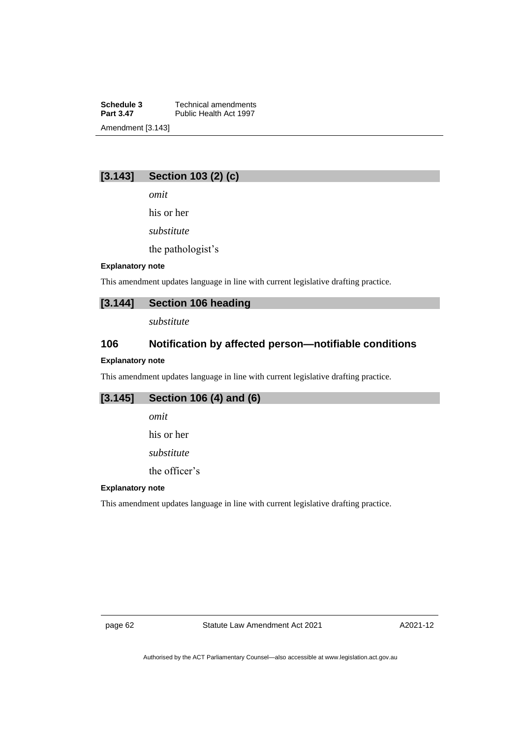## [3.143] Section 103 (2) (c)

*omit*

his or her

*substitute*

the pathologist's

**Explanatory note**

This amendment updates language in line with current legislative drafting practice.

## [3.144] Section 106 heading

*substitute*

### 106 Notification by affected person—notifiable conditions

**Explanatory note**

This amendment updates language in line with current legislative drafting practice.

## [3.145] Section 106 (4) and (6)

*omit*

his or her

*substitute*

the officer's

**Explanatory note**

This amendment updates language in line with current legislative drafting practice.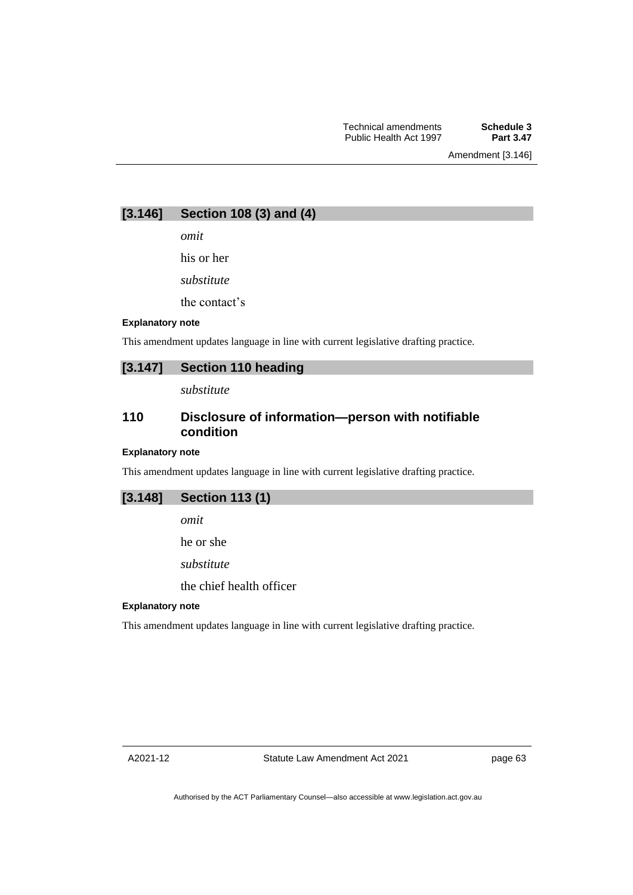## [3.146] Section 108 (3) and (4)

*omit*

his or her

*substitute*

the contact's

**Explanatory note**

This amendment updates language in line with current legislative drafting practice.

## [3.147] Section 110 heading

*substitute*

### 110 Disclosure of information—person with notifiable condition

**Explanatory note**

This amendment updates language in line with current legislative drafting practice.

## [3.148] Section 113 (1)

*omit*

he or she

*substitute*

the chief health officer

**Explanatory note**

This amendment updates language in line with current legislative drafting practice.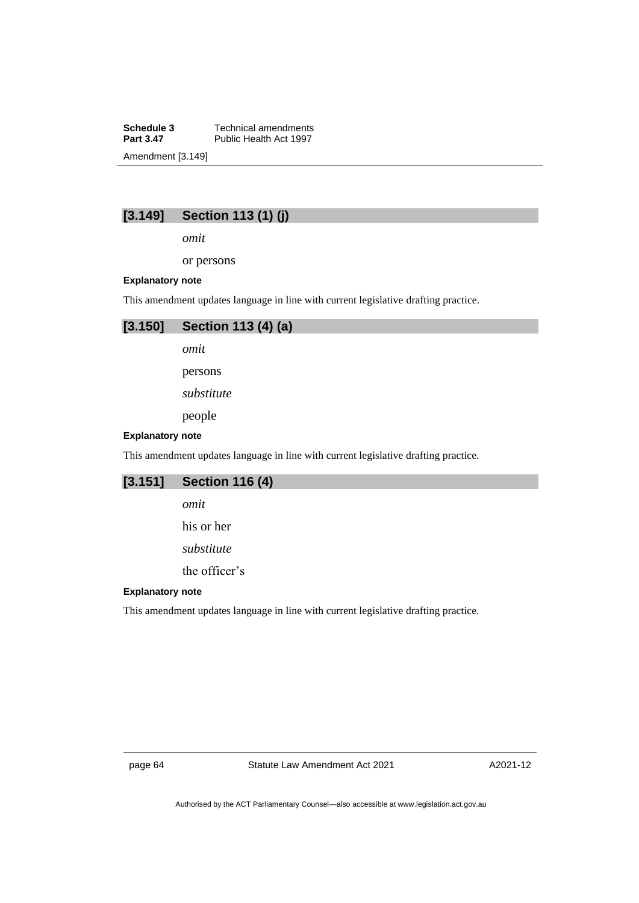## [3.149] Section 113 (1) (j)

*omit*

or persons

**Explanatory note**

This amendment updates language in line with current legislative drafting practice.

## [3.150] Section 113 (4) (a)

*omit*

persons

*substitute*

people

**Explanatory note**

This amendment updates language in line with current legislative drafting practice.

## [3.151] Section 116 (4)

*omit*

his or her

*substitute*

the officer's

**Explanatory note**

This amendment updates language in line with current legislative drafting practice.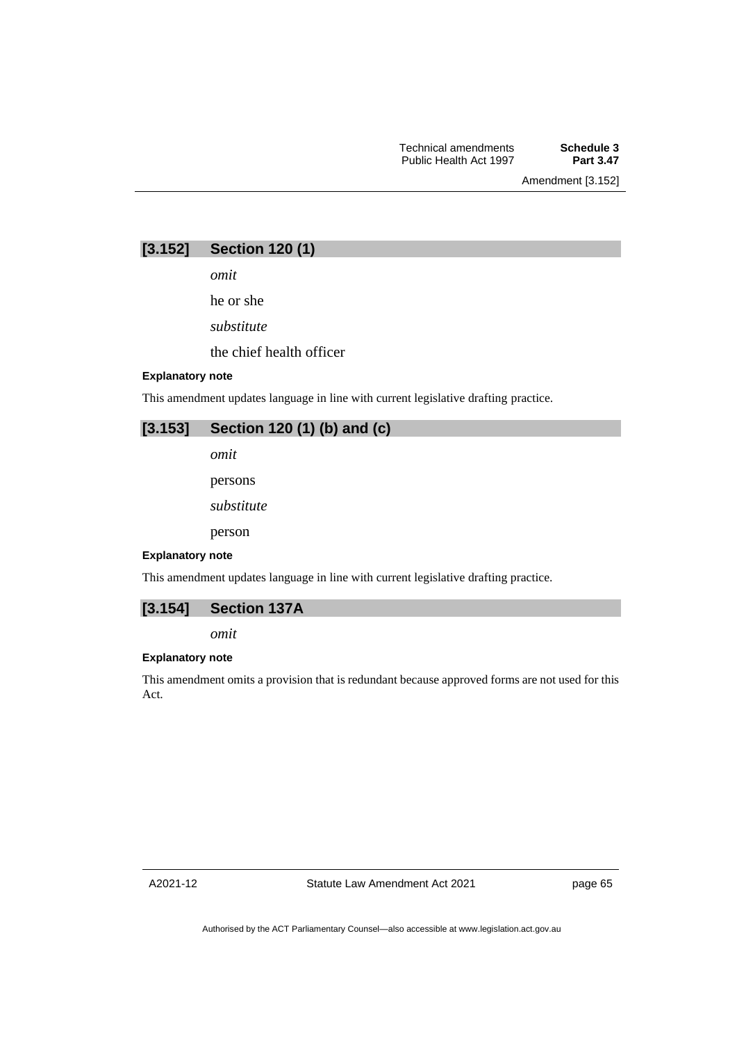## [3.152] Section 120 (1)

*omit*

he or she

*substitute*

the chief health officer

**Explanatory note**

This amendment updates language in line with current legislative drafting practice.

## [3.153] Section 120 (1) (b) and (c)

*omit*

persons

*substitute*

person

**Explanatory note**

This amendment updates language in line with current legislative drafting practice.

## [3.154] Section 137A

*omit*

**Explanatory note**

This amendment omits a provision that is redundant because approved forms are not used for this Act.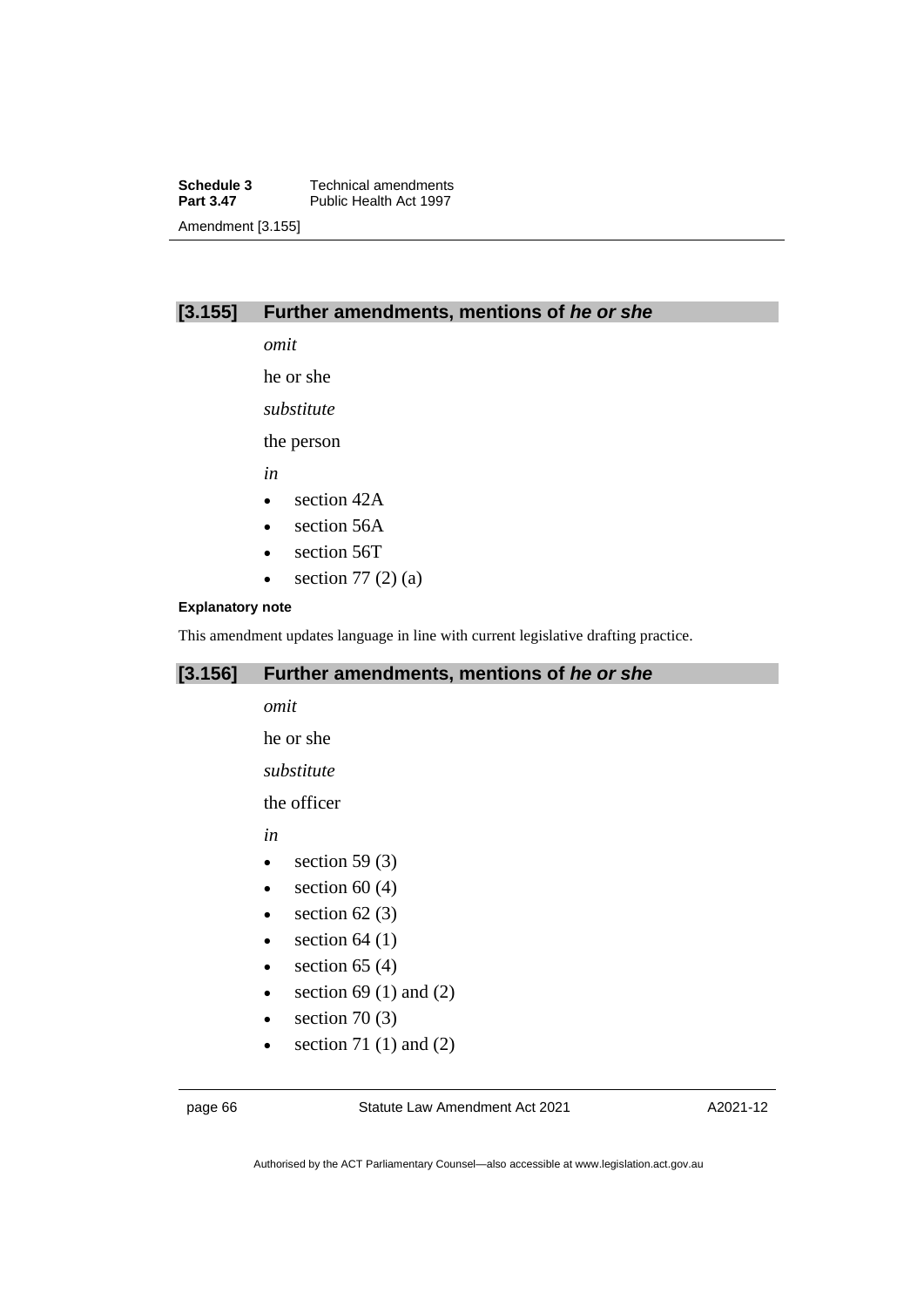## [3.155] Further amendments, mentions of *he or she*

*omit*

he or she

*substitute*

the person

*in*

- section 42A
- section 56A
- section 56T
- section 77 (2) (a)

**Explanatory note**

This amendment updates language in line with current legislative drafting practice.

## [3.156] Further amendments, mentions of *he or she*

*omit*

he or she

*substitute*

the officer

*in*

- section 59 (3)
- section 60 (4)
- section 62 (3)
- section 64 (1)
- section 65 (4)
- section 69 (1) and (2)
- section 70 (3)
- section 71 (1) and (2)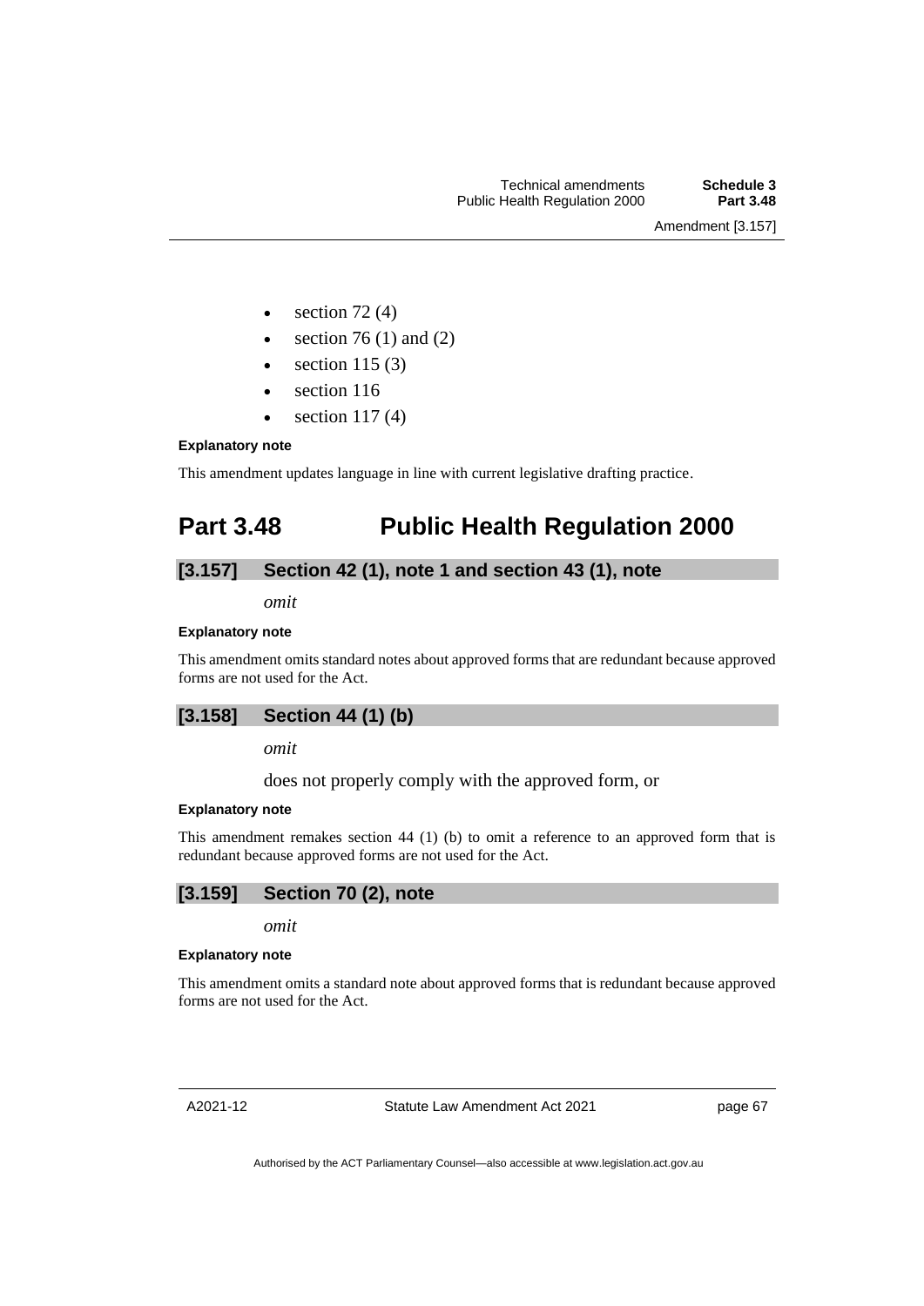- section 72 (4)
- section 76 (1) and (2)
- section 115 (3)
- section 116
- section 117 (4)

**Explanatory note**

This amendment updates language in line with current legislative drafting practice.

# Part 3.48 Public Health Regulation 2000

## [3.157] Section 42 (1), note 1 and section 43 (1), note

*omit*

**Explanatory note**

This amendment omits standard notes about approved forms that are redundant because approved forms are not used for the Act.

## [3.158] Section 44 (1) (b)

*omit*

does not properly comply with the approved form, or

**Explanatory note**

This amendment remakes section 44 (1) (b) to omit a reference to an approved form that is redundant because approved forms are not used for the Act.

## [3.159] Section 70 (2), note

*omit*

**Explanatory note**

This amendment omits a standard note about approved forms that is redundant because approved forms are not used for the Act.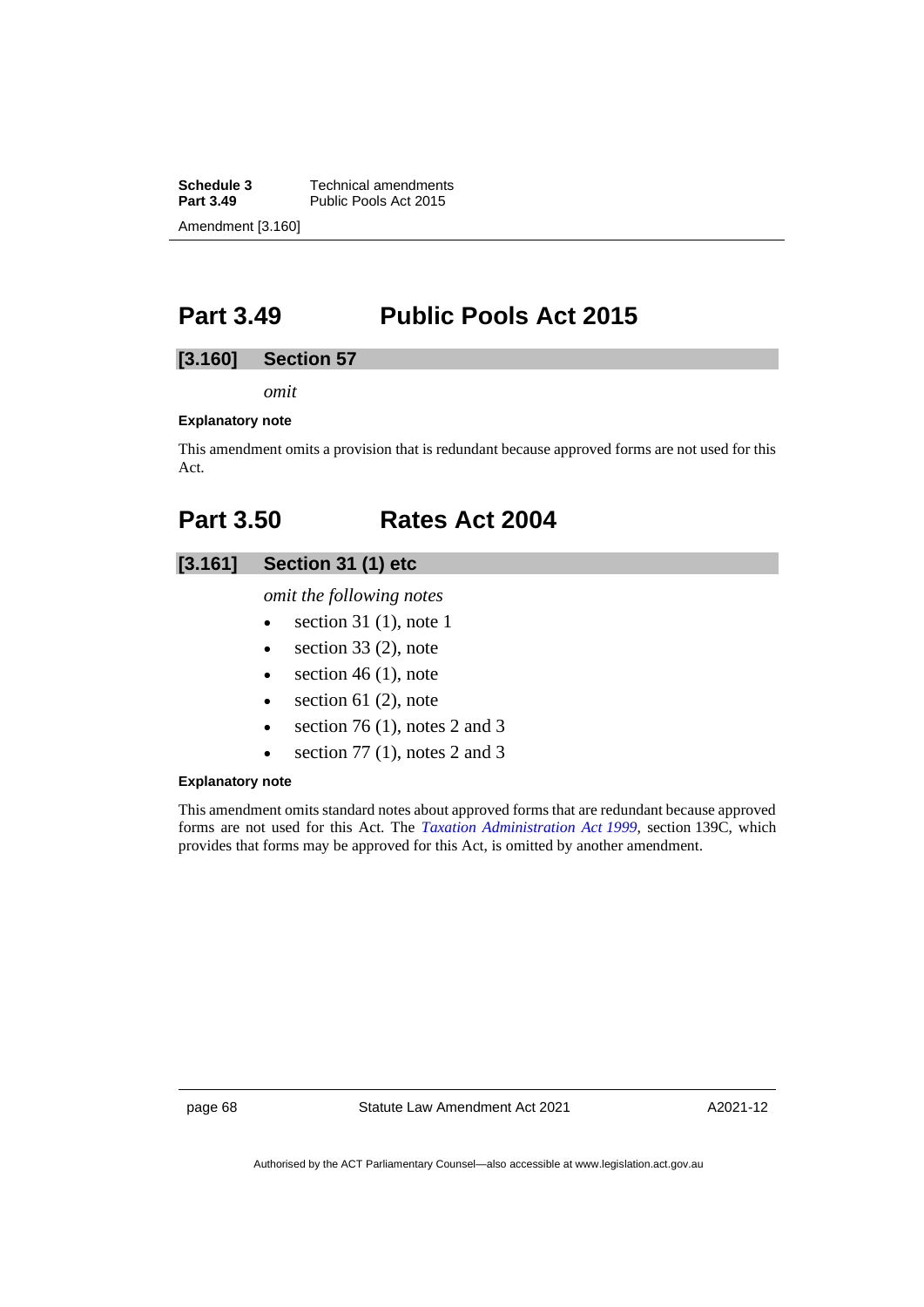## Part 3.49 Public Pools Act 2015

### [3.160] Section 57

*omit*

**Explanatory note**

This amendment omits a provision that is redundant because approved forms are not used for this Act.

## Part 3.50 Rates Act 2004

### [3.161] Section 31 (1) etc

*omit the following notes*

- section 31 (1), note 1
- section 33 (2), note
- section 46 (1), note
- section 61 (2), note
- section 76 (1), notes 2 and 3
- section 77 (1), notes 2 and 3

**Explanatory note**

This amendment omits standard notes about approved forms that are redundant because approved forms are not used for this Act. The *Taxation Administration Act 1999*, section 139C, which provides that forms may be approved for this Act, is omitted by another amendment.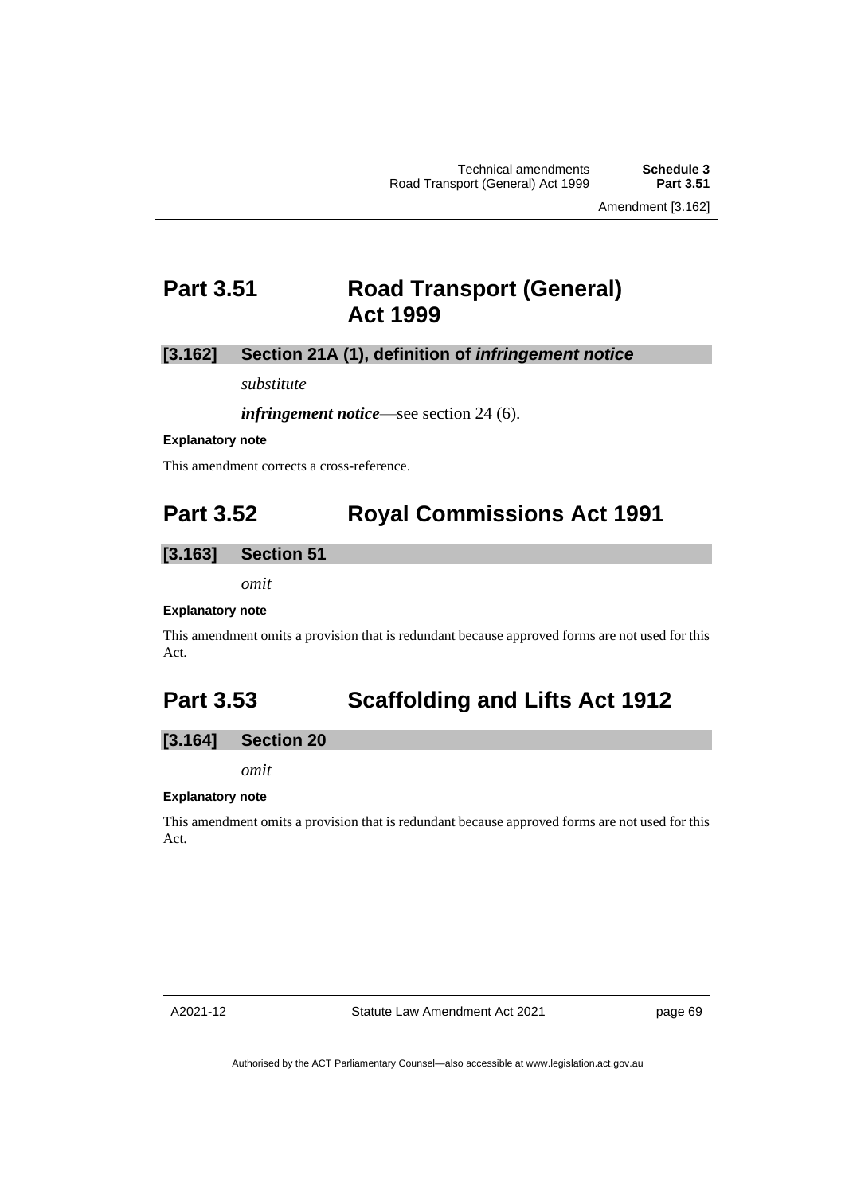## Part 3.51 Road Transport (General) Act 1999

### [3.162] Section 21A (1), definition of *infringement notice*

*substitute*

***infringement notice***—see section 24 (6).

**Explanatory note**

This amendment corrects a cross-reference.

## Part 3.52 Royal Commissions Act 1991

### [3.163] Section 51

*omit*

**Explanatory note**

This amendment omits a provision that is redundant because approved forms are not used for this Act.

## Part 3.53 Scaffolding and Lifts Act 1912

### [3.164] Section 20

*omit*

**Explanatory note**

This amendment omits a provision that is redundant because approved forms are not used for this Act.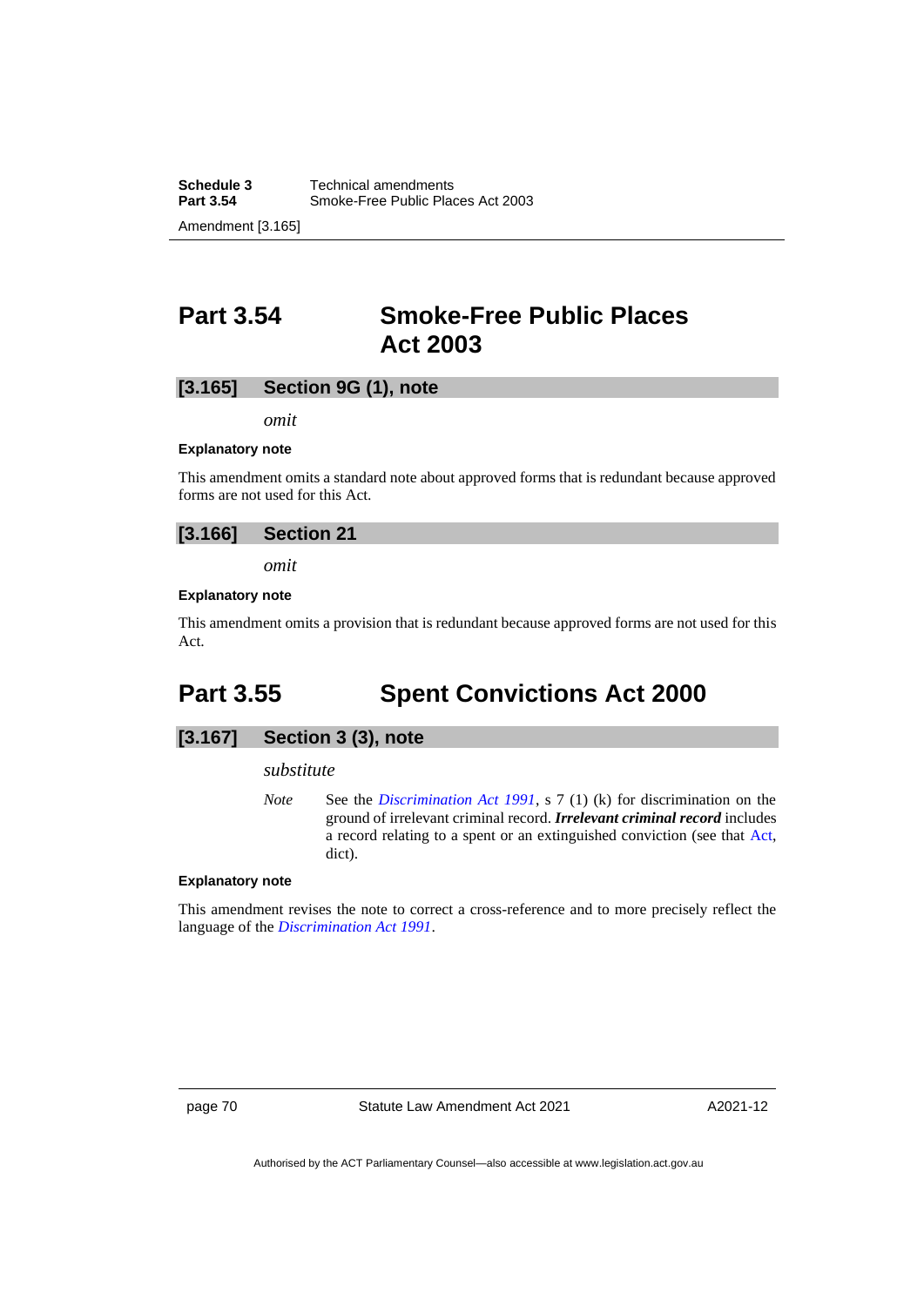## Part 3.54 Smoke-Free Public Places Act 2003

### [3.165] Section 9G (1), note

*omit*

**Explanatory note**

This amendment omits a standard note about approved forms that is redundant because approved forms are not used for this Act.

### [3.166] Section 21

*omit*

**Explanatory note**

This amendment omits a provision that is redundant because approved forms are not used for this Act.

## Part 3.55 Spent Convictions Act 2000

### [3.167] Section 3 (3), note

*substitute*

*Note* See the *Discrimination Act 1991*, s 7 (1) (k) for discrimination on the ground of irrelevant criminal record. ***Irrelevant criminal record*** includes a record relating to a spent or an extinguished conviction (see that Act, dict).

**Explanatory note**

This amendment revises the note to correct a cross-reference and to more precisely reflect the language of the *Discrimination Act 1991*.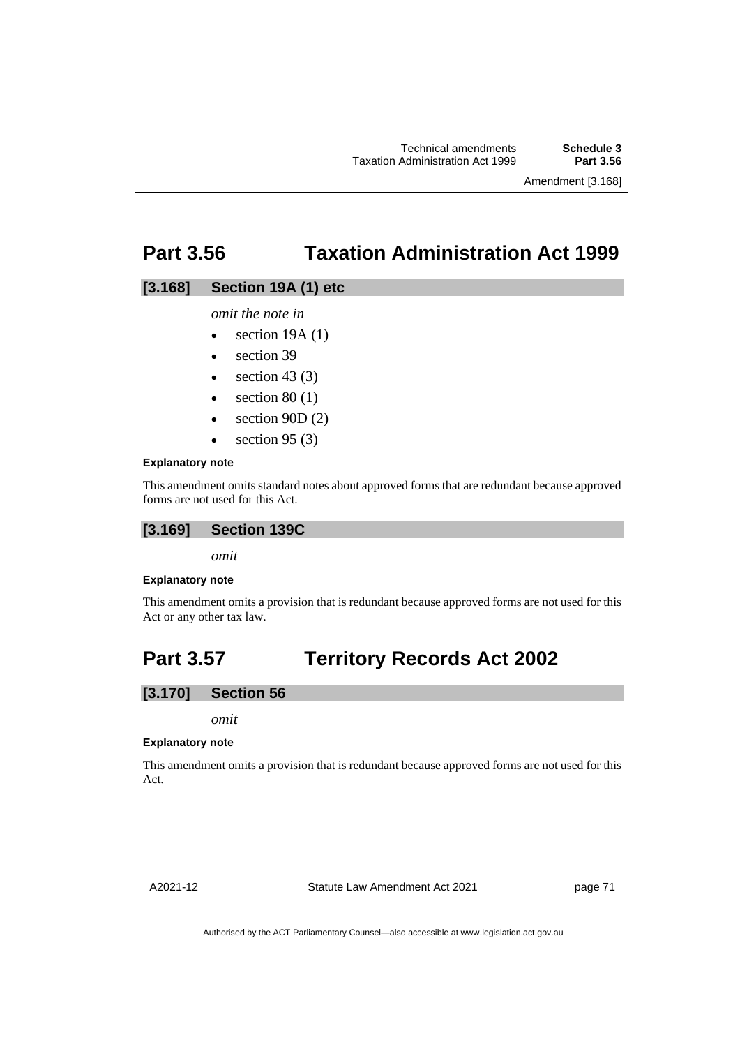## Part 3.56 Taxation Administration Act 1999

### [3.168] Section 19A (1) etc

*omit the note in*

- section 19A (1)
- section 39
- section 43 (3)
- section 80 (1)
- section 90D (2)
- section 95 (3)

**Explanatory note**

This amendment omits standard notes about approved forms that are redundant because approved forms are not used for this Act.

### [3.169] Section 139C

*omit*

**Explanatory note**

This amendment omits a provision that is redundant because approved forms are not used for this Act or any other tax law.

## Part 3.57 Territory Records Act 2002

### [3.170] Section 56

*omit*

**Explanatory note**

This amendment omits a provision that is redundant because approved forms are not used for this Act.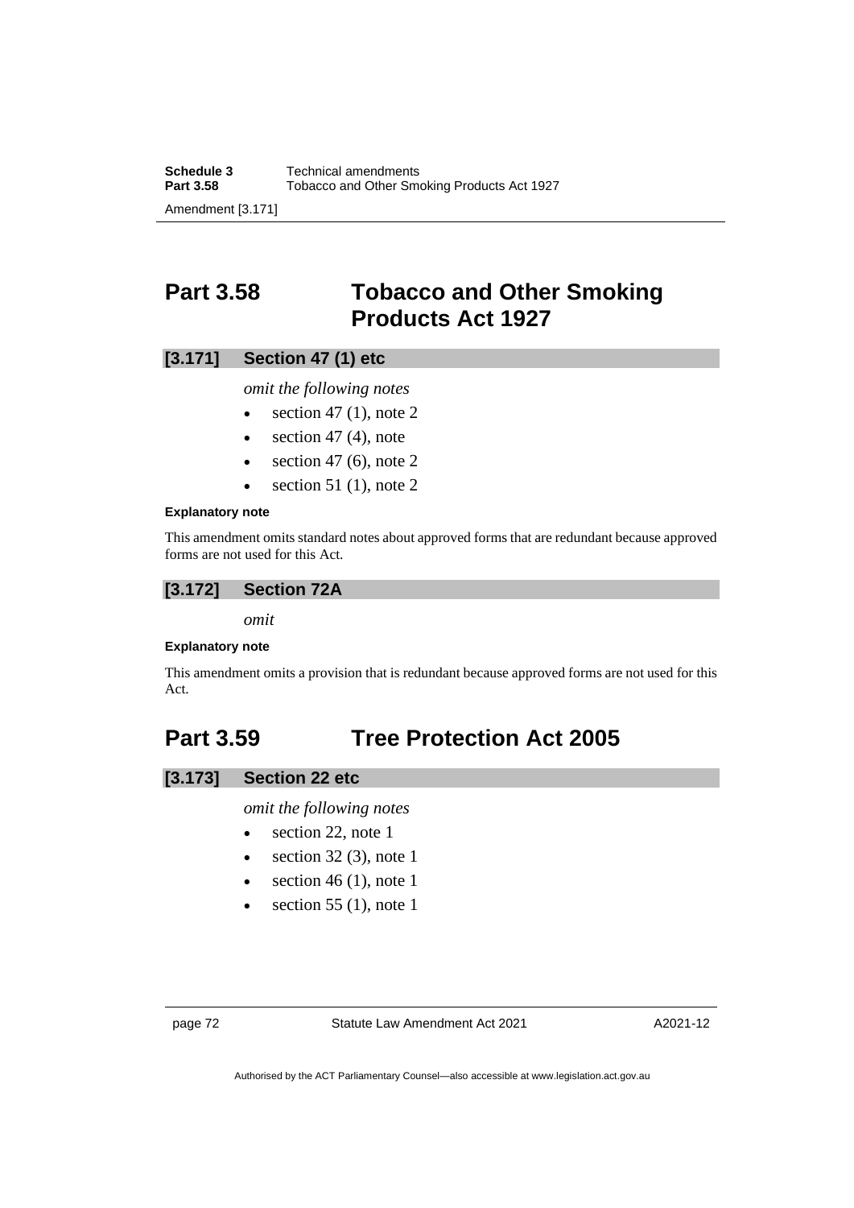## Part 3.58 Tobacco and Other Smoking Products Act 1927

### [3.171] Section 47 (1) etc

*omit the following notes*

- section 47 (1), note 2
- section 47 (4), note
- section 47 (6), note 2
- section 51 (1), note 2

**Explanatory note**

This amendment omits standard notes about approved forms that are redundant because approved forms are not used for this Act.

### [3.172] Section 72A

*omit*

**Explanatory note**

This amendment omits a provision that is redundant because approved forms are not used for this Act.

## Part 3.59 Tree Protection Act 2005

### [3.173] Section 22 etc

*omit the following notes*

- section 22, note 1
- section 32 (3), note 1
- section 46 (1), note 1
- section 55 (1), note 1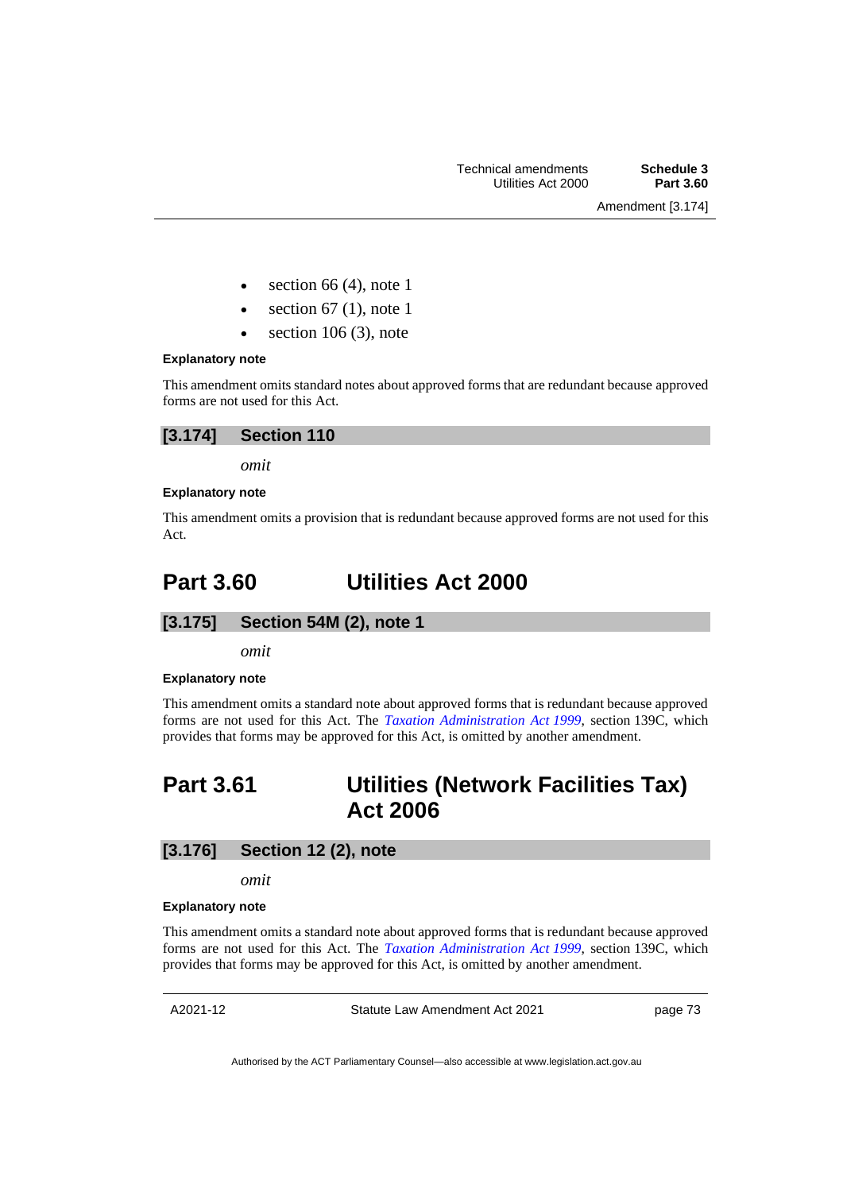- section 66 (4), note 1
- section 67 (1), note 1
- section 106 (3), note

**Explanatory note**

This amendment omits standard notes about approved forms that are redundant because approved forms are not used for this Act.

### [3.174] Section 110

*omit*

**Explanatory note**

This amendment omits a provision that is redundant because approved forms are not used for this Act.

## Part 3.60 Utilities Act 2000

### [3.175] Section 54M (2), note 1

*omit*

**Explanatory note**

This amendment omits a standard note about approved forms that is redundant because approved forms are not used for this Act. The *Taxation Administration Act 1999*, section 139C, which provides that forms may be approved for this Act, is omitted by another amendment.

## Part 3.61 Utilities (Network Facilities Tax) Act 2006

### [3.176] Section 12 (2), note

*omit*

**Explanatory note**

This amendment omits a standard note about approved forms that is redundant because approved forms are not used for this Act. The *Taxation Administration Act 1999*, section 139C, which provides that forms may be approved for this Act, is omitted by another amendment.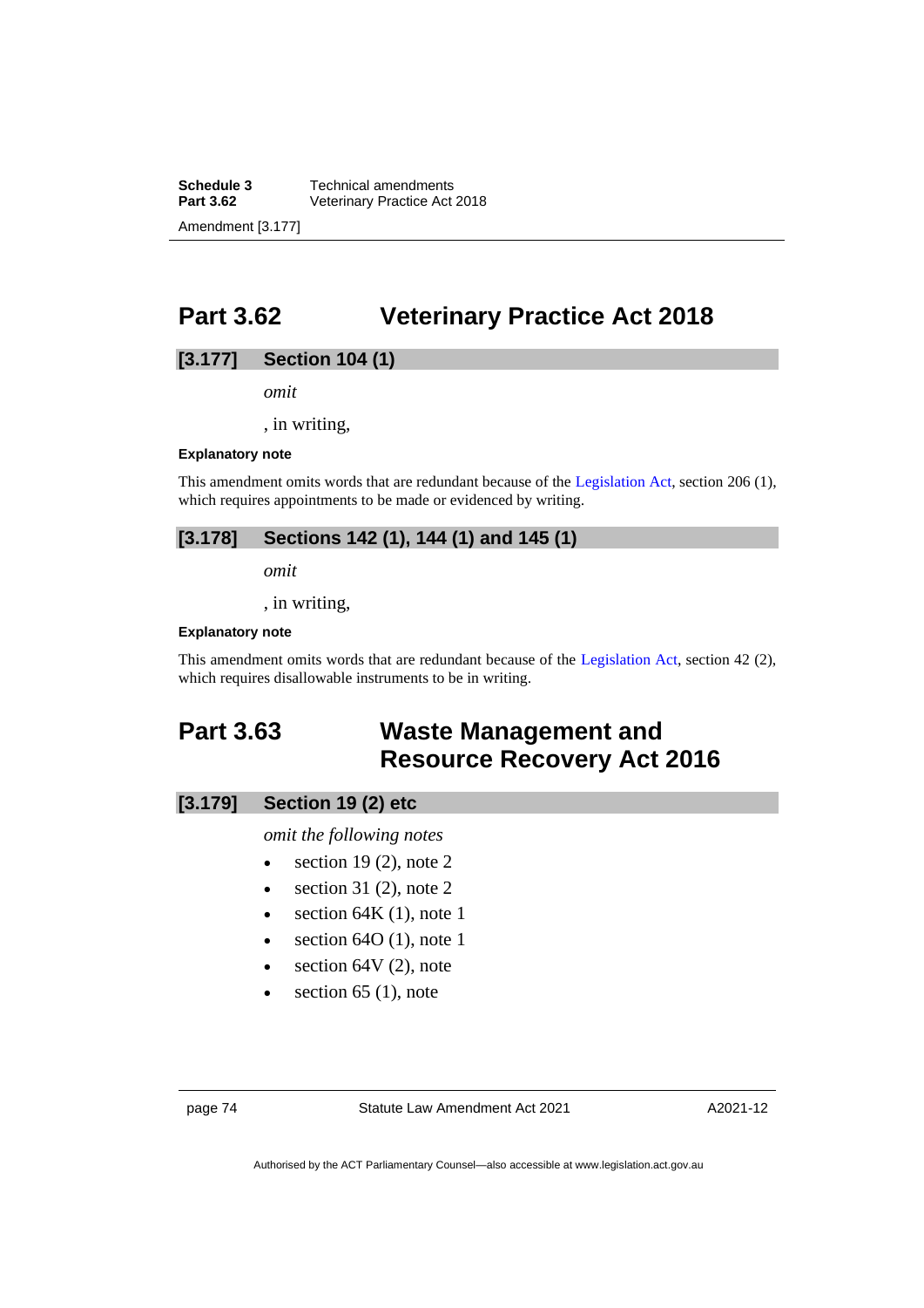## Part 3.62 Veterinary Practice Act 2018

### [3.177] Section 104 (1)

*omit*

, in writing,

**Explanatory note**

This amendment omits words that are redundant because of the Legislation Act, section 206 (1), which requires appointments to be made or evidenced by writing.

### [3.178] Sections 142 (1), 144 (1) and 145 (1)

*omit*

, in writing,

**Explanatory note**

This amendment omits words that are redundant because of the Legislation Act, section 42 (2), which requires disallowable instruments to be in writing.

## Part 3.63 Waste Management and Resource Recovery Act 2016

### [3.179] Section 19 (2) etc

*omit the following notes*

- section 19 (2), note 2
- section 31 (2), note 2
- section 64K (1), note 1
- section 64O (1), note 1
- section 64V (2), note
- section 65 (1), note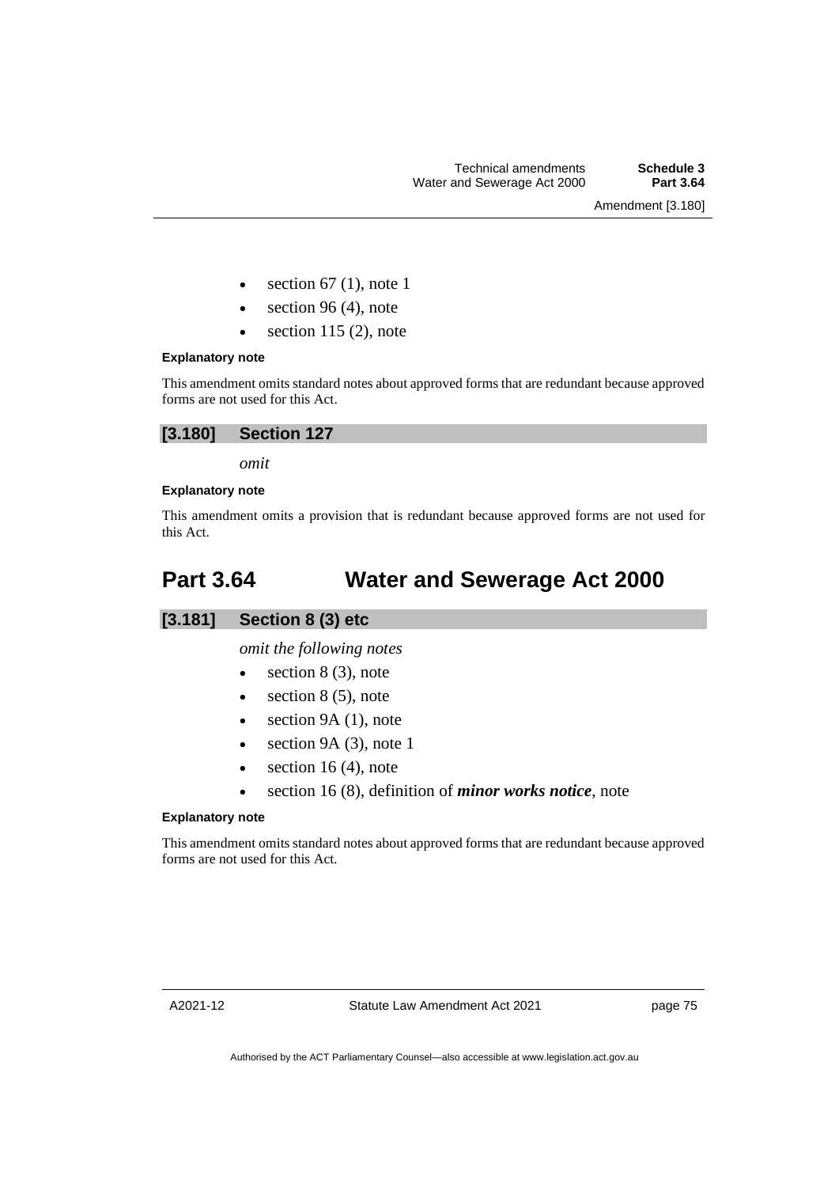- section 67 (1), note 1
- section 96 (4), note
- section 115 (2), note

#### Explanatory note

This amendment omits standard notes about approved forms that are redundant because approved forms are not used for this Act.

### [3.180] Section 127

*omit*

#### Explanatory note

This amendment omits a provision that is redundant because approved forms are not used for this Act.

## Part 3.64 Water and Sewerage Act 2000

### [3.181] Section 8 (3) etc

*omit the following notes*

- section 8 (3), note
- section 8 (5), note
- section 9A (1), note
- section 9A (3), note 1
- section 16 (4), note
- section 16 (8), definition of ***minor works notice***, note

#### Explanatory note

This amendment omits standard notes about approved forms that are redundant because approved forms are not used for this Act.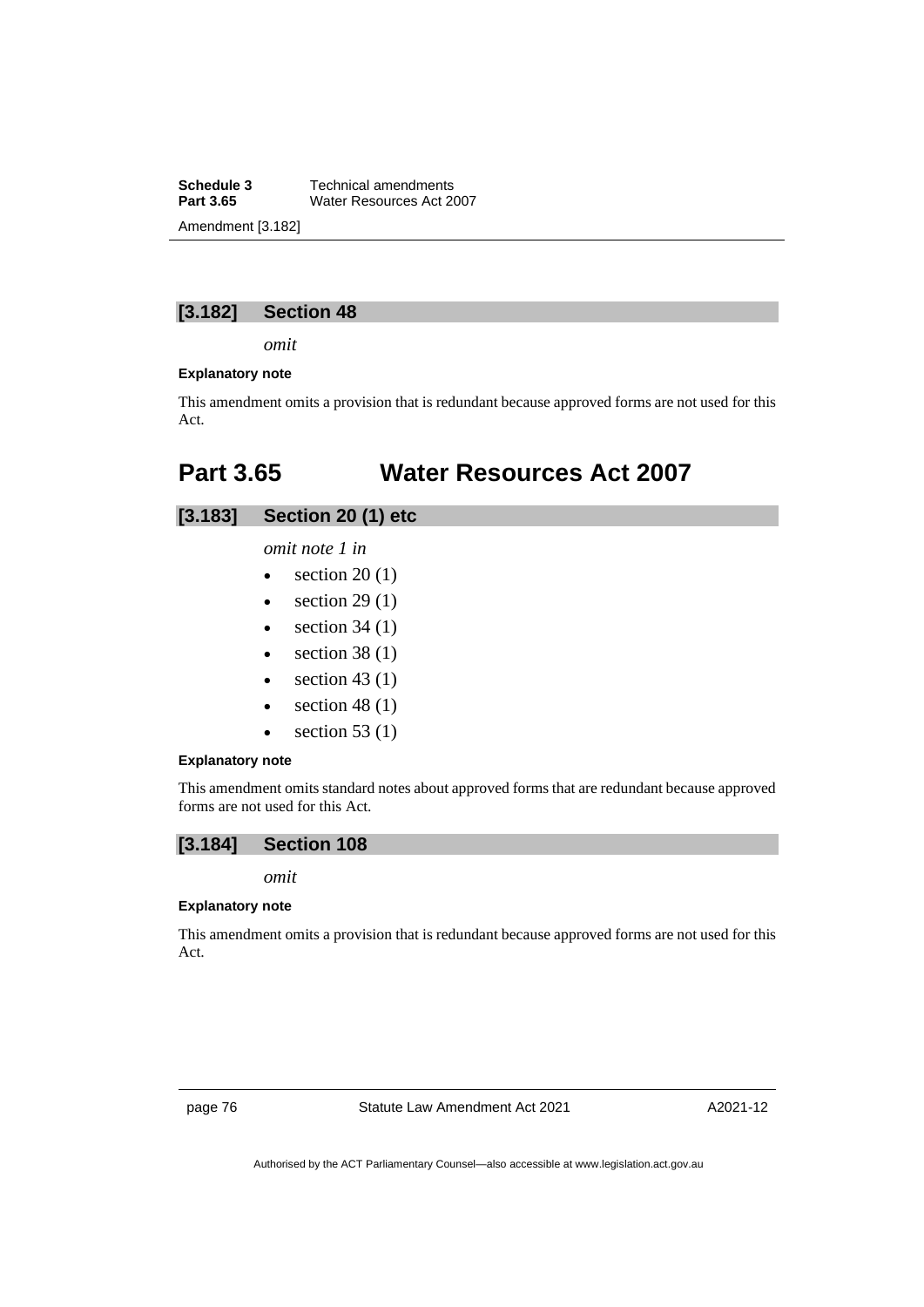## [3.182] Section 48

*omit*

#### Explanatory note

This amendment omits a provision that is redundant because approved forms are not used for this Act.

# Part 3.65 Water Resources Act 2007

## [3.183] Section 20 (1) etc

*omit note 1 in*

- section 20 (1)
- section 29 (1)
- section 34 (1)
- section 38 (1)
- section 43 (1)
- section 48 (1)
- section 53 (1)

#### Explanatory note

This amendment omits standard notes about approved forms that are redundant because approved forms are not used for this Act.

## [3.184] Section 108

*omit*

#### Explanatory note

This amendment omits a provision that is redundant because approved forms are not used for this Act.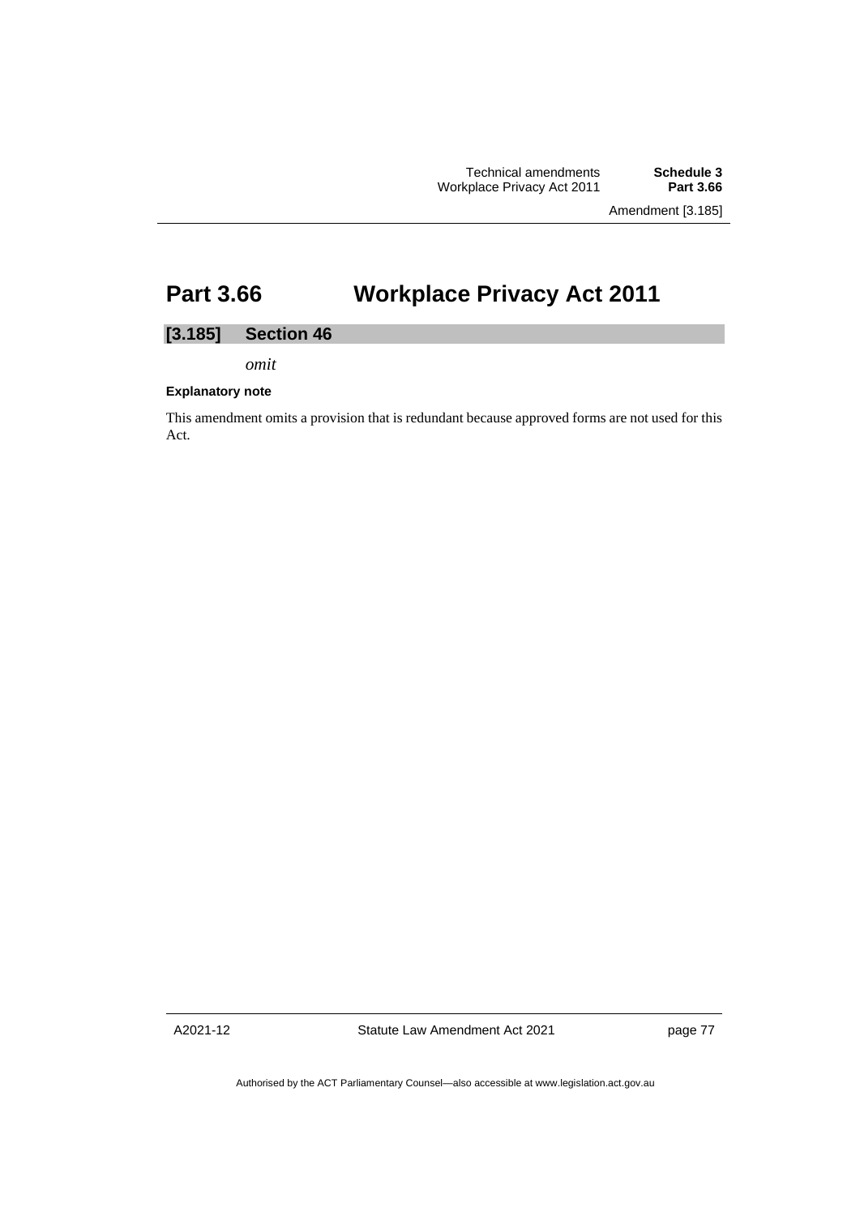# Part 3.66 Workplace Privacy Act 2011

## [3.185] Section 46

*omit*

**Explanatory note**

This amendment omits a provision that is redundant because approved forms are not used for this Act.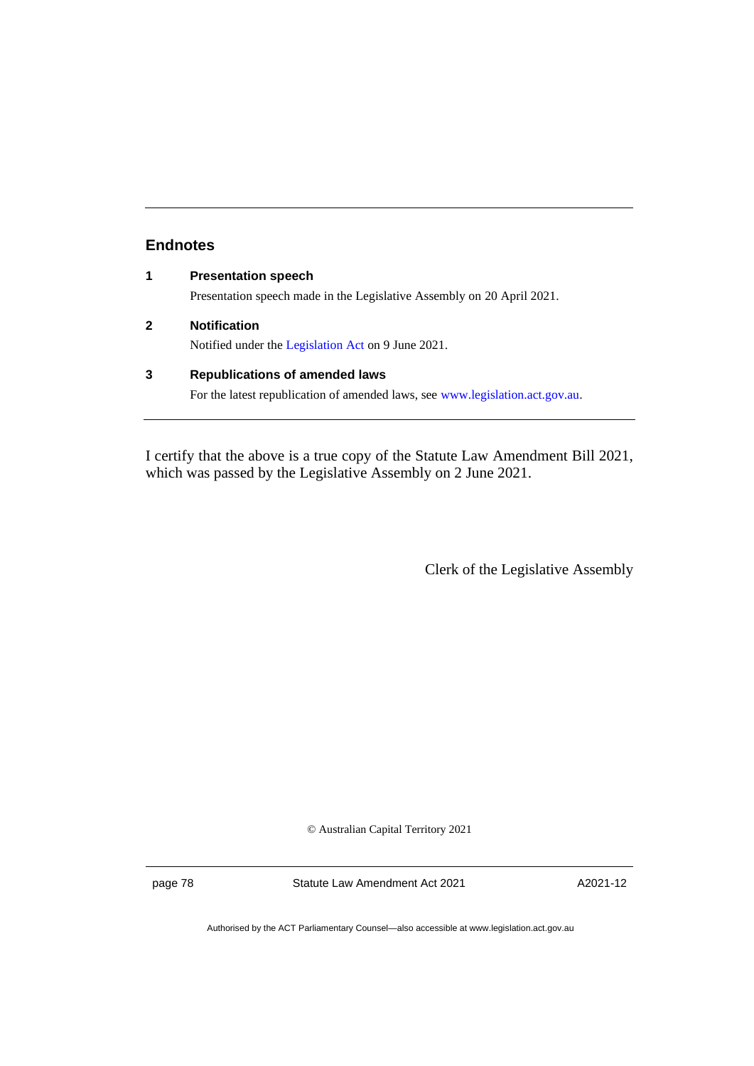## Endnotes

**1 Presentation speech**

Presentation speech made in the Legislative Assembly on 20 April 2021.

**2 Notification**

Notified under the Legislation Act on 9 June 2021.

**3 Republications of amended laws**

For the latest republication of amended laws, see www.legislation.act.gov.au.

---

I certify that the above is a true copy of the Statute Law Amendment Bill 2021, which was passed by the Legislative Assembly on 2 June 2021.

Clerk of the Legislative Assembly

© Australian Capital Territory 2021